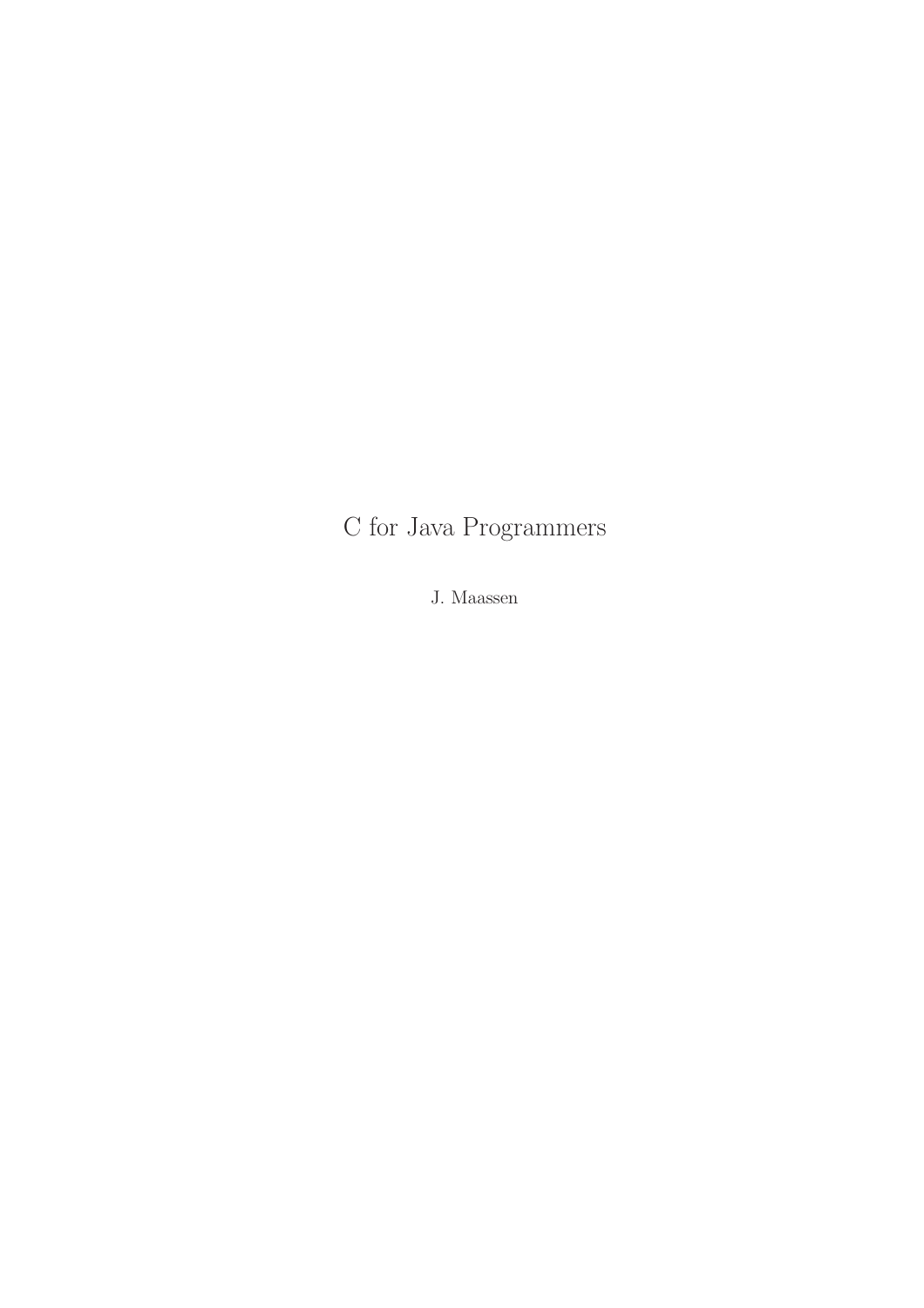# C for Java Programmers

J. Maassen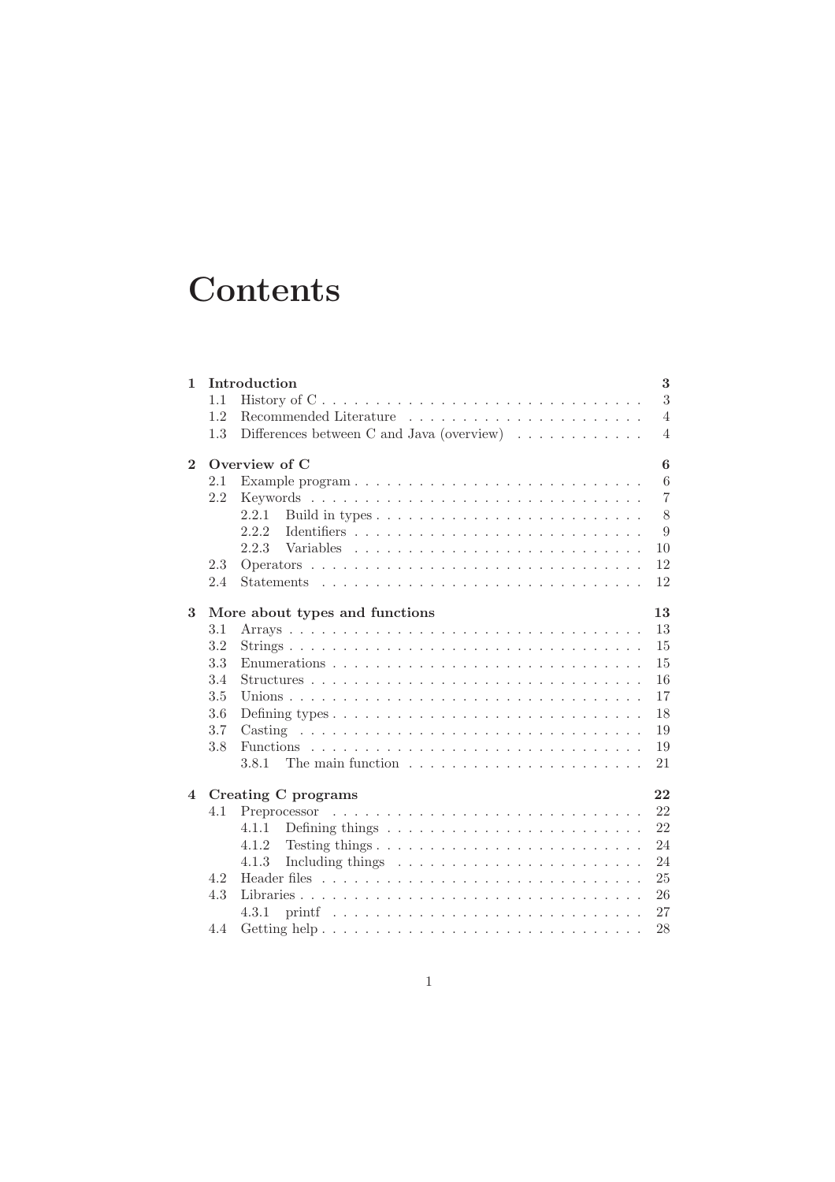# Contents

**1 Introduction** **3**

- 1.1 History of C . . . . . 3
- 1.2 Recommended Literature . . . . . 4
- 1.3 Differences between C and Java (overview) . . . . . 4

**2 Overview of C** **6**

- 2.1 Example program . . . . . 6
- 2.2 Keywords . . . . . 7
  - 2.2.1 Build in types . . . . . 8
  - 2.2.2 Identifiers . . . . . 9
  - 2.2.3 Variables . . . . . 10
- 2.3 Operators . . . . . 12
- 2.4 Statements . . . . . 12

**3 More about types and functions** **13**

- 3.1 Arrays . . . . . 13
- 3.2 Strings . . . . . 15
- 3.3 Enumerations . . . . . 15
- 3.4 Structures . . . . . 16
- 3.5 Unions . . . . . 17
- 3.6 Defining types . . . . . 18
- 3.7 Casting . . . . . 19
- 3.8 Functions . . . . . 19
  - 3.8.1 The main function . . . . . 21

**4 Creating C programs** **22**

- 4.1 Preprocessor . . . . . 22
  - 4.1.1 Defining things . . . . . 22
  - 4.1.2 Testing things . . . . . 24
  - 4.1.3 Including things . . . . . 24
- 4.2 Header files . . . . . 25
- 4.3 Libraries . . . . . 26
  - 4.3.1 printf . . . . . 27
- 4.4 Getting help . . . . . 28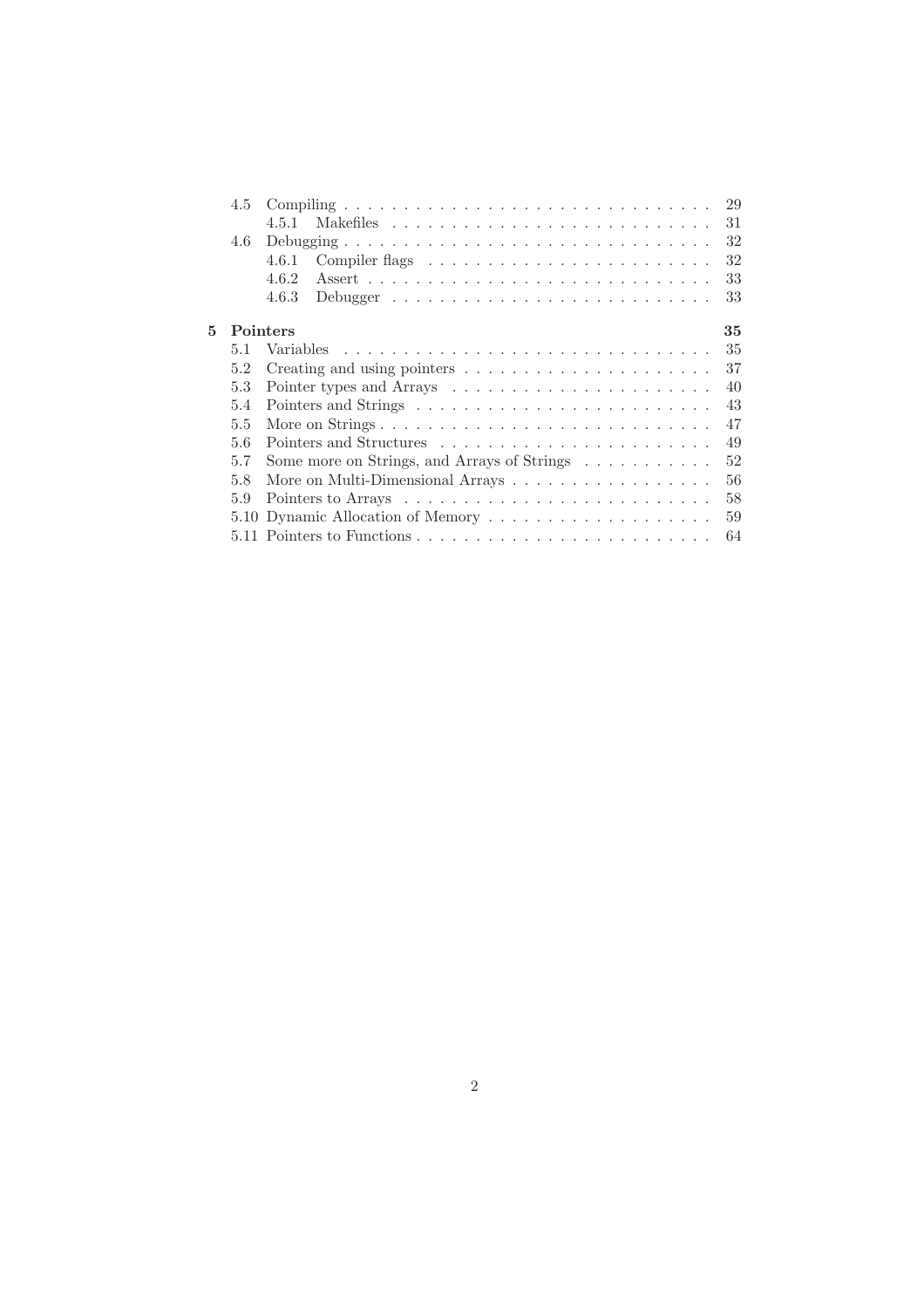- 4.5 Compiling . . . . . . . . . . 29
  - 4.5.1 Makefiles . . . . . . . . . . 31
- 4.6 Debugging . . . . . . . . . . 32
  - 4.6.1 Compiler flags . . . . . . . . . . 32
  - 4.6.2 Assert . . . . . . . . . . 33
  - 4.6.3 Debugger . . . . . . . . . . 33

**5 Pointers** **35**

- 5.1 Variables . . . . . . . . . . 35
- 5.2 Creating and using pointers . . . . . . . . . . 37
- 5.3 Pointer types and Arrays . . . . . . . . . . 40
- 5.4 Pointers and Strings . . . . . . . . . . 43
- 5.5 More on Strings . . . . . . . . . . 47
- 5.6 Pointers and Structures . . . . . . . . . . 49
- 5.7 Some more on Strings, and Arrays of Strings . . . . . . . . . . 52
- 5.8 More on Multi-Dimensional Arrays . . . . . . . . . . 56
- 5.9 Pointers to Arrays . . . . . . . . . . 58
- 5.10 Dynamic Allocation of Memory . . . . . . . . . . 59
- 5.11 Pointers to Functions . . . . . . . . . . 64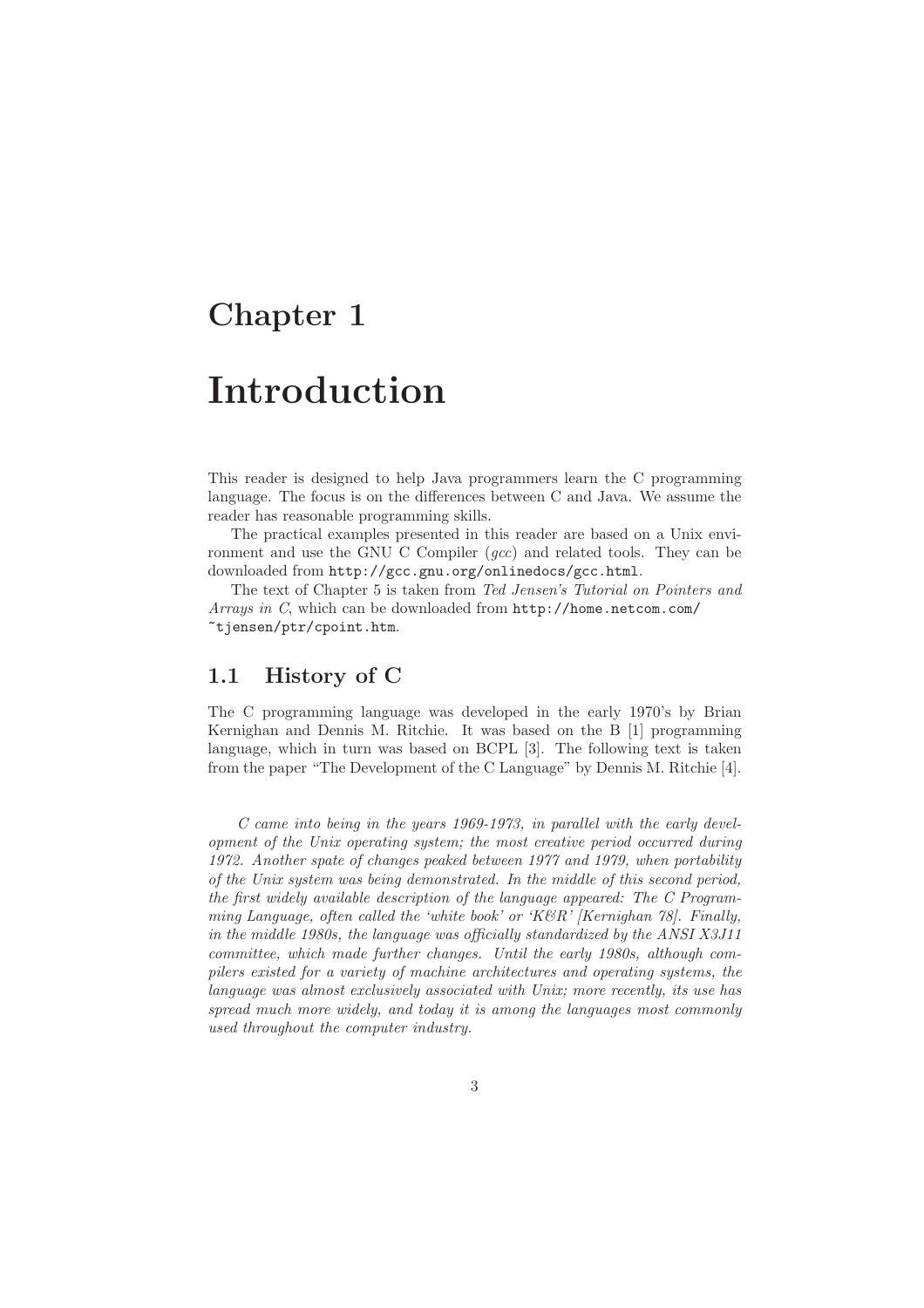# Chapter 1

# Introduction

This reader is designed to help Java programmers learn the C programming language. The focus is on the differences between C and Java. We assume the reader has reasonable programming skills.

The practical examples presented in this reader are based on a Unix environment and use the GNU C Compiler (*gcc*) and related tools. They can be downloaded from `http://gcc.gnu.org/onlinedocs/gcc.html`.

The text of Chapter 5 is taken from *Ted Jensen's Tutorial on Pointers and Arrays in C*, which can be downloaded from `http://home.netcom.com/~tjensen/ptr/cpoint.htm`.

## 1.1 History of C

The C programming language was developed in the early 1970's by Brian Kernighan and Dennis M. Ritchie. It was based on the B [1] programming language, which in turn was based on BCPL [3]. The following text is taken from the paper "The Development of the C Language" by Dennis M. Ritchie [4].

*C came into being in the years 1969-1973, in parallel with the early development of the Unix operating system; the most creative period occurred during 1972. Another spate of changes peaked between 1977 and 1979, when portability of the Unix system was being demonstrated. In the middle of this second period, the first widely available description of the language appeared: The C Programming Language, often called the 'white book' or 'K&R' [Kernighan 78]. Finally, in the middle 1980s, the language was officially standardized by the ANSI X3J11 committee, which made further changes. Until the early 1980s, although compilers existed for a variety of machine architectures and operating systems, the language was almost exclusively associated with Unix; more recently, its use has spread much more widely, and today it is among the languages most commonly used throughout the computer industry.*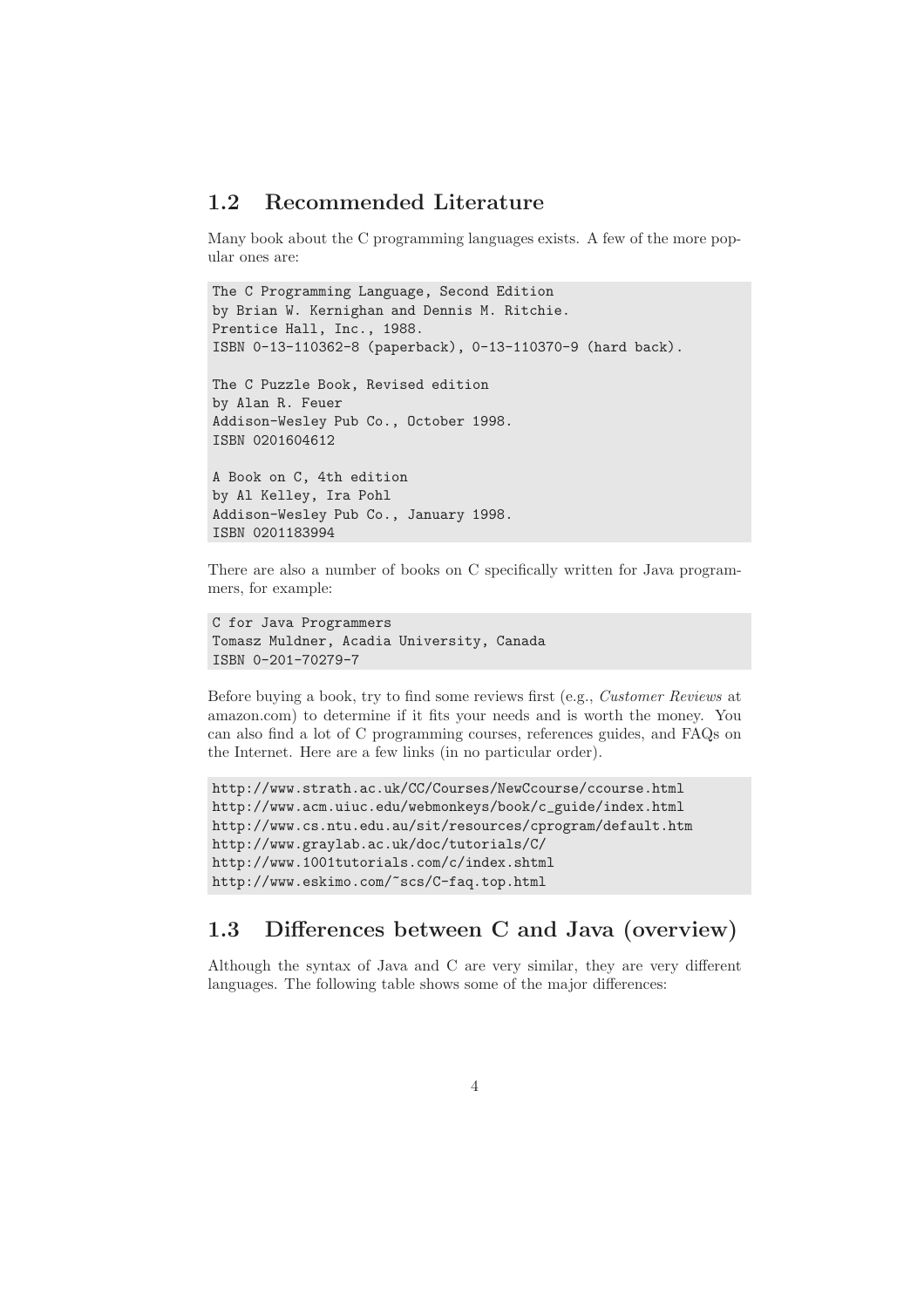## 1.2 Recommended Literature

Many book about the C programming languages exists. A few of the more popular ones are:

```
The C Programming Language, Second Edition
by Brian W. Kernighan and Dennis M. Ritchie.
Prentice Hall, Inc., 1988.
ISBN 0-13-110362-8 (paperback), 0-13-110370-9 (hard back).

The C Puzzle Book, Revised edition
by Alan R. Feuer
Addison-Wesley Pub Co., October 1998.
ISBN 0201604612

A Book on C, 4th edition
by Al Kelley, Ira Pohl
Addison-Wesley Pub Co., January 1998.
ISBN 0201183994
```

There are also a number of books on C specifically written for Java programmers, for example:

```
C for Java Programmers
Tomasz Muldner, Acadia University, Canada
ISBN 0-201-70279-7
```

Before buying a book, try to find some reviews first (e.g., *Customer Reviews* at amazon.com) to determine if it fits your needs and is worth the money. You can also find a lot of C programming courses, references guides, and FAQs on the Internet. Here are a few links (in no particular order).

```
http://www.strath.ac.uk/CC/Courses/NewCcourse/ccourse.html
http://www.acm.uiuc.edu/webmonkeys/book/c_guide/index.html
http://www.cs.ntu.edu.au/sit/resources/cprogram/default.htm
http://www.graylab.ac.uk/doc/tutorials/C/
http://www.1001tutorials.com/c/index.shtml
http://www.eskimo.com/~scs/C-faq.top.html
```

## 1.3 Differences between C and Java (overview)

Although the syntax of Java and C are very similar, they are very different languages. The following table shows some of the major differences: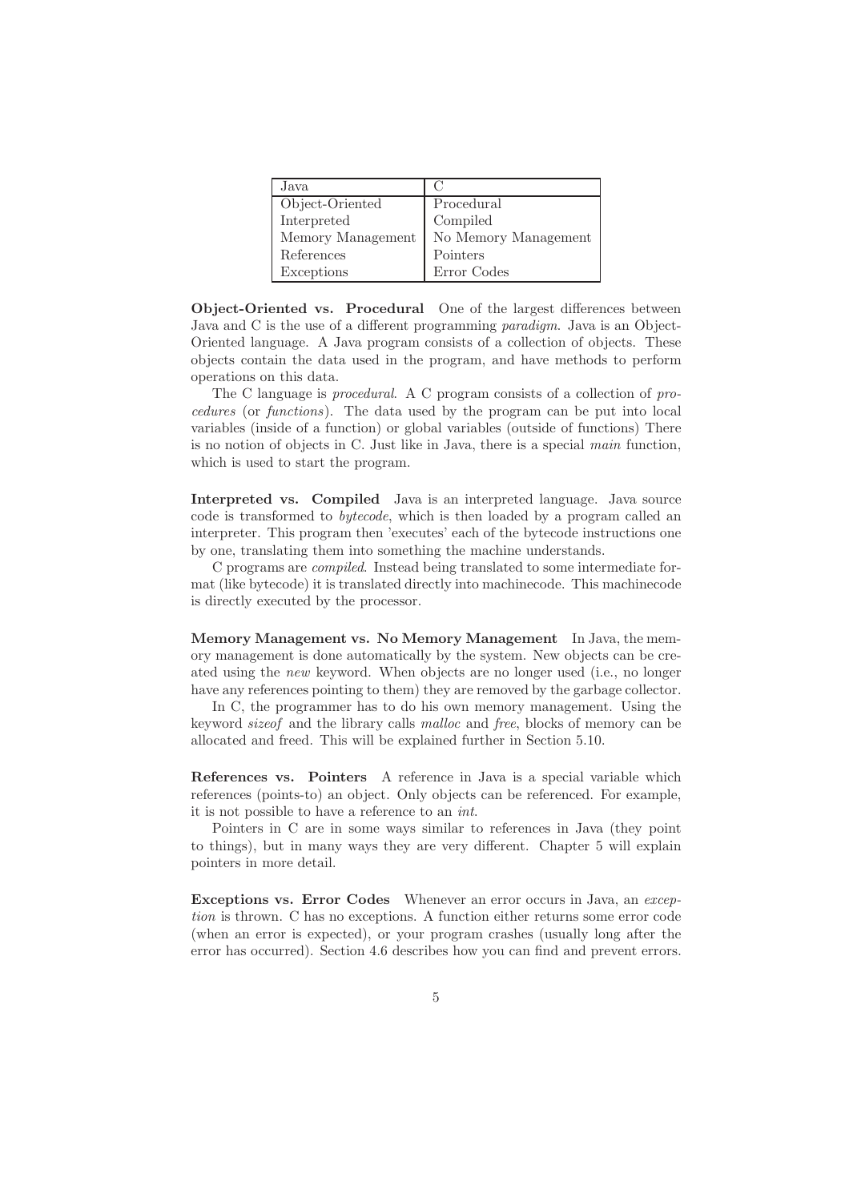| Java | C |
|---|---|
| Object-Oriented | Procedural |
| Interpreted | Compiled |
| Memory Management | No Memory Management |
| References | Pointers |
| Exceptions | Error Codes |

**Object-Oriented vs. Procedural** One of the largest differences between Java and C is the use of a different programming *paradigm*. Java is an Object-Oriented language. A Java program consists of a collection of objects. These objects contain the data used in the program, and have methods to perform operations on this data.

The C language is *procedural*. A C program consists of a collection of *procedures* (or *functions*). The data used by the program can be put into local variables (inside of a function) or global variables (outside of functions) There is no notion of objects in C. Just like in Java, there is a special *main* function, which is used to start the program.

**Interpreted vs. Compiled** Java is an interpreted language. Java source code is transformed to *bytecode*, which is then loaded by a program called an interpreter. This program then 'executes' each of the bytecode instructions one by one, translating them into something the machine understands.

C programs are *compiled*. Instead being translated to some intermediate format (like bytecode) it is translated directly into machinecode. This machinecode is directly executed by the processor.

**Memory Management vs. No Memory Management** In Java, the memory management is done automatically by the system. New objects can be created using the *new* keyword. When objects are no longer used (i.e., no longer have any references pointing to them) they are removed by the garbage collector.

In C, the programmer has to do his own memory management. Using the keyword *sizeof* and the library calls *malloc* and *free*, blocks of memory can be allocated and freed. This will be explained further in Section 5.10.

**References vs. Pointers** A reference in Java is a special variable which references (points-to) an object. Only objects can be referenced. For example, it is not possible to have a reference to an *int*.

Pointers in C are in some ways similar to references in Java (they point to things), but in many ways they are very different. Chapter 5 will explain pointers in more detail.

**Exceptions vs. Error Codes** Whenever an error occurs in Java, an *exception* is thrown. C has no exceptions. A function either returns some error code (when an error is expected), or your program crashes (usually long after the error has occurred). Section 4.6 describes how you can find and prevent errors.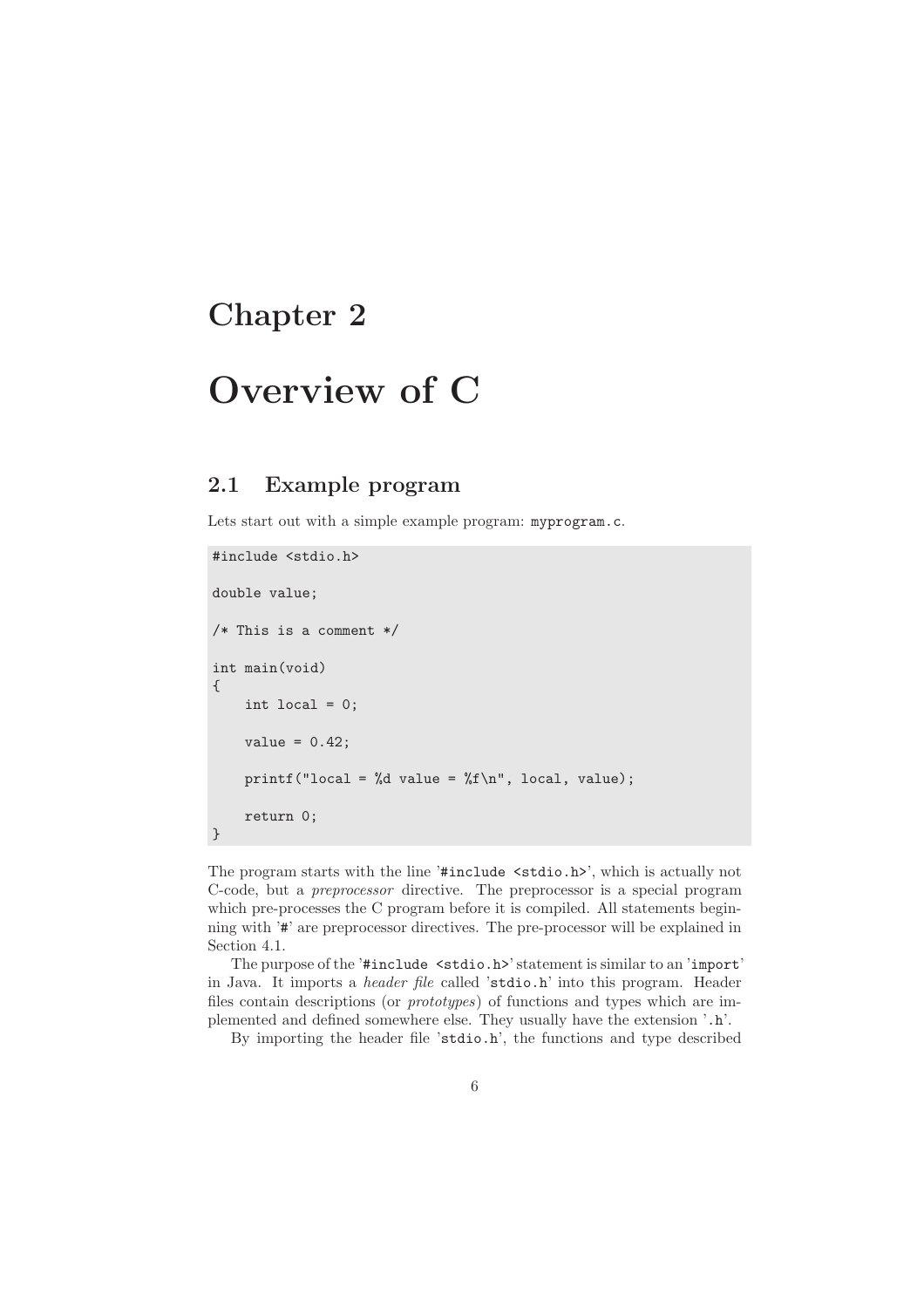# Chapter 2

# Overview of C

## 2.1 Example program

Lets start out with a simple example program: `myprogram.c`.

```
#include <stdio.h>

double value;

/* This is a comment */

int main(void)
{
    int local = 0;

    value = 0.42;

    printf("local = %d value = %f\n", local, value);

    return 0;
}
```

The program starts with the line '`#include <stdio.h>`', which is actually not C-code, but a *preprocessor* directive. The preprocessor is a special program which pre-processes the C program before it is compiled. All statements beginning with '`#`' are preprocessor directives. The pre-processor will be explained in Section 4.1.

The purpose of the '`#include <stdio.h>`' statement is similar to an '`import`' in Java. It imports a *header file* called '`stdio.h`' into this program. Header files contain descriptions (or *prototypes*) of functions and types which are implemented and defined somewhere else. They usually have the extension '`.h`'.

By importing the header file '`stdio.h`', the functions and type described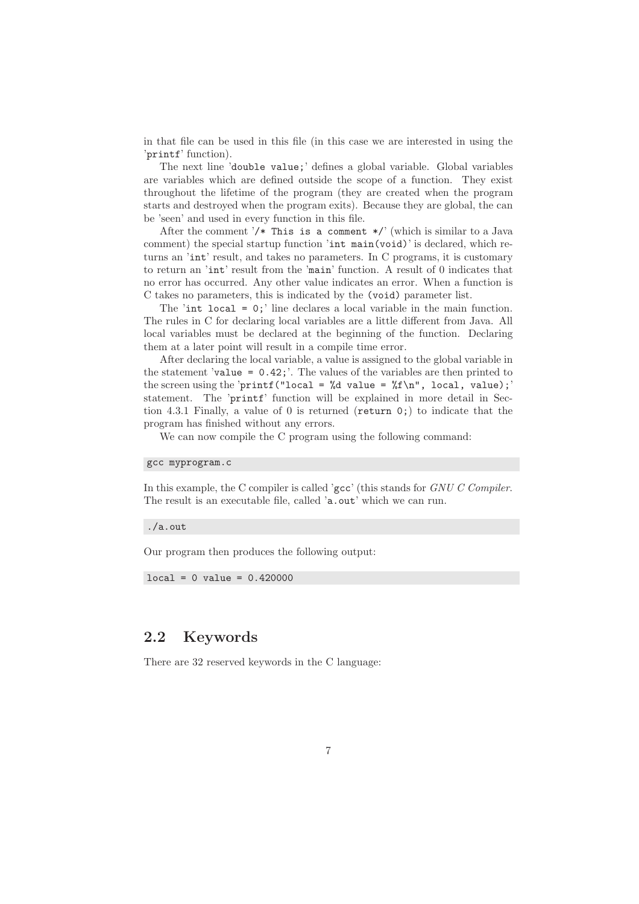in that file can be used in this file (in this case we are interested in using the 'printf' function).

The next line 'double value;' defines a global variable. Global variables are variables which are defined outside the scope of a function. They exist throughout the lifetime of the program (they are created when the program starts and destroyed when the program exits). Because they are global, the can be 'seen' and used in every function in this file.

After the comment '/* This is a comment */' (which is similar to a Java comment) the special startup function 'int main(void)' is declared, which returns an 'int' result, and takes no parameters. In C programs, it is customary to return an 'int' result from the 'main' function. A result of 0 indicates that no error has occurred. Any other value indicates an error. When a function is C takes no parameters, this is indicated by the (void) parameter list.

The 'int local = 0;' line declares a local variable in the main function. The rules in C for declaring local variables are a little different from Java. All local variables must be declared at the beginning of the function. Declaring them at a later point will result in a compile time error.

After declaring the local variable, a value is assigned to the global variable in the statement 'value = 0.42;'. The values of the variables are then printed to the screen using the 'printf("local = %d value = %f\n", local, value);' statement. The 'printf' function will be explained in more detail in Section 4.3.1 Finally, a value of 0 is returned (return 0;) to indicate that the program has finished without any errors.

We can now compile the C program using the following command:

```
gcc myprogram.c
```

In this example, the C compiler is called 'gcc' (this stands for *GNU C Compiler*. The result is an executable file, called 'a.out' which we can run.

```
./a.out
```

Our program then produces the following output:

```
local = 0 value = 0.420000
```

## 2.2 Keywords

There are 32 reserved keywords in the C language: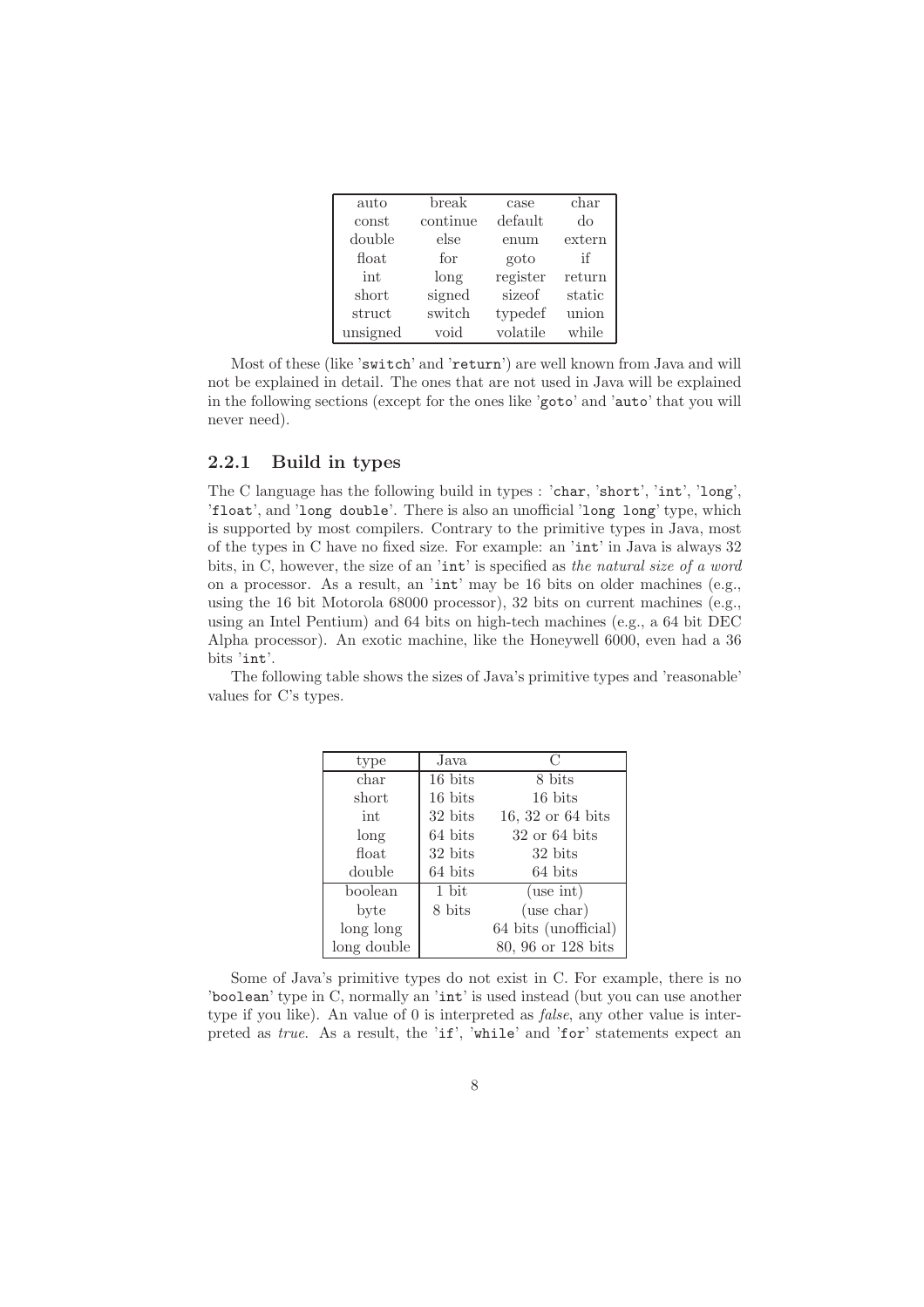| auto | break | case | char |
|---|---|---|---|
| const | continue | default | do |
| double | else | enum | extern |
| float | for | goto | if |
| int | long | register | return |
| short | signed | sizeof | static |
| struct | switch | typedef | union |
| unsigned | void | volatile | while |

Most of these (like 'switch' and 'return') are well known from Java and will not be explained in detail. The ones that are not used in Java will be explained in the following sections (except for the ones like 'goto' and 'auto' that you will never need).

### 2.2.1 Build in types

The C language has the following build in types : 'char, 'short', 'int', 'long', 'float', and 'long double'. There is also an unofficial 'long long' type, which is supported by most compilers. Contrary to the primitive types in Java, most of the types in C have no fixed size. For example: an 'int' in Java is always 32 bits, in C, however, the size of an 'int' is specified as *the natural size of a word* on a processor. As a result, an 'int' may be 16 bits on older machines (e.g., using the 16 bit Motorola 68000 processor), 32 bits on current machines (e.g., using an Intel Pentium) and 64 bits on high-tech machines (e.g., a 64 bit DEC Alpha processor). An exotic machine, like the Honeywell 6000, even had a 36 bits 'int'.

The following table shows the sizes of Java's primitive types and 'reasonable' values for C's types.

| type | Java | C |
|---|---|---|
| char | 16 bits | 8 bits |
| short | 16 bits | 16 bits |
| int | 32 bits | 16, 32 or 64 bits |
| long | 64 bits | 32 or 64 bits |
| float | 32 bits | 32 bits |
| double | 64 bits | 64 bits |
| boolean | 1 bit | (use int) |
| byte | 8 bits | (use char) |
| long long | | 64 bits (unofficial) |
| long double | | 80, 96 or 128 bits |

Some of Java's primitive types do not exist in C. For example, there is no 'boolean' type in C, normally an 'int' is used instead (but you can use another type if you like). An value of 0 is interpreted as *false*, any other value is interpreted as *true*. As a result, the 'if', 'while' and 'for' statements expect an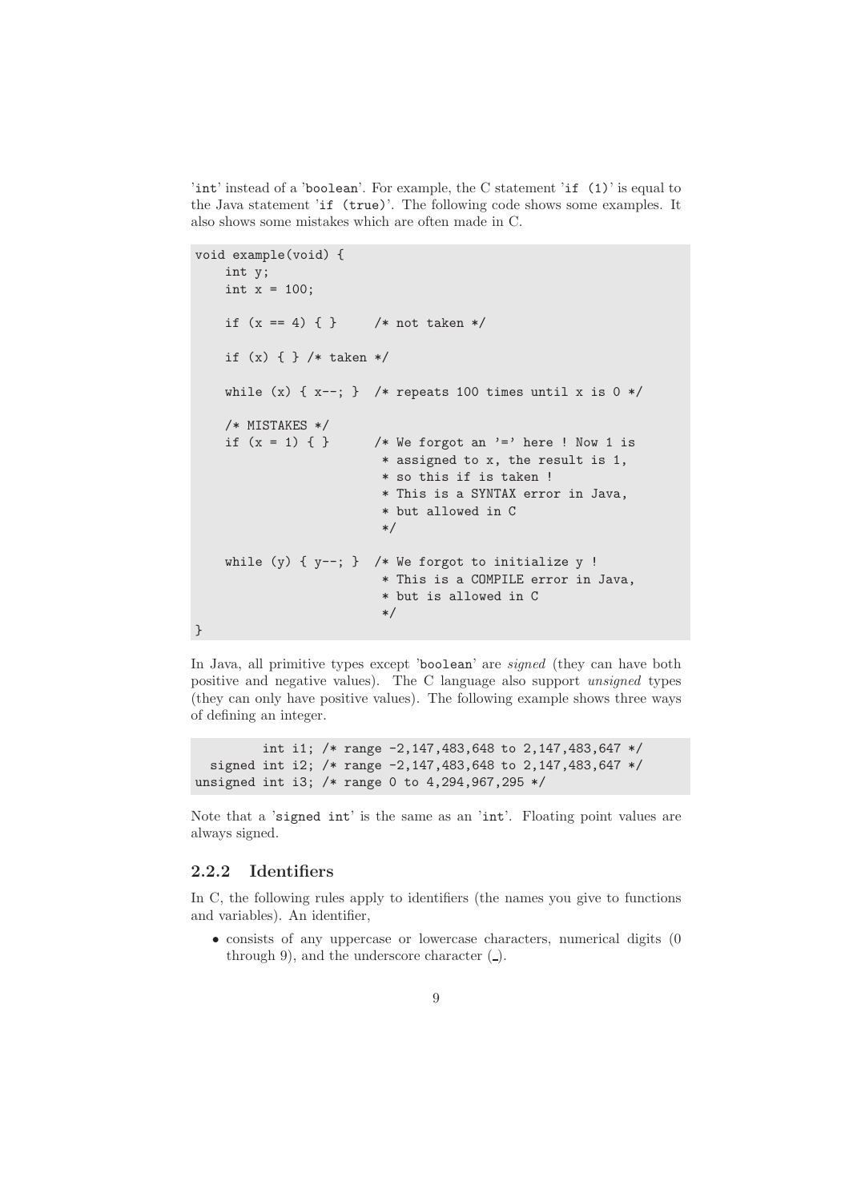'`int`' instead of a '`boolean`'. For example, the C statement '`if (1)`' is equal to the Java statement '`if (true)`'. The following code shows some examples. It also shows some mistakes which are often made in C.

```
void example(void) {
    int y;
    int x = 100;

    if (x == 4) { }     /* not taken */

    if (x) { } /* taken */

    while (x) { x--; }  /* repeats 100 times until x is 0 */

    /* MISTAKES */
    if (x = 1) { }      /* We forgot an '=' here ! Now 1 is
                         * assigned to x, the result is 1,
                         * so this if is taken !
                         * This is a SYNTAX error in Java,
                         * but allowed in C
                         */

    while (y) { y--; }  /* We forgot to initialize y !
                         * This is a COMPILE error in Java,
                         * but is allowed in C
                         */
}
```

In Java, all primitive types except '`boolean`' are *signed* (they can have both positive and negative values). The C language also support *unsigned* types (they can only have positive values). The following example shows three ways of defining an integer.

```
         int i1; /* range -2,147,483,648 to 2,147,483,647 */
  signed int i2; /* range -2,147,483,648 to 2,147,483,647 */
unsigned int i3; /* range 0 to 4,294,967,295 */
```

Note that a '`signed int`' is the same as an '`int`'. Floating point values are always signed.

### 2.2.2 Identifiers

In C, the following rules apply to identifiers (the names you give to functions and variables). An identifier,

- consists of any uppercase or lowercase characters, numerical digits (0 through 9), and the underscore character (_).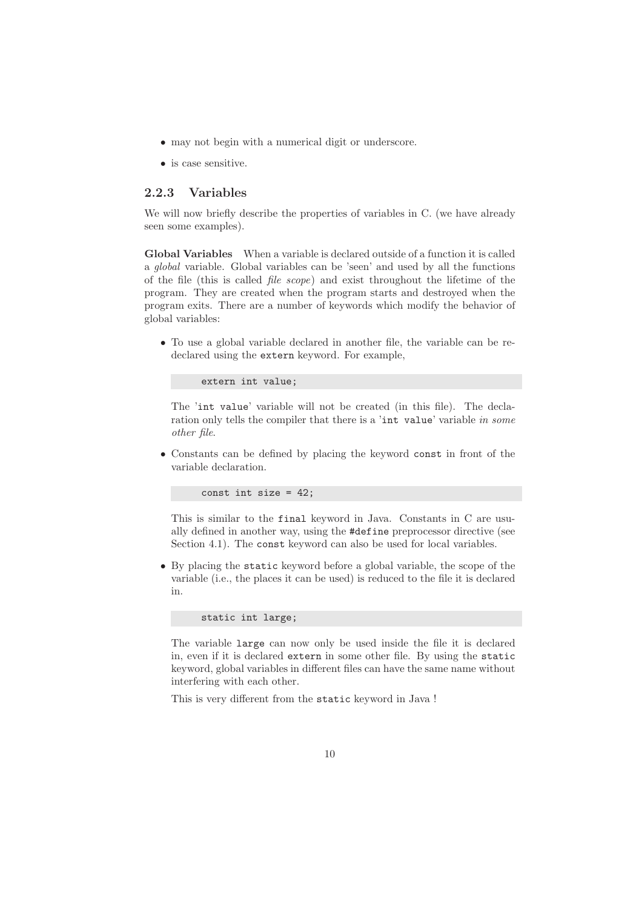- may not begin with a numerical digit or underscore.
- is case sensitive.

### 2.2.3 Variables

We will now briefly describe the properties of variables in C. (we have already seen some examples).

**Global Variables** When a variable is declared outside of a function it is called a *global* variable. Global variables can be 'seen' and used by all the functions of the file (this is called *file scope*) and exist throughout the lifetime of the program. They are created when the program starts and destroyed when the program exits. There are a number of keywords which modify the behavior of global variables:

- To use a global variable declared in another file, the variable can be re-declared using the `extern` keyword. For example,

  ```
  extern int value;
  ```

  The '`int value`' variable will not be created (in this file). The declaration only tells the compiler that there is a '`int value`' variable *in some other file*.

- Constants can be defined by placing the keyword `const` in front of the variable declaration.

  ```
  const int size = 42;
  ```

  This is similar to the `final` keyword in Java. Constants in C are usually defined in another way, using the `#define` preprocessor directive (see Section 4.1). The `const` keyword can also be used for local variables.

- By placing the `static` keyword before a global variable, the scope of the variable (i.e., the places it can be used) is reduced to the file it is declared in.

  ```
  static int large;
  ```

  The variable `large` can now only be used inside the file it is declared in, even if it is declared `extern` in some other file. By using the `static` keyword, global variables in different files can have the same name without interfering with each other.

  This is very different from the `static` keyword in Java !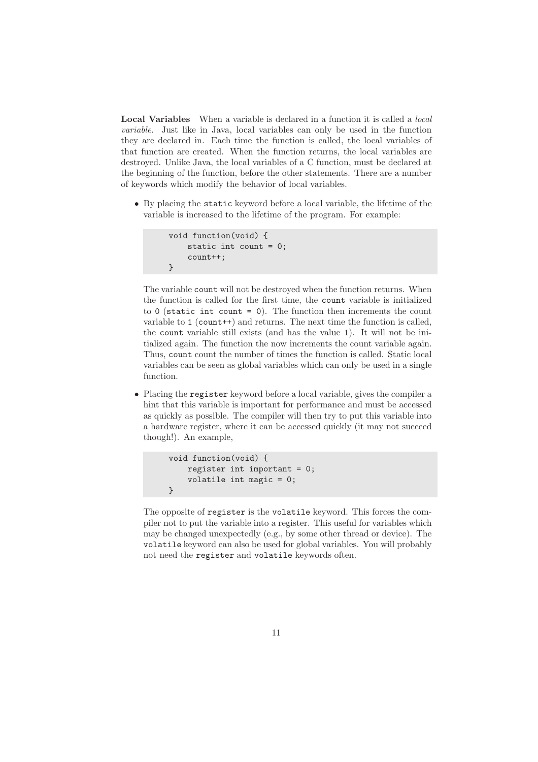**Local Variables** When a variable is declared in a function it is called a *local variable*. Just like in Java, local variables can only be used in the function they are declared in. Each time the function is called, the local variables of that function are created. When the function returns, the local variables are destroyed. Unlike Java, the local variables of a C function, must be declared at the beginning of the function, before the other statements. There are a number of keywords which modify the behavior of local variables.

- By placing the `static` keyword before a local variable, the lifetime of the variable is increased to the lifetime of the program. For example:

  ```
  void function(void) {
      static int count = 0;
      count++;
  }
  ```

  The variable `count` will not be destroyed when the function returns. When the function is called for the first time, the `count` variable is initialized to `0` (`static int count = 0`). The function then increments the count variable to `1` (`count++`) and returns. The next time the function is called, the `count` variable still exists (and has the value `1`). It will not be initialized again. The function the now increments the count variable again. Thus, `count` count the number of times the function is called. Static local variables can be seen as global variables which can only be used in a single function.

- Placing the `register` keyword before a local variable, gives the compiler a hint that this variable is important for performance and must be accessed as quickly as possible. The compiler will then try to put this variable into a hardware register, where it can be accessed quickly (it may not succeed though!). An example,

  ```
  void function(void) {
      register int important = 0;
      volatile int magic = 0;
  }
  ```

  The opposite of `register` is the `volatile` keyword. This forces the compiler not to put the variable into a register. This useful for variables which may be changed unexpectedly (e.g., by some other thread or device). The `volatile` keyword can also be used for global variables. You will probably not need the `register` and `volatile` keywords often.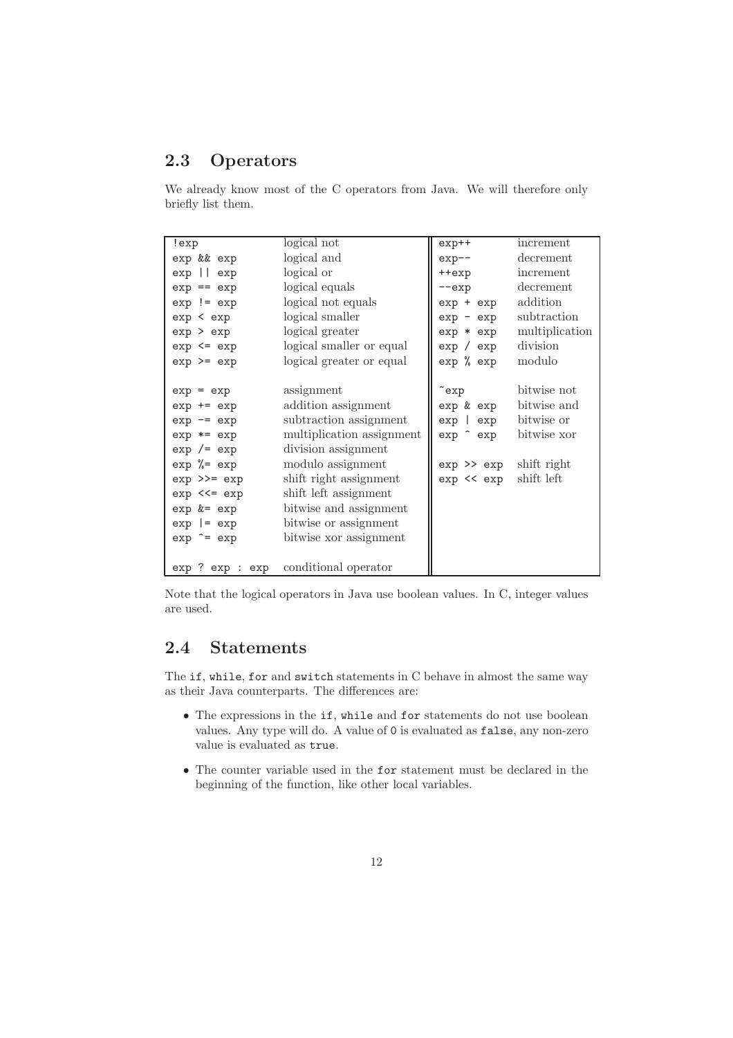## 2.3 Operators

We already know most of the C operators from Java. We will therefore only briefly list them.

| | | | |
|---|---|---|---|
| `!exp` | logical not | `exp++` | increment |
| `exp && exp` | logical and | `exp--` | decrement |
| `exp \|\| exp` | logical or | `++exp` | increment |
| `exp == exp` | logical equals | `--exp` | decrement |
| `exp != exp` | logical not equals | `exp + exp` | addition |
| `exp < exp` | logical smaller | `exp - exp` | subtraction |
| `exp > exp` | logical greater | `exp * exp` | multiplication |
| `exp <= exp` | logical smaller or equal | `exp / exp` | division |
| `exp >= exp` | logical greater or equal | `exp % exp` | modulo |
| | | | |
| `exp = exp` | assignment | `~exp` | bitwise not |
| `exp += exp` | addition assignment | `exp & exp` | bitwise and |
| `exp -= exp` | subtraction assignment | `exp \| exp` | bitwise or |
| `exp *= exp` | multiplication assignment | `exp ^ exp` | bitwise xor |
| `exp /= exp` | division assignment | | |
| `exp %= exp` | modulo assignment | `exp >> exp` | shift right |
| `exp >>= exp` | shift right assignment | `exp << exp` | shift left |
| `exp <<= exp` | shift left assignment | | |
| `exp &= exp` | bitwise and assignment | | |
| `exp \|= exp` | bitwise or assignment | | |
| `exp ^= exp` | bitwise xor assignment | | |
| | | | |
| `exp ? exp : exp` | conditional operator | | |

Note that the logical operators in Java use boolean values. In C, integer values are used.

## 2.4 Statements

The `if`, `while`, `for` and `switch` statements in C behave in almost the same way as their Java counterparts. The differences are:

- The expressions in the `if`, `while` and `for` statements do not use boolean values. Any type will do. A value of `0` is evaluated as `false`, any non-zero value is evaluated as `true`.
- The counter variable used in the `for` statement must be declared in the beginning of the function, like other local variables.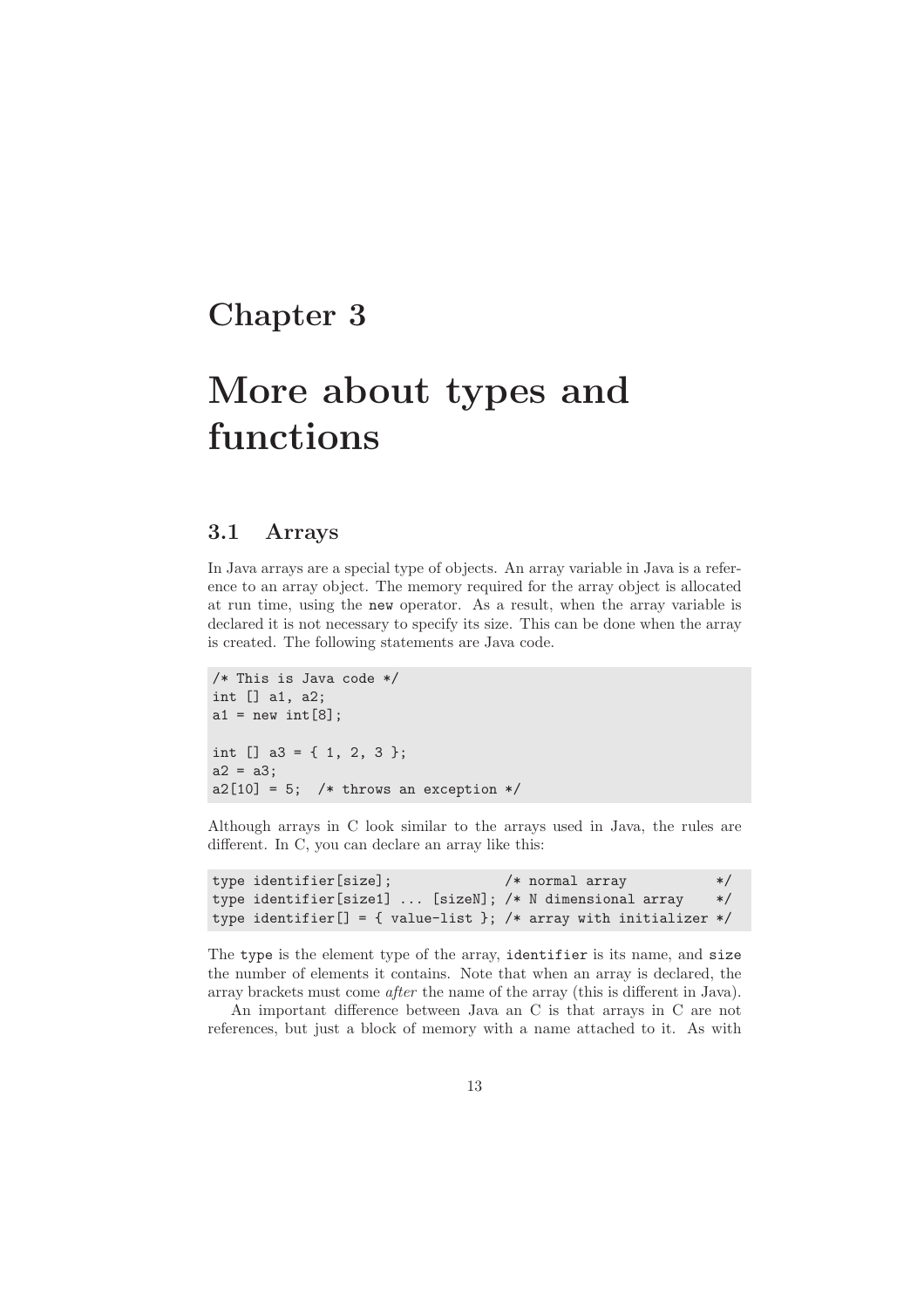# Chapter 3

# More about types and functions

## 3.1 Arrays

In Java arrays are a special type of objects. An array variable in Java is a reference to an array object. The memory required for the array object is allocated at run time, using the `new` operator. As a result, when the array variable is declared it is not necessary to specify its size. This can be done when the array is created. The following statements are Java code.

```
/* This is Java code */
int [] a1, a2;
a1 = new int[8];

int [] a3 = { 1, 2, 3 };
a2 = a3;
a2[10] = 5;  /* throws an exception */
```

Although arrays in C look similar to the arrays used in Java, the rules are different. In C, you can declare an array like this:

```
type identifier[size];              /* normal array           */
type identifier[size1] ... [sizeN]; /* N dimensional array    */
type identifier[] = { value-list }; /* array with initializer */
```

The `type` is the element type of the array, `identifier` is its name, and `size` the number of elements it contains. Note that when an array is declared, the array brackets must come *after* the name of the array (this is different in Java).

An important difference between Java an C is that arrays in C are not references, but just a block of memory with a name attached to it. As with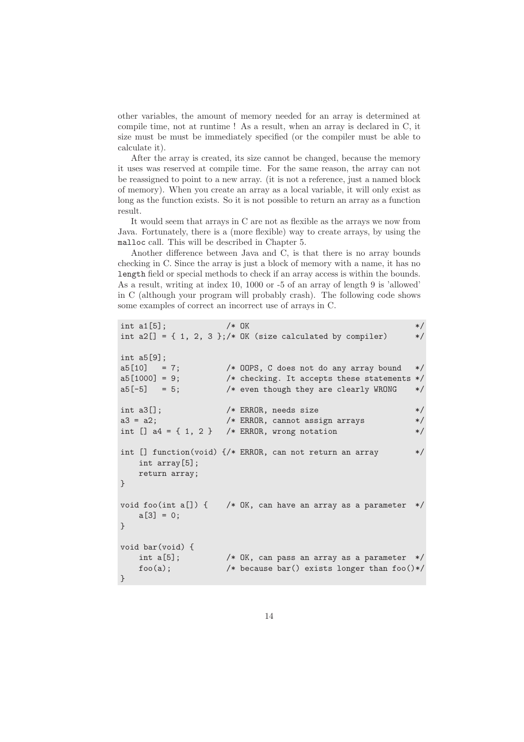other variables, the amount of memory needed for an array is determined at compile time, not at runtime ! As a result, when an array is declared in C, it size must be must be immediately specified (or the compiler must be able to calculate it).

After the array is created, its size cannot be changed, because the memory it uses was reserved at compile time. For the same reason, the array can not be reassigned to point to a new array. (it is not a reference, just a named block of memory). When you create an array as a local variable, it will only exist as long as the function exists. So it is not possible to return an array as a function result.

It would seem that arrays in C are not as flexible as the arrays we now from Java. Fortunately, there is a (more flexible) way to create arrays, by using the `malloc` call. This will be described in Chapter 5.

Another difference between Java and C, is that there is no array bounds checking in C. Since the array is just a block of memory with a name, it has no `length` field or special methods to check if an array access is within the bounds. As a result, writing at index 10, 1000 or -5 of an array of length 9 is 'allowed' in C (although your program will probably crash). The following code shows some examples of correct an incorrect use of arrays in C.

```
int a1[5];             /* OK                                       */
int a2[] = { 1, 2, 3 };/* OK (size calculated by compiler)        */

int a5[9];
a5[10]   = 7;          /* OOPS, C does not do any array bound   */
a5[1000] = 9;          /* checking. It accepts these statements */
a5[-5]   = 5;          /* even though they are clearly WRONG    */

int a3[];              /* ERROR, needs size                       */
a3 = a2;               /* ERROR, cannot assign arrays             */
int [] a4 = { 1, 2 }   /* ERROR, wrong notation                   */

int [] function(void) {/* ERROR, can not return an array         */
    int array[5];
    return array;
}

void foo(int a[]) {    /* OK, can have an array as a parameter  */
    a[3] = 0;
}

void bar(void) {
    int a[5];          /* OK, can pass an array as a parameter  */
    foo(a);            /* because bar() exists longer than foo()*/
}
```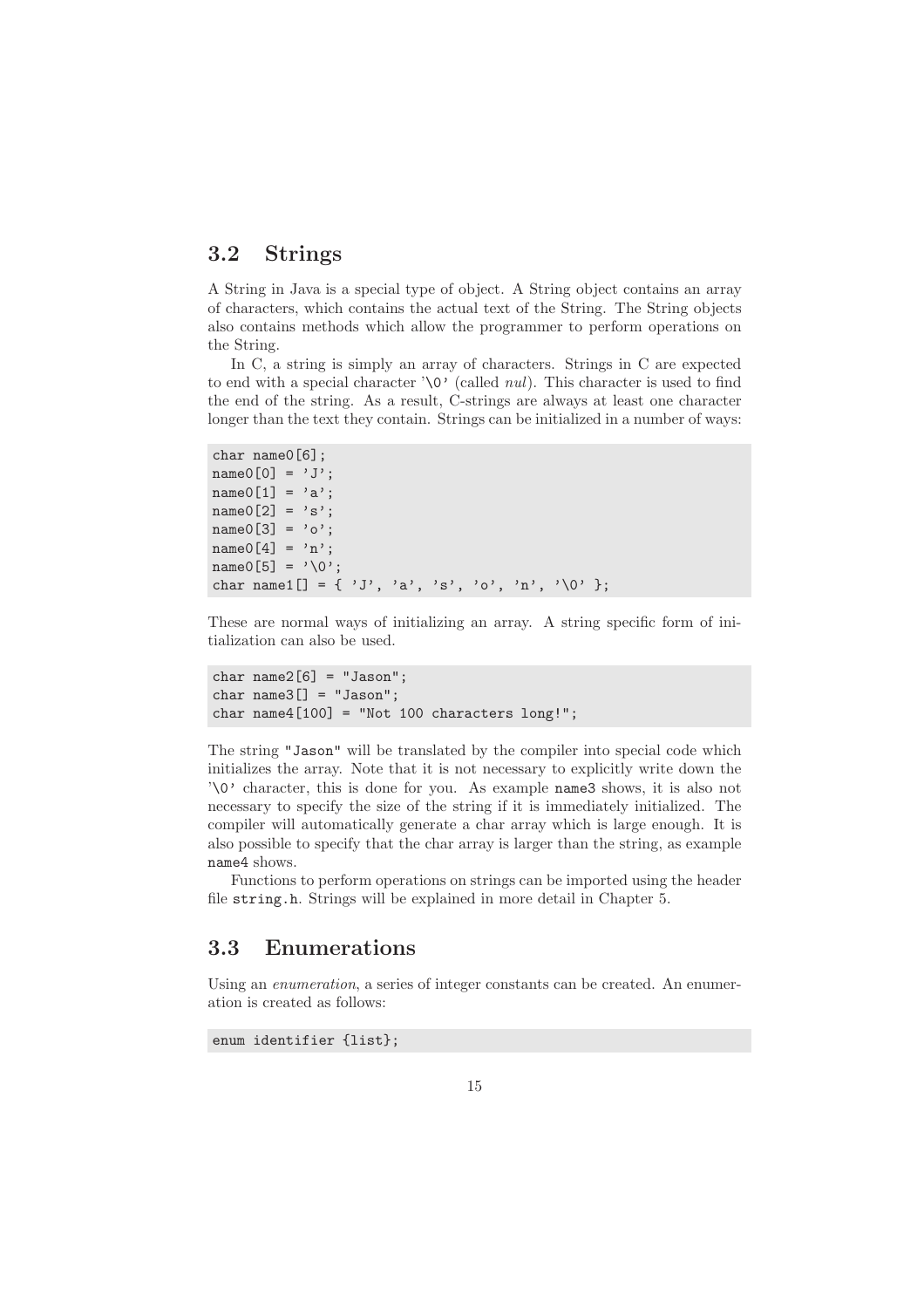## 3.2 Strings

A String in Java is a special type of object. A String object contains an array of characters, which contains the actual text of the String. The String objects also contains methods which allow the programmer to perform operations on the String.

In C, a string is simply an array of characters. Strings in C are expected to end with a special character `'\0'` (called *nul*). This character is used to find the end of the string. As a result, C-strings are always at least one character longer than the text they contain. Strings can be initialized in a number of ways:

```
char name0[6];
name0[0] = 'J';
name0[1] = 'a';
name0[2] = 's';
name0[3] = 'o';
name0[4] = 'n';
name0[5] = '\0';
char name1[] = { 'J', 'a', 's', 'o', 'n', '\0' };
```

These are normal ways of initializing an array. A string specific form of initialization can also be used.

```
char name2[6] = "Jason";
char name3[] = "Jason";
char name4[100] = "Not 100 characters long!";
```

The string `"Jason"` will be translated by the compiler into special code which initializes the array. Note that it is not necessary to explicitly write down the `'\0'` character, this is done for you. As example `name3` shows, it is also not necessary to specify the size of the string if it is immediately initialized. The compiler will automatically generate a char array which is large enough. It is also possible to specify that the char array is larger than the string, as example `name4` shows.

Functions to perform operations on strings can be imported using the header file `string.h`. Strings will be explained in more detail in Chapter 5.

## 3.3 Enumerations

Using an *enumeration*, a series of integer constants can be created. An enumeration is created as follows:

```
enum identifier {list};
```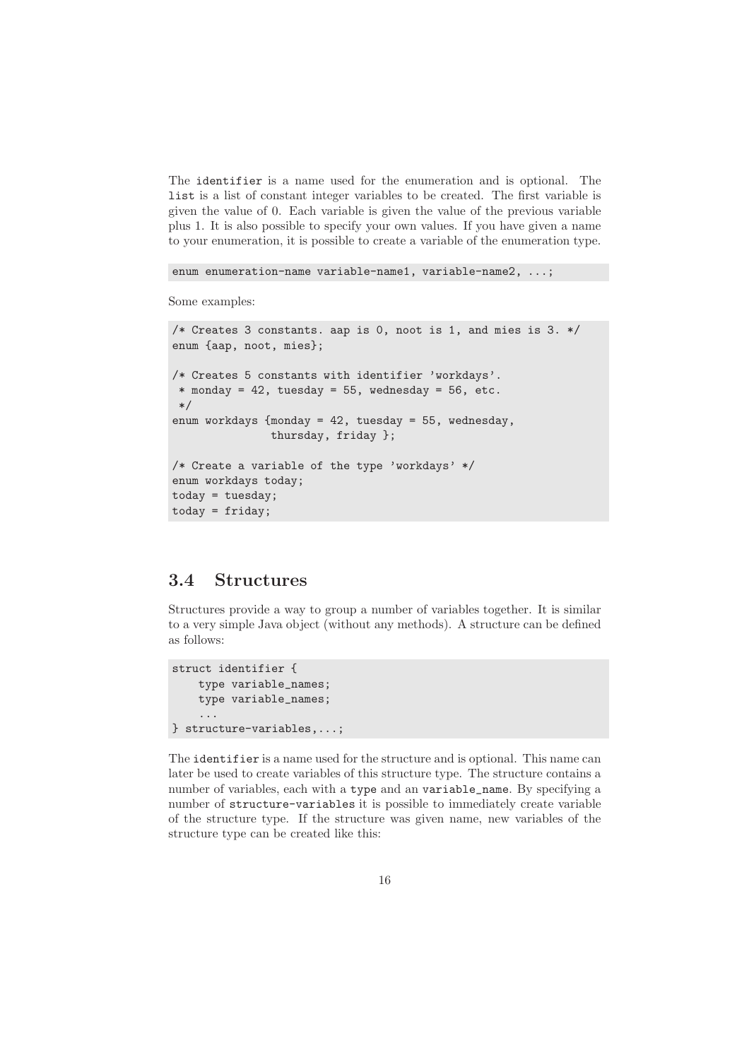The `identifier` is a name used for the enumeration and is optional. The `list` is a list of constant integer variables to be created. The first variable is given the value of 0. Each variable is given the value of the previous variable plus 1. It is also possible to specify your own values. If you have given a name to your enumeration, it is possible to create a variable of the enumeration type.

```
enum enumeration-name variable-name1, variable-name2, ...;
```

Some examples:

```
/* Creates 3 constants. aap is 0, noot is 1, and mies is 3. */
enum {aap, noot, mies};

/* Creates 5 constants with identifier 'workdays'.
 * monday = 42, tuesday = 55, wednesday = 56, etc.
 */
enum workdays {monday = 42, tuesday = 55, wednesday,
               thursday, friday };

/* Create a variable of the type 'workdays' */
enum workdays today;
today = tuesday;
today = friday;
```

## 3.4 Structures

Structures provide a way to group a number of variables together. It is similar to a very simple Java object (without any methods). A structure can be defined as follows:

```
struct identifier {
    type variable_names;
    type variable_names;
    ...
} structure-variables,...;
```

The `identifier` is a name used for the structure and is optional. This name can later be used to create variables of this structure type. The structure contains a number of variables, each with a `type` and an `variable_name`. By specifying a number of `structure-variables` it is possible to immediately create variable of the structure type. If the structure was given name, new variables of the structure type can be created like this: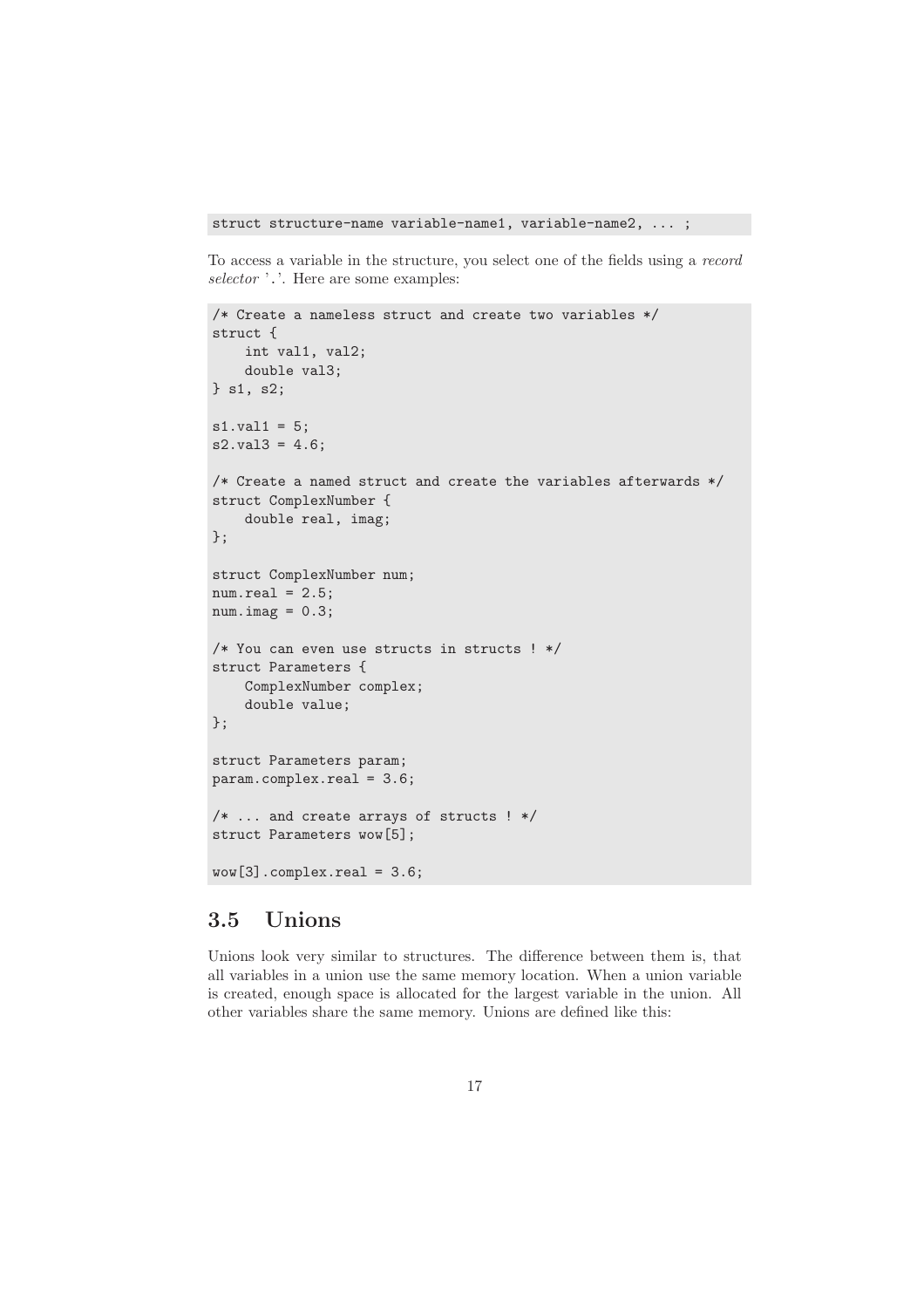```
struct structure-name variable-name1, variable-name2, ... ;
```

To access a variable in the structure, you select one of the fields using a *record selector* '.'. Here are some examples:

```
/* Create a nameless struct and create two variables */
struct {
    int val1, val2;
    double val3;
} s1, s2;

s1.val1 = 5;
s2.val3 = 4.6;

/* Create a named struct and create the variables afterwards */
struct ComplexNumber {
    double real, imag;
};

struct ComplexNumber num;
num.real = 2.5;
num.imag = 0.3;

/* You can even use structs in structs ! */
struct Parameters {
    ComplexNumber complex;
    double value;
};

struct Parameters param;
param.complex.real = 3.6;

/* ... and create arrays of structs ! */
struct Parameters wow[5];

wow[3].complex.real = 3.6;
```

## 3.5 Unions

Unions look very similar to structures. The difference between them is, that all variables in a union use the same memory location. When a union variable is created, enough space is allocated for the largest variable in the union. All other variables share the same memory. Unions are defined like this: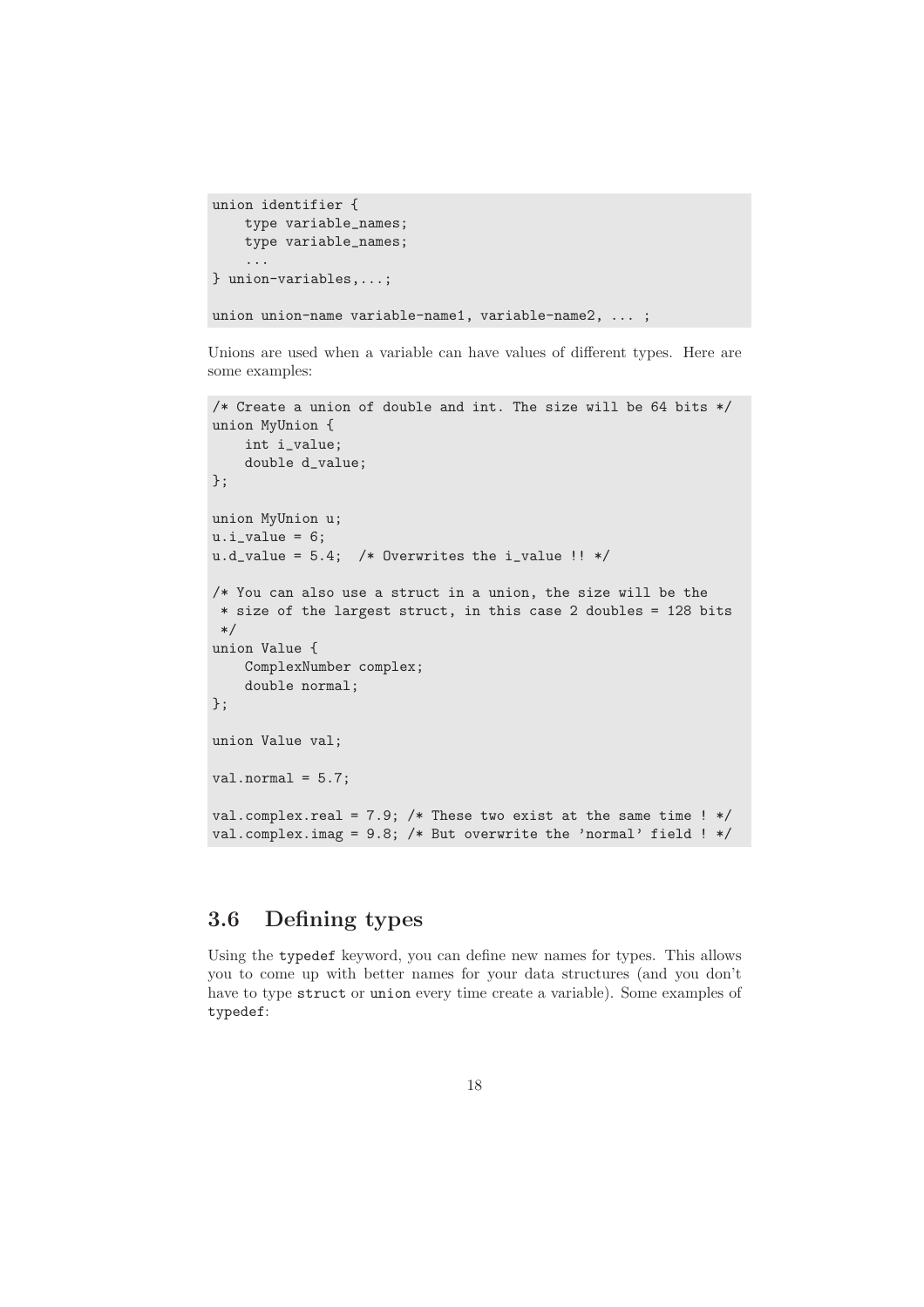```
union identifier {
    type variable_names;
    type variable_names;
    ...
} union-variables,...;

union union-name variable-name1, variable-name2, ... ;
```

Unions are used when a variable can have values of different types. Here are some examples:

```
/* Create a union of double and int. The size will be 64 bits */
union MyUnion {
    int i_value;
    double d_value;
};

union MyUnion u;
u.i_value = 6;
u.d_value = 5.4;  /* Overwrites the i_value !! */

/* You can also use a struct in a union, the size will be the
 * size of the largest struct, in this case 2 doubles = 128 bits
 */
union Value {
    ComplexNumber complex;
    double normal;
};

union Value val;

val.normal = 5.7;

val.complex.real = 7.9; /* These two exist at the same time ! */
val.complex.imag = 9.8; /* But overwrite the 'normal' field ! */
```

## 3.6 Defining types

Using the `typedef` keyword, you can define new names for types. This allows you to come up with better names for your data structures (and you don't have to type `struct` or `union` every time create a variable). Some examples of `typedef`: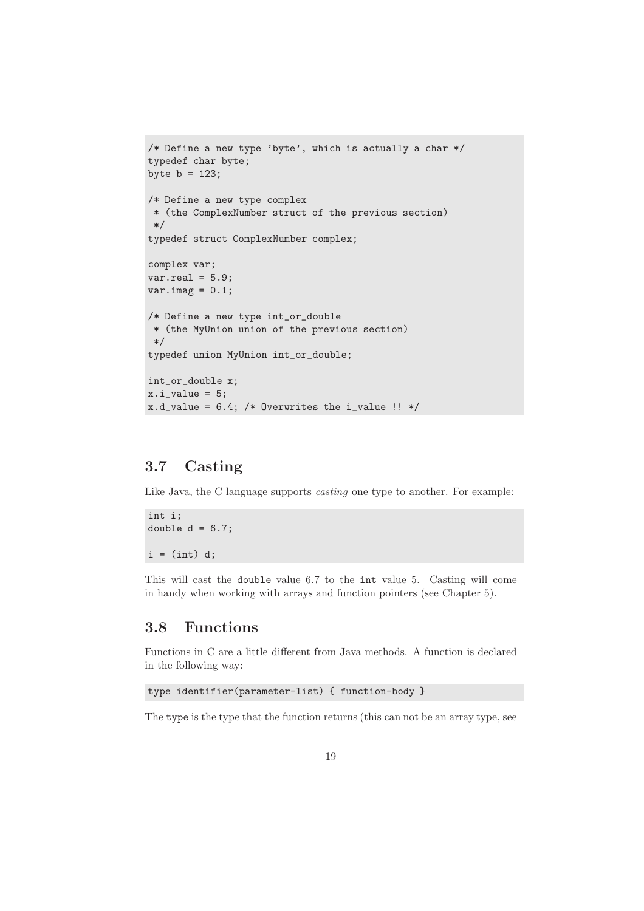```
/* Define a new type 'byte', which is actually a char */
typedef char byte;
byte b = 123;

/* Define a new type complex
 * (the ComplexNumber struct of the previous section)
 */
typedef struct ComplexNumber complex;

complex var;
var.real = 5.9;
var.imag = 0.1;

/* Define a new type int_or_double
 * (the MyUnion union of the previous section)
 */
typedef union MyUnion int_or_double;

int_or_double x;
x.i_value = 5;
x.d_value = 6.4; /* Overwrites the i_value !! */
```

## 3.7 Casting

Like Java, the C language supports *casting* one type to another. For example:

```
int i;
double d = 6.7;

i = (int) d;
```

This will cast the `double` value 6.7 to the `int` value 5. Casting will come in handy when working with arrays and function pointers (see Chapter 5).

## 3.8 Functions

Functions in C are a little different from Java methods. A function is declared in the following way:

```
type identifier(parameter-list) { function-body }
```

The `type` is the type that the function returns (this can not be an array type, see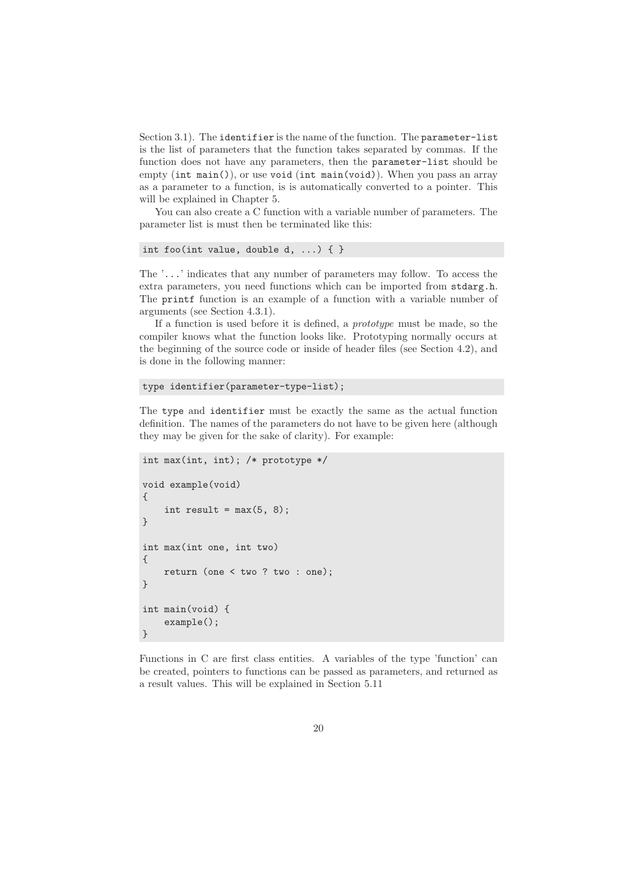Section 3.1). The `identifier` is the name of the function. The `parameter-list` is the list of parameters that the function takes separated by commas. If the function does not have any parameters, then the `parameter-list` should be empty (`int main()`), or use `void` (`int main(void)`). When you pass an array as a parameter to a function, is is automatically converted to a pointer. This will be explained in Chapter 5.

You can also create a C function with a variable number of parameters. The parameter list is must then be terminated like this:

```
int foo(int value, double d, ...) { }
```

The '`...`' indicates that any number of parameters may follow. To access the extra parameters, you need functions which can be imported from `stdarg.h`. The `printf` function is an example of a function with a variable number of arguments (see Section 4.3.1).

If a function is used before it is defined, a *prototype* must be made, so the compiler knows what the function looks like. Prototyping normally occurs at the beginning of the source code or inside of header files (see Section 4.2), and is done in the following manner:

```
type identifier(parameter-type-list);
```

The `type` and `identifier` must be exactly the same as the actual function definition. The names of the parameters do not have to be given here (although they may be given for the sake of clarity). For example:

```
int max(int, int); /* prototype */

void example(void)
{
    int result = max(5, 8);
}

int max(int one, int two)
{
    return (one < two ? two : one);
}

int main(void) {
    example();
}
```

Functions in C are first class entities. A variables of the type 'function' can be created, pointers to functions can be passed as parameters, and returned as a result values. This will be explained in Section 5.11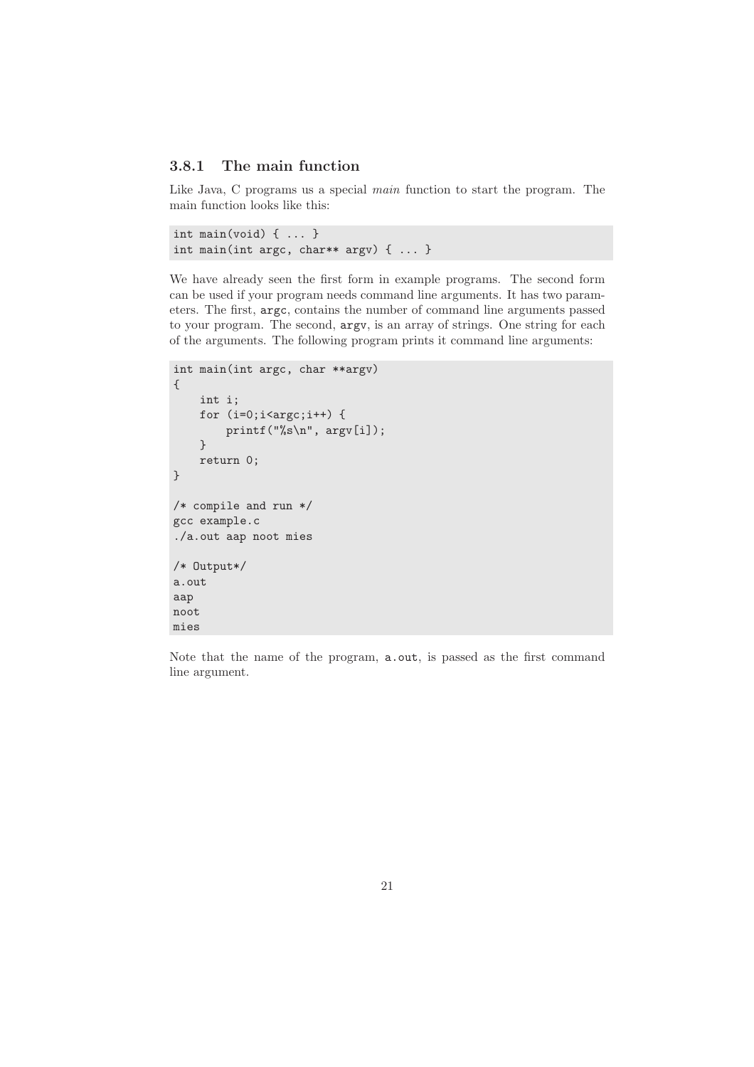### 3.8.1 The main function

Like Java, C programs us a special *main* function to start the program. The main function looks like this:

```
int main(void) { ... }
int main(int argc, char** argv) { ... }
```

We have already seen the first form in example programs. The second form can be used if your program needs command line arguments. It has two parameters. The first, `argc`, contains the number of command line arguments passed to your program. The second, `argv`, is an array of strings. One string for each of the arguments. The following program prints it command line arguments:

```
int main(int argc, char **argv)
{
    int i;
    for (i=0;i<argc;i++) {
        printf("%s\n", argv[i]);
    }
    return 0;
}

/* compile and run */
gcc example.c
./a.out aap noot mies

/* Output*/
a.out
aap
noot
mies
```

Note that the name of the program, `a.out`, is passed as the first command line argument.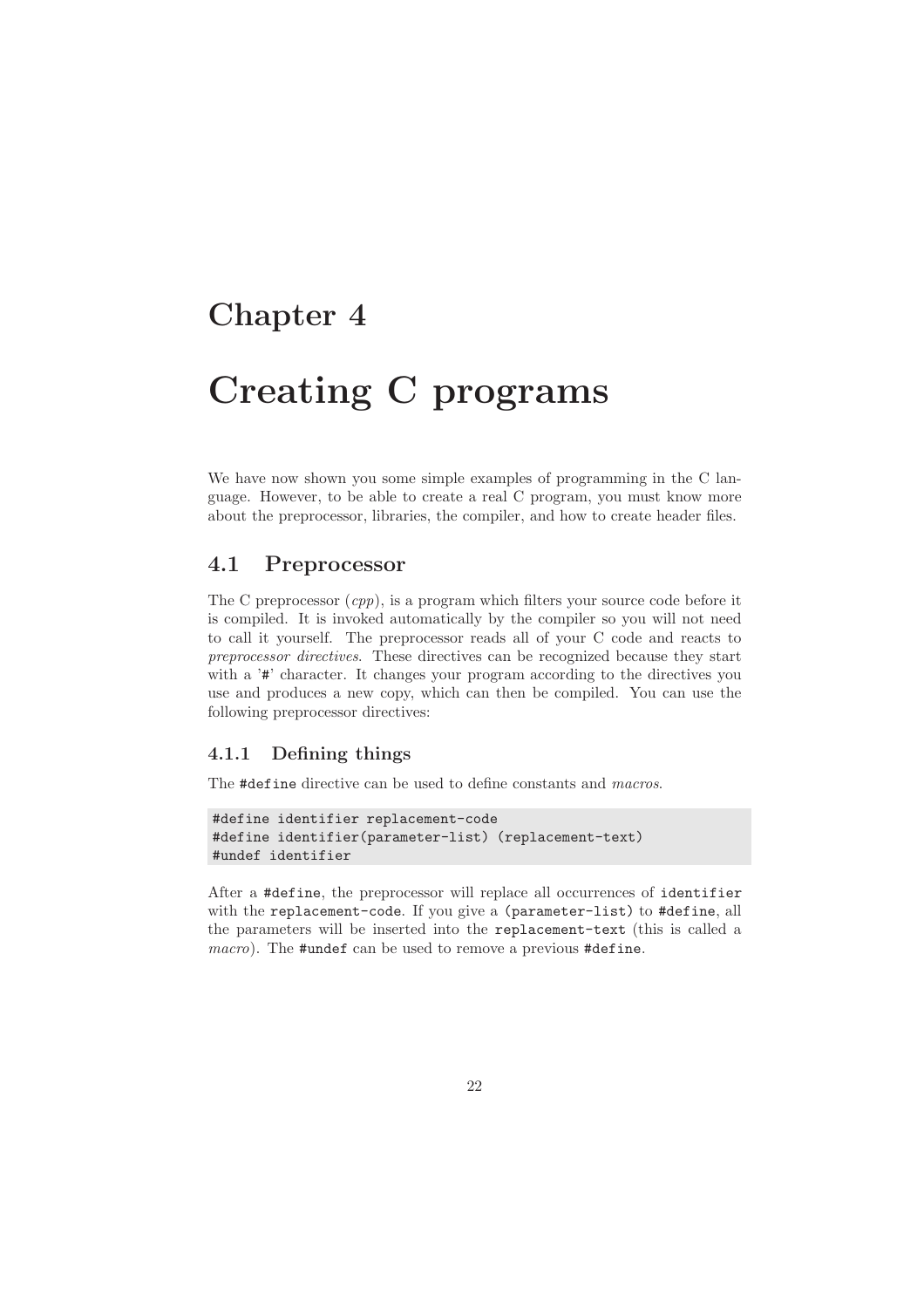# Chapter 4

# Creating C programs

We have now shown you some simple examples of programming in the C language. However, to be able to create a real C program, you must know more about the preprocessor, libraries, the compiler, and how to create header files.

## 4.1 Preprocessor

The C preprocessor (*cpp*), is a program which filters your source code before it is compiled. It is invoked automatically by the compiler so you will not need to call it yourself. The preprocessor reads all of your C code and reacts to *preprocessor directives*. These directives can be recognized because they start with a '`#`' character. It changes your program according to the directives you use and produces a new copy, which can then be compiled. You can use the following preprocessor directives:

### 4.1.1 Defining things

The `#define` directive can be used to define constants and *macros*.

```
#define identifier replacement-code
#define identifier(parameter-list) (replacement-text)
#undef identifier
```

After a `#define`, the preprocessor will replace all occurrences of `identifier` with the `replacement-code`. If you give a `(parameter-list)` to `#define`, all the parameters will be inserted into the `replacement-text` (this is called a *macro*). The `#undef` can be used to remove a previous `#define`.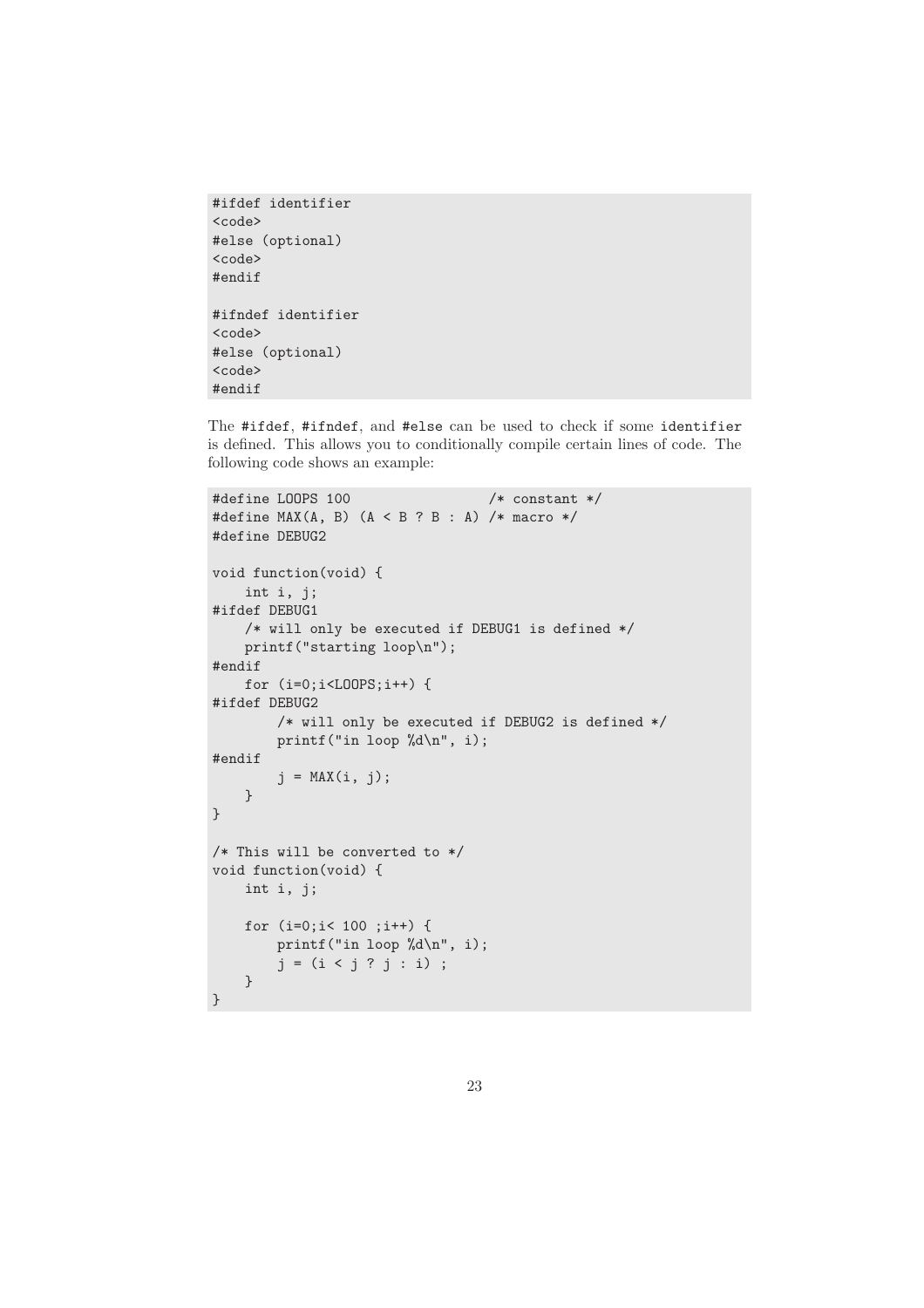```
#ifdef identifier
<code>
#else (optional)
<code>
#endif

#ifndef identifier
<code>
#else (optional)
<code>
#endif
```

The `#ifdef`, `#ifndef`, and `#else` can be used to check if some `identifier` is defined. This allows you to conditionally compile certain lines of code. The following code shows an example:

```
#define LOOPS 100                  /* constant */
#define MAX(A, B) (A < B ? B : A) /* macro */
#define DEBUG2

void function(void) {
    int i, j;
#ifdef DEBUG1
    /* will only be executed if DEBUG1 is defined */
    printf("starting loop\n");
#endif
    for (i=0;i<LOOPS;i++) {
#ifdef DEBUG2
        /* will only be executed if DEBUG2 is defined */
        printf("in loop %d\n", i);
#endif
        j = MAX(i, j);
    }
}

/* This will be converted to */
void function(void) {
    int i, j;

    for (i=0;i< 100 ;i++) {
        printf("in loop %d\n", i);
        j = (i < j ? j : i) ;
    }
}
```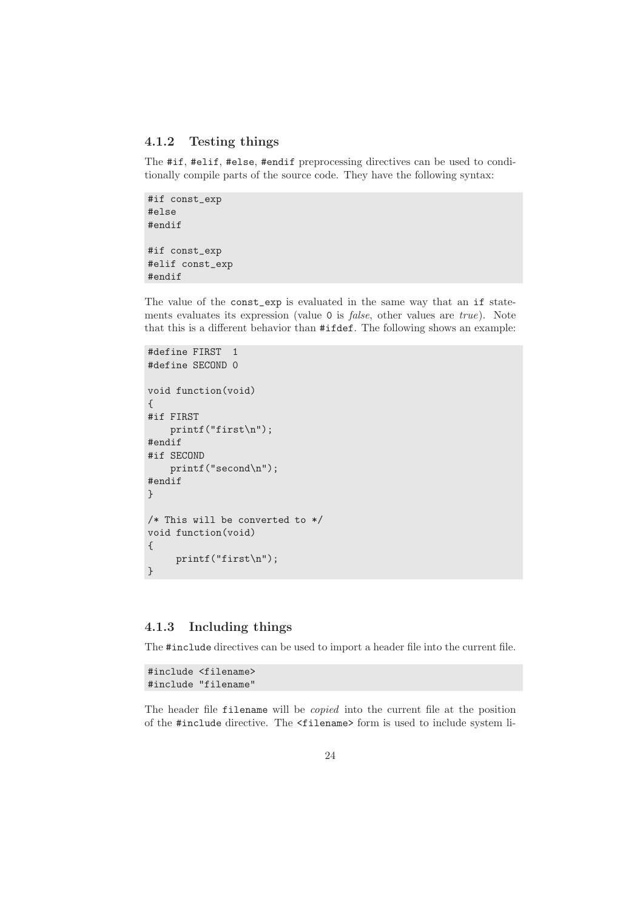### 4.1.2 Testing things

The `#if`, `#elif`, `#else`, `#endif` preprocessing directives can be used to conditionally compile parts of the source code. They have the following syntax:

```
#if const_exp
#else
#endif

#if const_exp
#elif const_exp
#endif
```

The value of the `const_exp` is evaluated in the same way that an `if` statements evaluates its expression (value `0` is *false*, other values are *true*). Note that this is a different behavior than `#ifdef`. The following shows an example:

```
#define FIRST  1
#define SECOND 0

void function(void)
{
#if FIRST
    printf("first\n");
#endif
#if SECOND
    printf("second\n");
#endif
}

/* This will be converted to */
void function(void)
{
     printf("first\n");
}
```

### 4.1.3 Including things

The `#include` directives can be used to import a header file into the current file.

```
#include <filename>
#include "filename"
```

The header file `filename` will be *copied* into the current file at the position of the `#include` directive. The `<filename>` form is used to include system li-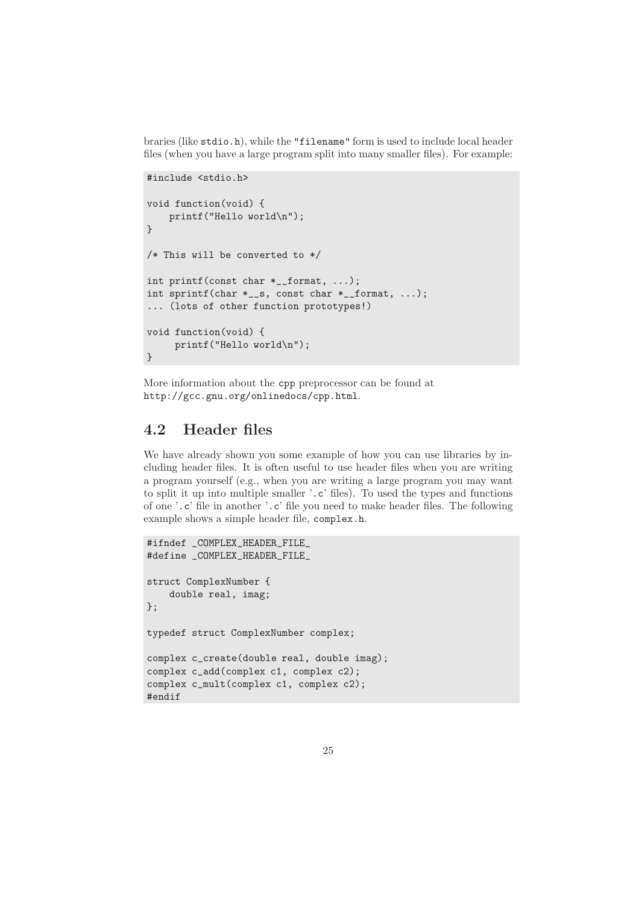braries (like `stdio.h`), while the `"filename"` form is used to include local header files (when you have a large program split into many smaller files). For example:

```
#include <stdio.h>

void function(void) {
    printf("Hello world\n");
}

/* This will be converted to */

int printf(const char *__format, ...);
int sprintf(char *__s, const char *__format, ...);
... (lots of other function prototypes!)

void function(void) {
     printf("Hello world\n");
}
```

More information about the `cpp` preprocessor can be found at `http://gcc.gnu.org/onlinedocs/cpp.html`.

## 4.2 Header files

We have already shown you some example of how you can use libraries by including header files. It is often useful to use header files when you are writing a program yourself (e.g., when you are writing a large program you may want to split it up into multiple smaller '`.c`' files). To used the types and functions of one '`.c`' file in another '`.c`' file you need to make header files. The following example shows a simple header file, `complex.h`.

```
#ifndef _COMPLEX_HEADER_FILE_
#define _COMPLEX_HEADER_FILE_

struct ComplexNumber {
    double real, imag;
};

typedef struct ComplexNumber complex;

complex c_create(double real, double imag);
complex c_add(complex c1, complex c2);
complex c_mult(complex c1, complex c2);
#endif
```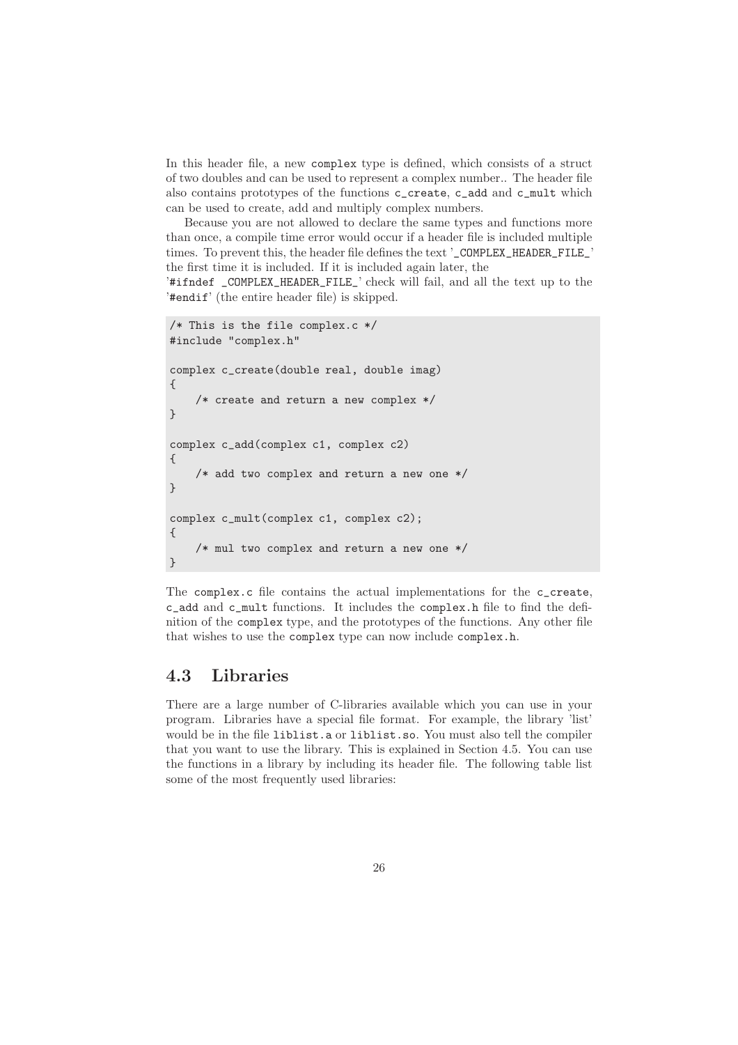In this header file, a new `complex` type is defined, which consists of a struct of two doubles and can be used to represent a complex number.. The header file also contains prototypes of the functions `c_create`, `c_add` and `c_mult` which can be used to create, add and multiply complex numbers.

Because you are not allowed to declare the same types and functions more than once, a compile time error would occur if a header file is included multiple times. To prevent this, the header file defines the text '`_COMPLEX_HEADER_FILE_`' the first time it is included. If it is included again later, the '`#ifndef _COMPLEX_HEADER_FILE_`' check will fail, and all the text up to the '`#endif`' (the entire header file) is skipped.

```
/* This is the file complex.c */
#include "complex.h"

complex c_create(double real, double imag)
{
    /* create and return a new complex */
}

complex c_add(complex c1, complex c2)
{
    /* add two complex and return a new one */
}

complex c_mult(complex c1, complex c2);
{
    /* mul two complex and return a new one */
}
```

The `complex.c` file contains the actual implementations for the `c_create`, `c_add` and `c_mult` functions. It includes the `complex.h` file to find the definition of the `complex` type, and the prototypes of the functions. Any other file that wishes to use the `complex` type can now include `complex.h`.

## 4.3 Libraries

There are a large number of C-libraries available which you can use in your program. Libraries have a special file format. For example, the library 'list' would be in the file `liblist.a` or `liblist.so`. You must also tell the compiler that you want to use the library. This is explained in Section 4.5. You can use the functions in a library by including its header file. The following table list some of the most frequently used libraries: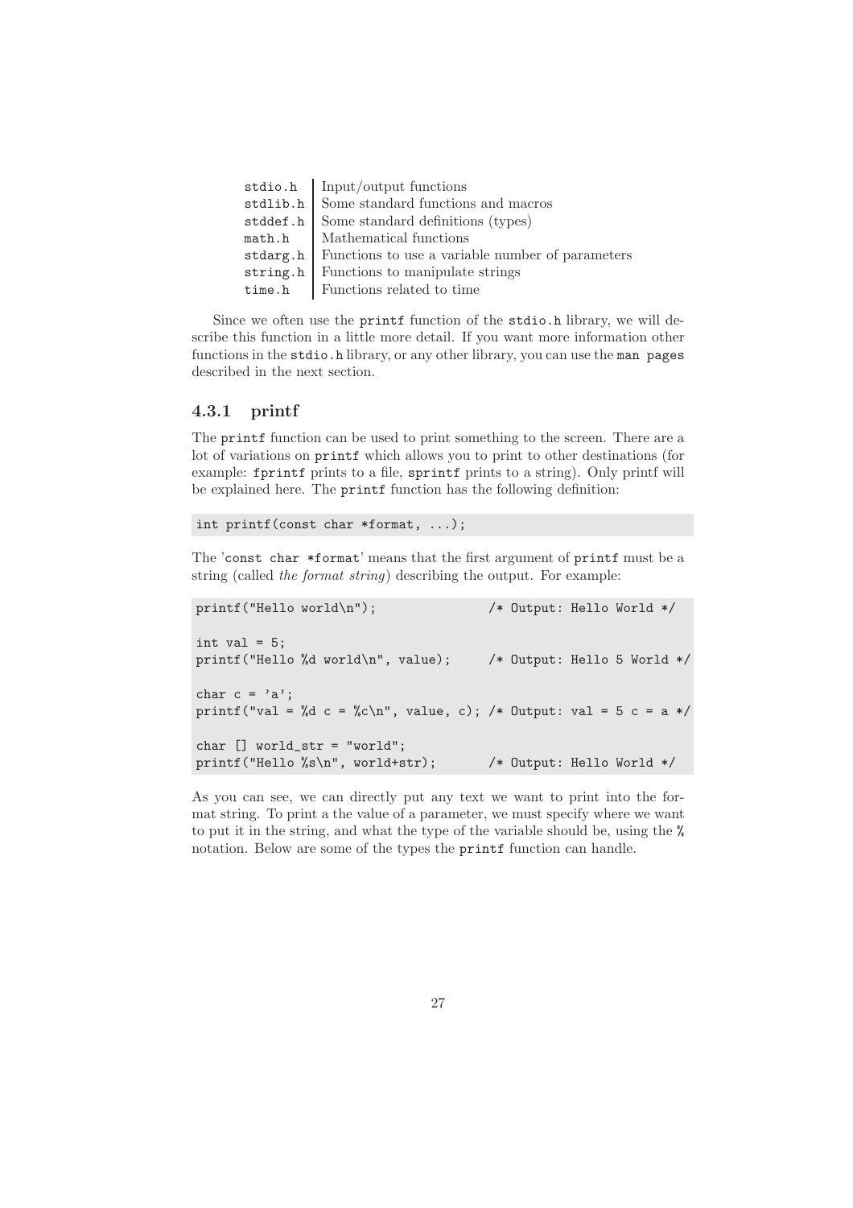| | |
|---|---|
| stdio.h | Input/output functions |
| stdlib.h | Some standard functions and macros |
| stddef.h | Some standard definitions (types) |
| math.h | Mathematical functions |
| stdarg.h | Functions to use a variable number of parameters |
| string.h | Functions to manipulate strings |
| time.h | Functions related to time |

Since we often use the `printf` function of the `stdio.h` library, we will describe this function in a little more detail. If you want more information other functions in the `stdio.h` library, or any other library, you can use the `man pages` described in the next section.

### 4.3.1 printf

The `printf` function can be used to print something to the screen. There are a lot of variations on `printf` which allows you to print to other destinations (for example: `fprintf` prints to a file, `sprintf` prints to a string). Only printf will be explained here. The `printf` function has the following definition:

```
int printf(const char *format, ...);
```

The '`const char *format`' means that the first argument of `printf` must be a string (called *the format string*) describing the output. For example:

```
printf("Hello world\n");               /* Output: Hello World */

int val = 5;
printf("Hello %d world\n", value);     /* Output: Hello 5 World */

char c = 'a';
printf("val = %d c = %c\n", value, c); /* Output: val = 5 c = a */

char [] world_str = "world";
printf("Hello %s\n", world+str);       /* Output: Hello World */
```

As you can see, we can directly put any text we want to print into the format string. To print a the value of a parameter, we must specify where we want to put it in the string, and what the type of the variable should be, using the `%` notation. Below are some of the types the `printf` function can handle.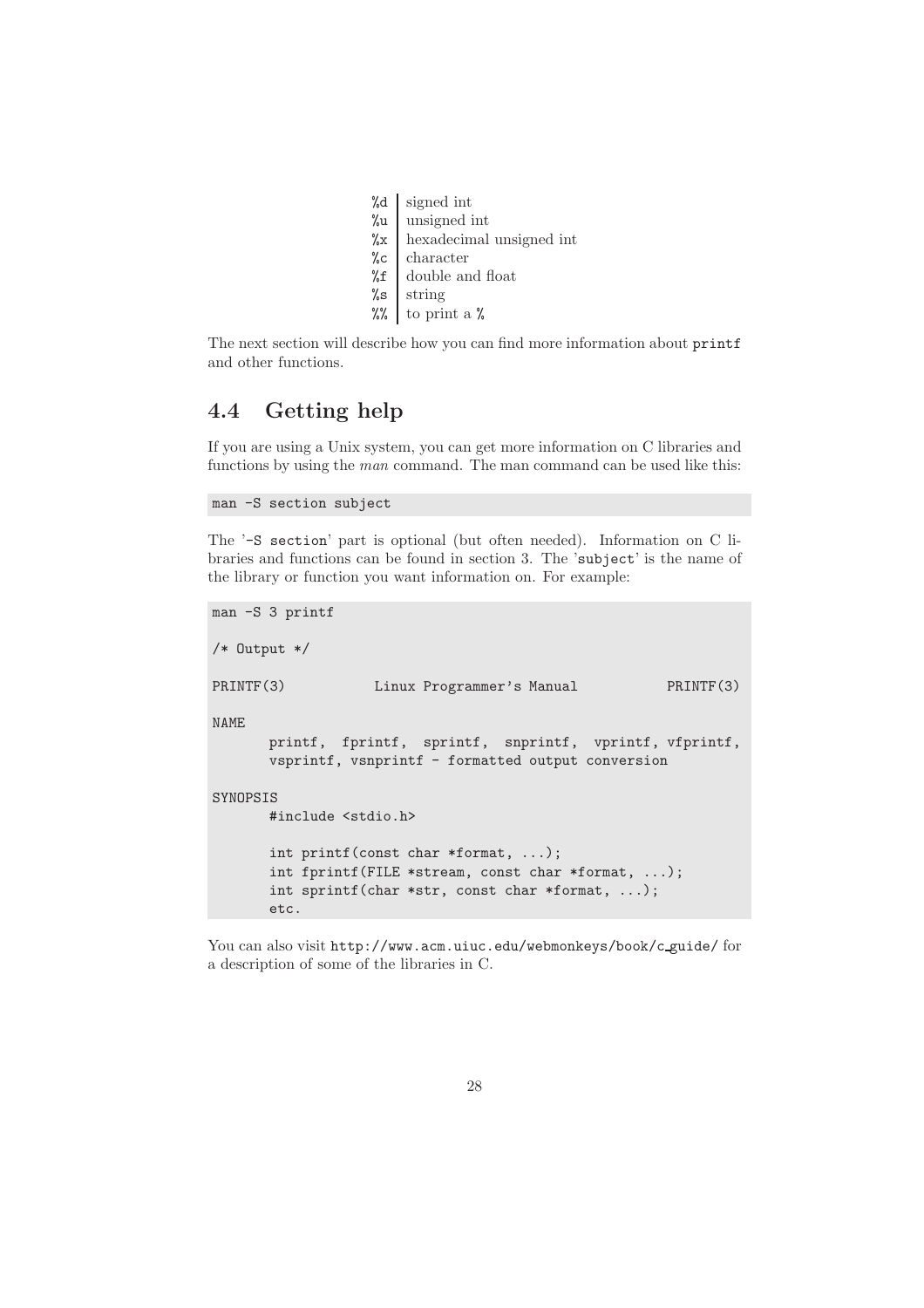| | |
|---|---|
| `%d` | signed int |
| `%u` | unsigned int |
| `%x` | hexadecimal unsigned int |
| `%c` | character |
| `%f` | double and float |
| `%s` | string |
| `%%` | to print a `%` |

The next section will describe how you can find more information about `printf` and other functions.

## 4.4 Getting help

If you are using a Unix system, you can get more information on C libraries and functions by using the *man* command. The man command can be used like this:

```
man -S section subject
```

The '`-S section`' part is optional (but often needed). Information on C libraries and functions can be found in section 3. The '`subject`' is the name of the library or function you want information on. For example:

```
man -S 3 printf

/* Output */

PRINTF(3)           Linux Programmer's Manual           PRINTF(3)

NAME
       printf,  fprintf,  sprintf,  snprintf,  vprintf, vfprintf,
       vsprintf, vsnprintf - formatted output conversion

SYNOPSIS
       #include <stdio.h>

       int printf(const char *format, ...);
       int fprintf(FILE *stream, const char *format, ...);
       int sprintf(char *str, const char *format, ...);
       etc.
```

You can also visit `http://www.acm.uiuc.edu/webmonkeys/book/c_guide/` for a description of some of the libraries in C.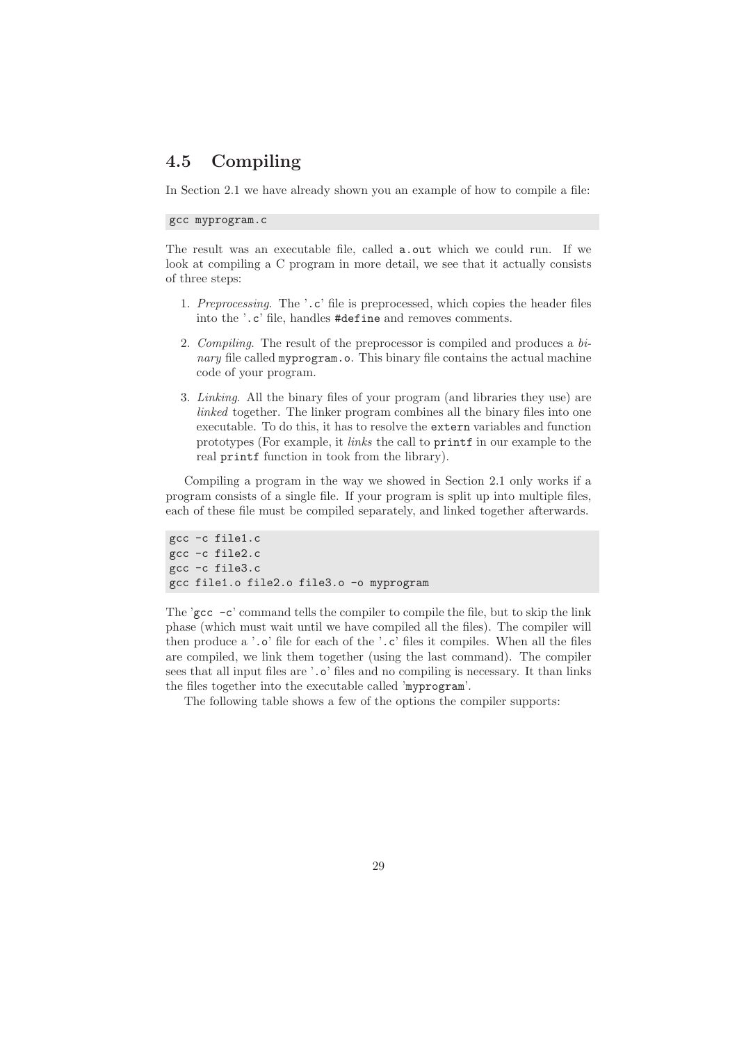## 4.5 Compiling

In Section 2.1 we have already shown you an example of how to compile a file:

```
gcc myprogram.c
```

The result was an executable file, called `a.out` which we could run. If we look at compiling a C program in more detail, we see that it actually consists of three steps:

1. *Preprocessing*. The '`.c`' file is preprocessed, which copies the header files into the '`.c`' file, handles `#define` and removes comments.
2. *Compiling*. The result of the preprocessor is compiled and produces a *binary* file called `myprogram.o`. This binary file contains the actual machine code of your program.
3. *Linking*. All the binary files of your program (and libraries they use) are *linked* together. The linker program combines all the binary files into one executable. To do this, it has to resolve the `extern` variables and function prototypes (For example, it *links* the call to `printf` in our example to the real `printf` function in took from the library).

Compiling a program in the way we showed in Section 2.1 only works if a program consists of a single file. If your program is split up into multiple files, each of these file must be compiled separately, and linked together afterwards.

```
gcc -c file1.c
gcc -c file2.c
gcc -c file3.c
gcc file1.o file2.o file3.o -o myprogram
```

The '`gcc -c`' command tells the compiler to compile the file, but to skip the link phase (which must wait until we have compiled all the files). The compiler will then produce a '`.o`' file for each of the '`.c`' files it compiles. When all the files are compiled, we link them together (using the last command). The compiler sees that all input files are '`.o`' files and no compiling is necessary. It than links the files together into the executable called '`myprogram`'.

The following table shows a few of the options the compiler supports: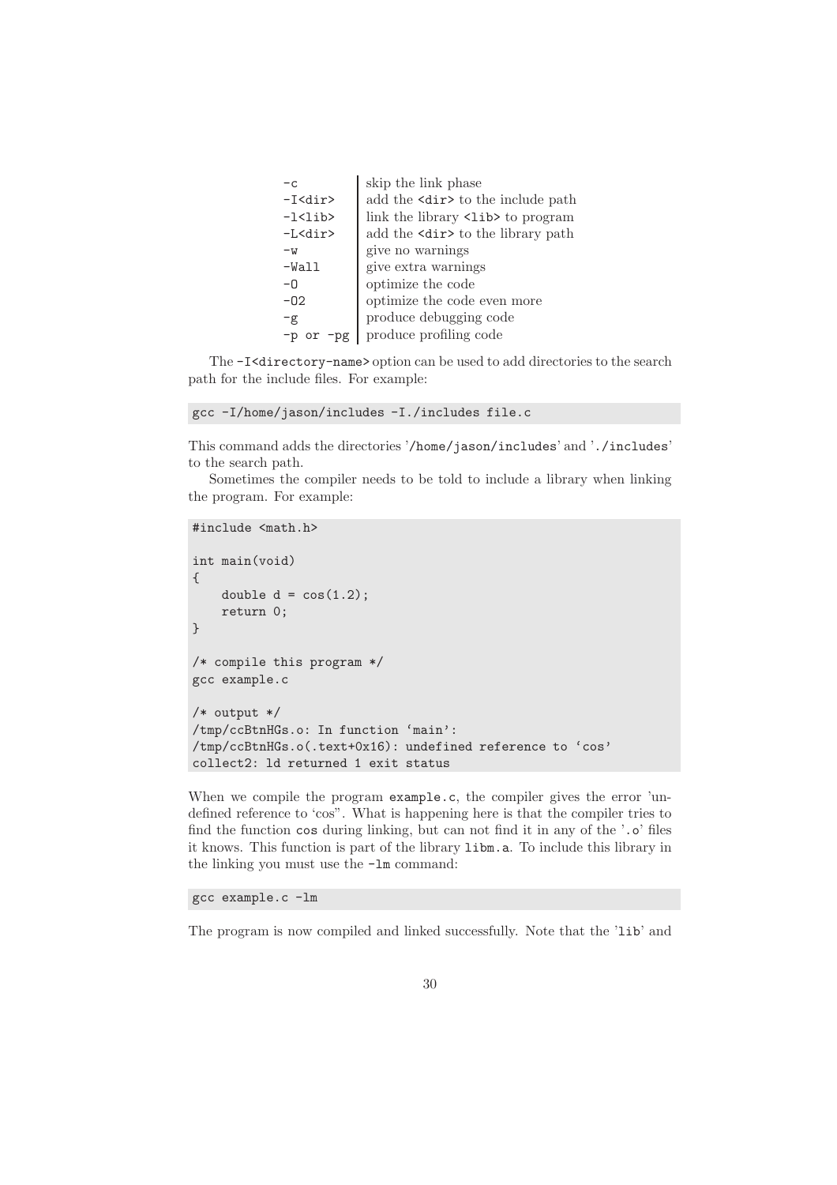| | |
|---|---|
| `-c` | skip the link phase |
| `-I<dir>` | add the `<dir>` to the include path |
| `-l<lib>` | link the library `<lib>` to program |
| `-L<dir>` | add the `<dir>` to the library path |
| `-w` | give no warnings |
| `-Wall` | give extra warnings |
| `-O` | optimize the code |
| `-O2` | optimize the code even more |
| `-g` | produce debugging code |
| `-p` or `-pg` | produce profiling code |

The `-I<directory-name>` option can be used to add directories to the search path for the include files. For example:

```
gcc -I/home/jason/includes -I./includes file.c
```

This command adds the directories '`/home/jason/includes`' and '`./includes`' to the search path.

Sometimes the compiler needs to be told to include a library when linking the program. For example:

```
#include <math.h>

int main(void)
{
    double d = cos(1.2);
    return 0;
}

/* compile this program */
gcc example.c

/* output */
/tmp/ccBtnHGs.o: In function `main':
/tmp/ccBtnHGs.o(.text+0x16): undefined reference to `cos'
collect2: ld returned 1 exit status
```

When we compile the program `example.c`, the compiler gives the error 'undefined reference to 'cos''. What is happening here is that the compiler tries to find the function `cos` during linking, but can not find it in any of the '`.o`' files it knows. This function is part of the library `libm.a`. To include this library in the linking you must use the `-lm` command:

```
gcc example.c -lm
```

The program is now compiled and linked successfully. Note that the '`lib`' and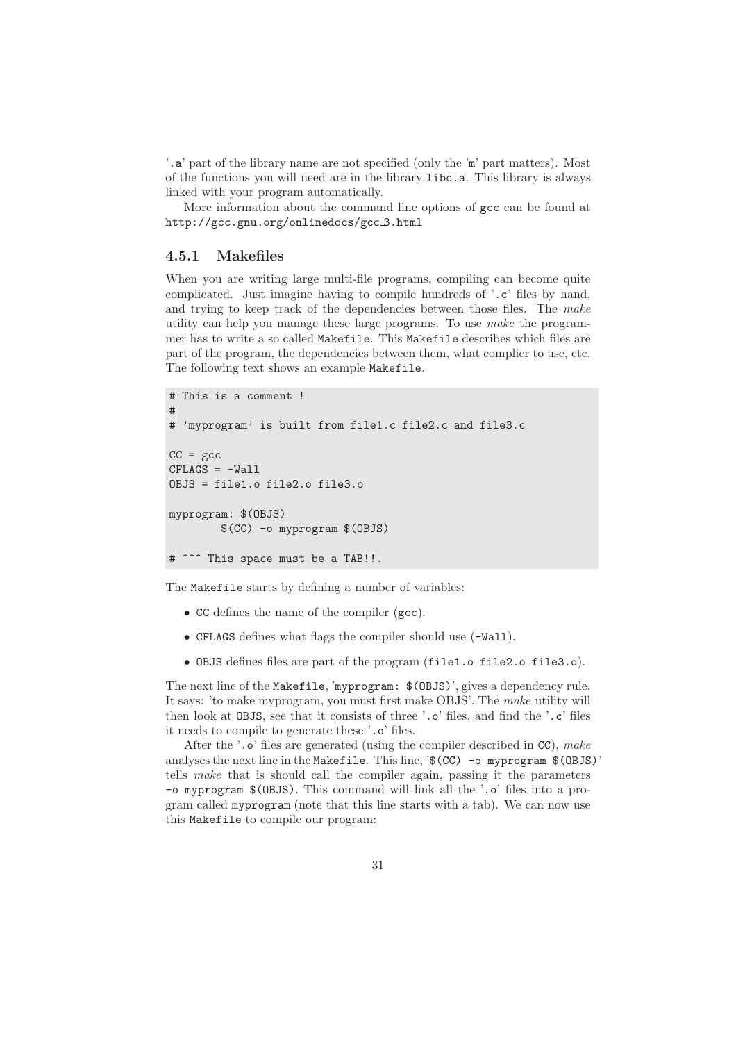'`.a`' part of the library name are not specified (only the 'm' part matters). Most of the functions you will need are in the library `libc.a`. This library is always linked with your program automatically.

More information about the command line options of `gcc` can be found at `http://gcc.gnu.org/onlinedocs/gcc_3.html`

### 4.5.1 Makefiles

When you are writing large multi-file programs, compiling can become quite complicated. Just imagine having to compile hundreds of '`.c`' files by hand, and trying to keep track of the dependencies between those files. The *make* utility can help you manage these large programs. To use *make* the programmer has to write a so called `Makefile`. This `Makefile` describes which files are part of the program, the dependencies between them, what complier to use, etc. The following text shows an example `Makefile`.

```
# This is a comment !
#
# 'myprogram' is built from file1.c file2.c and file3.c

CC = gcc
CFLAGS = -Wall
OBJS = file1.o file2.o file3.o

myprogram: $(OBJS)
	$(CC) -o myprogram $(OBJS)

# ^^^ This space must be a TAB!!.
```

The `Makefile` starts by defining a number of variables:

- `CC` defines the name of the compiler (`gcc`).
- `CFLAGS` defines what flags the compiler should use (`-Wall`).
- `OBJS` defines files are part of the program (`file1.o file2.o file3.o`).

The next line of the `Makefile`, '`myprogram: $(OBJS)`', gives a dependency rule. It says: 'to make myprogram, you must first make OBJS'. The *make* utility will then look at `OBJS`, see that it consists of three '`.o`' files, and find the '`.c`' files it needs to compile to generate these '`.o`' files.

After the '`.o`' files are generated (using the compiler described in `CC`), *make* analyses the next line in the `Makefile`. This line, '`$(CC) -o myprogram $(OBJS)`' tells *make* that is should call the compiler again, passing it the parameters `-o myprogram $(OBJS)`. This command will link all the '`.o`' files into a program called `myprogram` (note that this line starts with a tab). We can now use this `Makefile` to compile our program: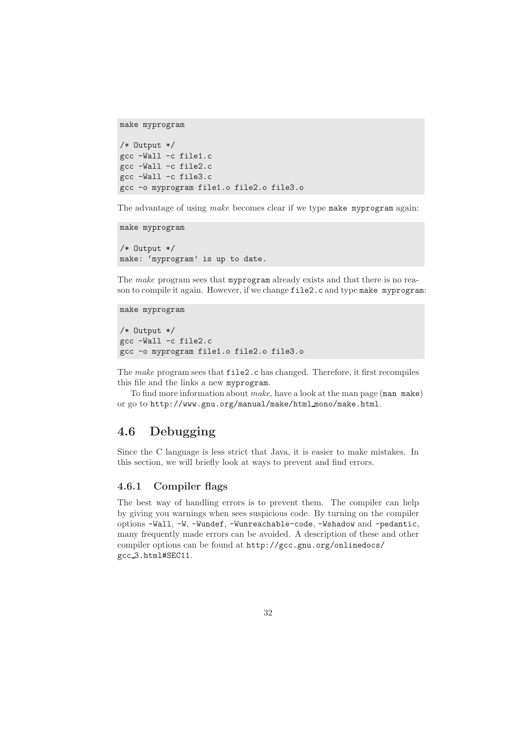```
make myprogram

/* Output */
gcc -Wall -c file1.c
gcc -Wall -c file2.c
gcc -Wall -c file3.c
gcc -o myprogram file1.o file2.o file3.o
```

The advantage of using *make* becomes clear if we type `make myprogram` again:

```
make myprogram

/* Output */
make: 'myprogram' is up to date.
```

The *make* program sees that `myprogram` already exists and that there is no reason to compile it again. However, if we change `file2.c` and type `make myprogram`:

```
make myprogram

/* Output */
gcc -Wall -c file2.c
gcc -o myprogram file1.o file2.o file3.o
```

The *make* program sees that `file2.c` has changed. Therefore, it first recompiles this file and the links a new `myprogram`.

To find more information about *make*, have a look at the man page (`man make`) or go to `http://www.gnu.org/manual/make/html_mono/make.html`.

## 4.6 Debugging

Since the C language is less strict that Java, it is easier to make mistakes. In this section, we will briefly look at ways to prevent and find errors.

### 4.6.1 Compiler flags

The best way of handling errors is to prevent them. The compiler can help by giving you warnings when sees suspicious code. By turning on the compiler options `-Wall`, `-W`, `-Wundef`, `-Wunreachable-code`, `-Wshadow` and `-pedantic`, many frequently made errors can be avoided. A description of these and other compiler options can be found at `http://gcc.gnu.org/onlinedocs/gcc_3.html#SEC11`.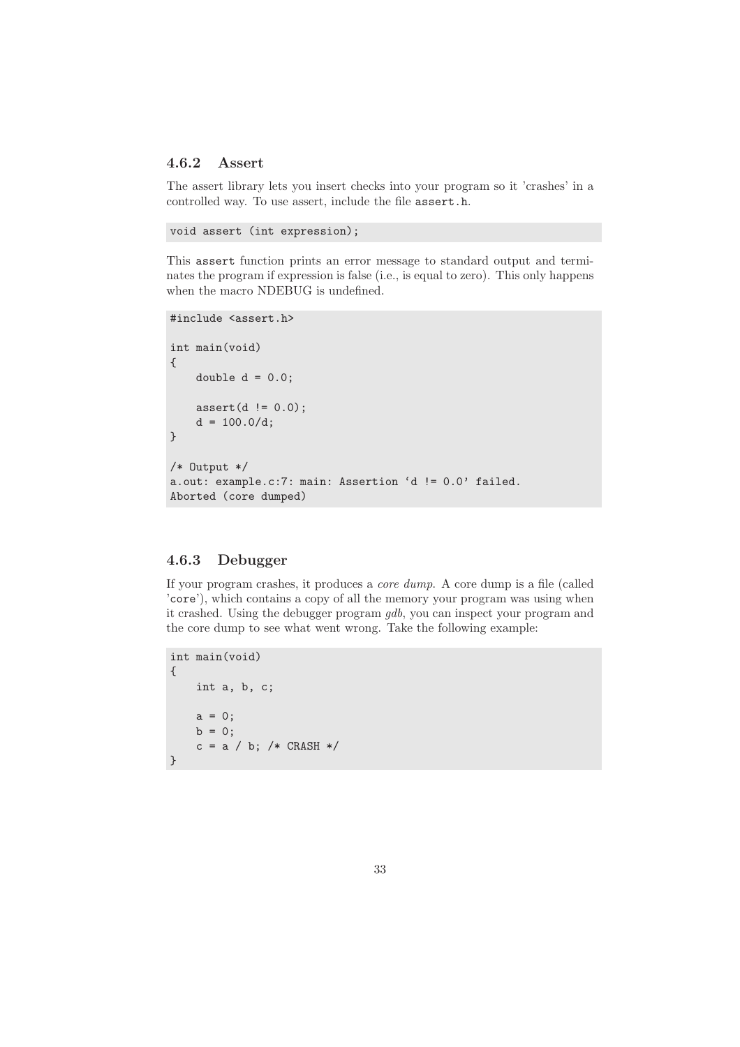### 4.6.2 Assert

The assert library lets you insert checks into your program so it 'crashes' in a controlled way. To use assert, include the file `assert.h`.

```
void assert (int expression);
```

This `assert` function prints an error message to standard output and terminates the program if expression is false (i.e., is equal to zero). This only happens when the macro NDEBUG is undefined.

```
#include <assert.h>

int main(void)
{
    double d = 0.0;

    assert(d != 0.0);
    d = 100.0/d;
}

/* Output */
a.out: example.c:7: main: Assertion ‘d != 0.0’ failed.
Aborted (core dumped)
```

### 4.6.3 Debugger

If your program crashes, it produces a *core dump*. A core dump is a file (called '`core`'), which contains a copy of all the memory your program was using when it crashed. Using the debugger program *gdb*, you can inspect your program and the core dump to see what went wrong. Take the following example:

```
int main(void)
{
    int a, b, c;

    a = 0;
    b = 0;
    c = a / b; /* CRASH */
}
```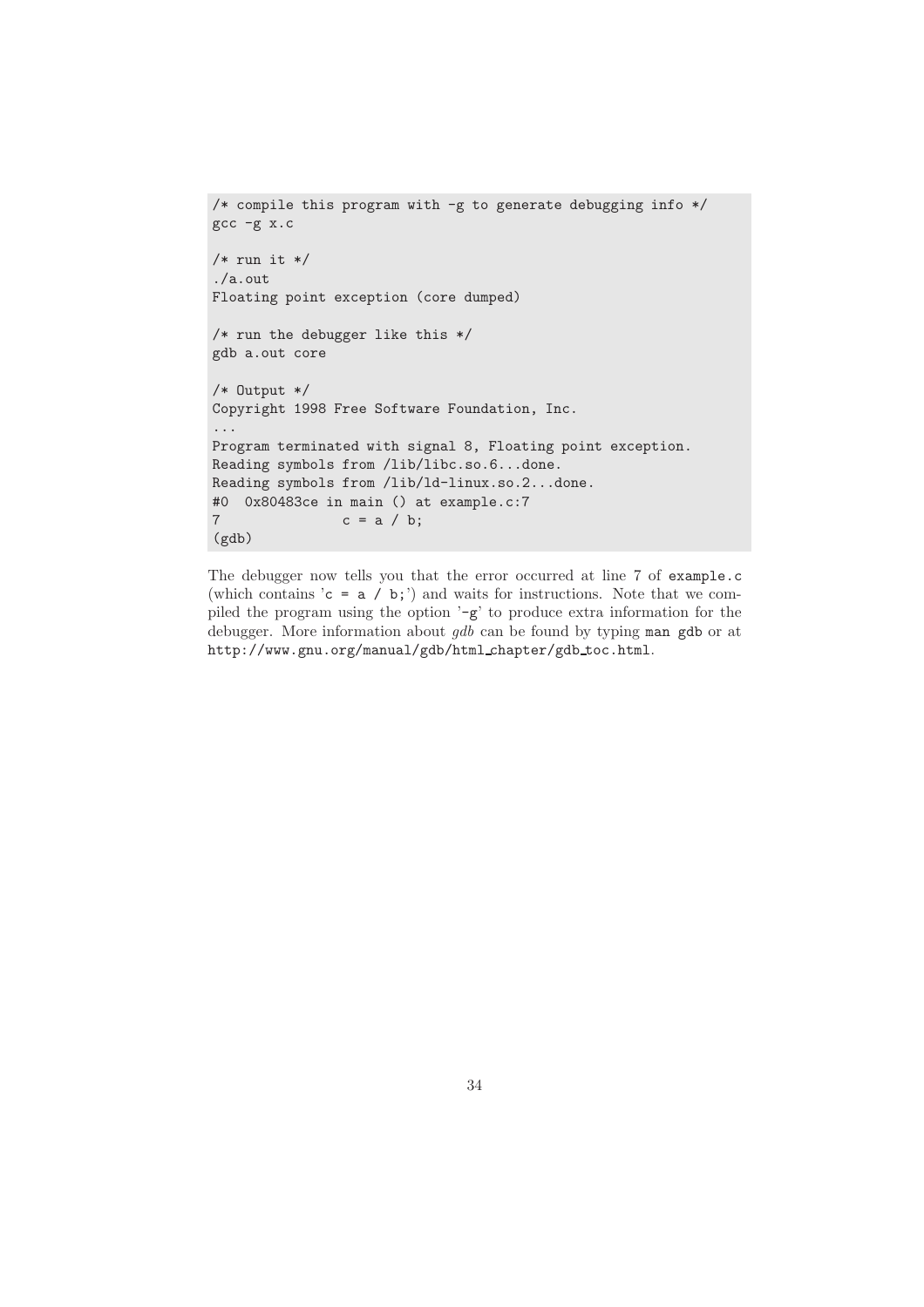```
/* compile this program with -g to generate debugging info */
gcc -g x.c

/* run it */
./a.out
Floating point exception (core dumped)

/* run the debugger like this */
gdb a.out core

/* Output */
Copyright 1998 Free Software Foundation, Inc.
...
Program terminated with signal 8, Floating point exception.
Reading symbols from /lib/libc.so.6...done.
Reading symbols from /lib/ld-linux.so.2...done.
#0  0x80483ce in main () at example.c:7
7               c = a / b;
(gdb)
```

The debugger now tells you that the error occurred at line 7 of `example.c` (which contains '`c = a / b;`') and waits for instructions. Note that we compiled the program using the option '`-g`' to produce extra information for the debugger. More information about *gdb* can be found by typing `man gdb` or at `http://www.gnu.org/manual/gdb/html_chapter/gdb_toc.html`.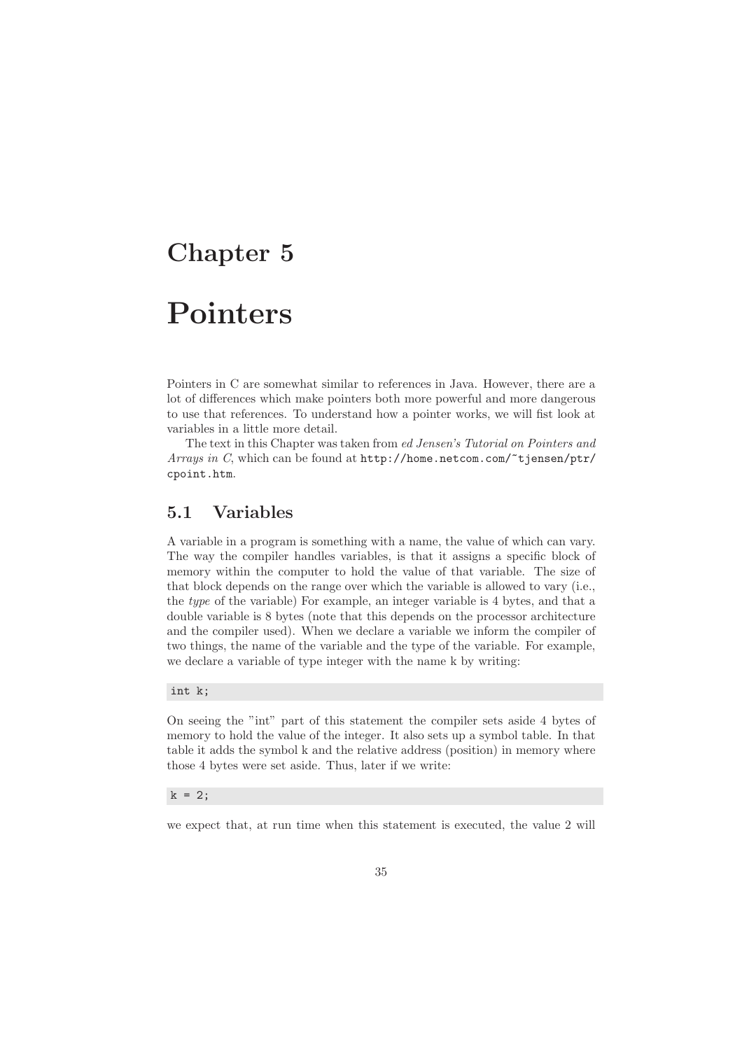# Chapter 5

# Pointers

Pointers in C are somewhat similar to references in Java. However, there are a lot of differences which make pointers both more powerful and more dangerous to use that references. To understand how a pointer works, we will fist look at variables in a little more detail.

The text in this Chapter was taken from *ed Jensen's Tutorial on Pointers and Arrays in C*, which can be found at `http://home.netcom.com/~tjensen/ptr/cpoint.htm`.

## 5.1 Variables

A variable in a program is something with a name, the value of which can vary. The way the compiler handles variables, is that it assigns a specific block of memory within the computer to hold the value of that variable. The size of that block depends on the range over which the variable is allowed to vary (i.e., the *type* of the variable) For example, an integer variable is 4 bytes, and that a double variable is 8 bytes (note that this depends on the processor architecture and the compiler used). When we declare a variable we inform the compiler of two things, the name of the variable and the type of the variable. For example, we declare a variable of type integer with the name k by writing:

```
int k;
```

On seeing the "int" part of this statement the compiler sets aside 4 bytes of memory to hold the value of the integer. It also sets up a symbol table. In that table it adds the symbol k and the relative address (position) in memory where those 4 bytes were set aside. Thus, later if we write:

```
k = 2;
```

we expect that, at run time when this statement is executed, the value 2 will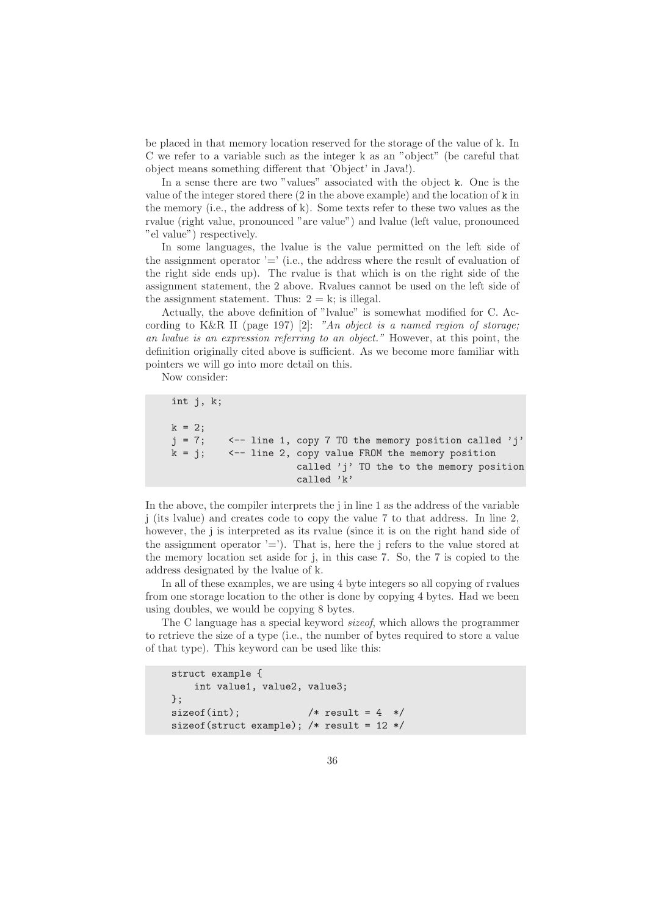be placed in that memory location reserved for the storage of the value of k. In C we refer to a variable such as the integer k as an "object" (be careful that object means something different that 'Object' in Java!).

In a sense there are two "values" associated with the object `k`. One is the value of the integer stored there (2 in the above example) and the location of `k` in the memory (i.e., the address of k). Some texts refer to these two values as the rvalue (right value, pronounced "are value") and lvalue (left value, pronounced "el value") respectively.

In some languages, the lvalue is the value permitted on the left side of the assignment operator '=' (i.e., the address where the result of evaluation of the right side ends up). The rvalue is that which is on the right side of the assignment statement, the 2 above. Rvalues cannot be used on the left side of the assignment statement. Thus: 2 = k; is illegal.

Actually, the above definition of "lvalue" is somewhat modified for C. According to K&R II (page 197) [2]: *"An object is a named region of storage; an lvalue is an expression referring to an object."* However, at this point, the definition originally cited above is sufficient. As we become more familiar with pointers we will go into more detail on this.

Now consider:

```
int j, k;

k = 2;
j = 7;    <-- line 1, copy 7 TO the memory position called 'j'
k = j;    <-- line 2, copy value FROM the memory position
                      called 'j' TO the to the memory position
                      called 'k'
```

In the above, the compiler interprets the j in line 1 as the address of the variable j (its lvalue) and creates code to copy the value 7 to that address. In line 2, however, the j is interpreted as its rvalue (since it is on the right hand side of the assignment operator '='). That is, here the j refers to the value stored at the memory location set aside for j, in this case 7. So, the 7 is copied to the address designated by the lvalue of k.

In all of these examples, we are using 4 byte integers so all copying of rvalues from one storage location to the other is done by copying 4 bytes. Had we been using doubles, we would be copying 8 bytes.

The C language has a special keyword *sizeof*, which allows the programmer to retrieve the size of a type (i.e., the number of bytes required to store a value of that type). This keyword can be used like this:

```
struct example {
    int value1, value2, value3;
};
sizeof(int);            /* result = 4  */
sizeof(struct example); /* result = 12 */
```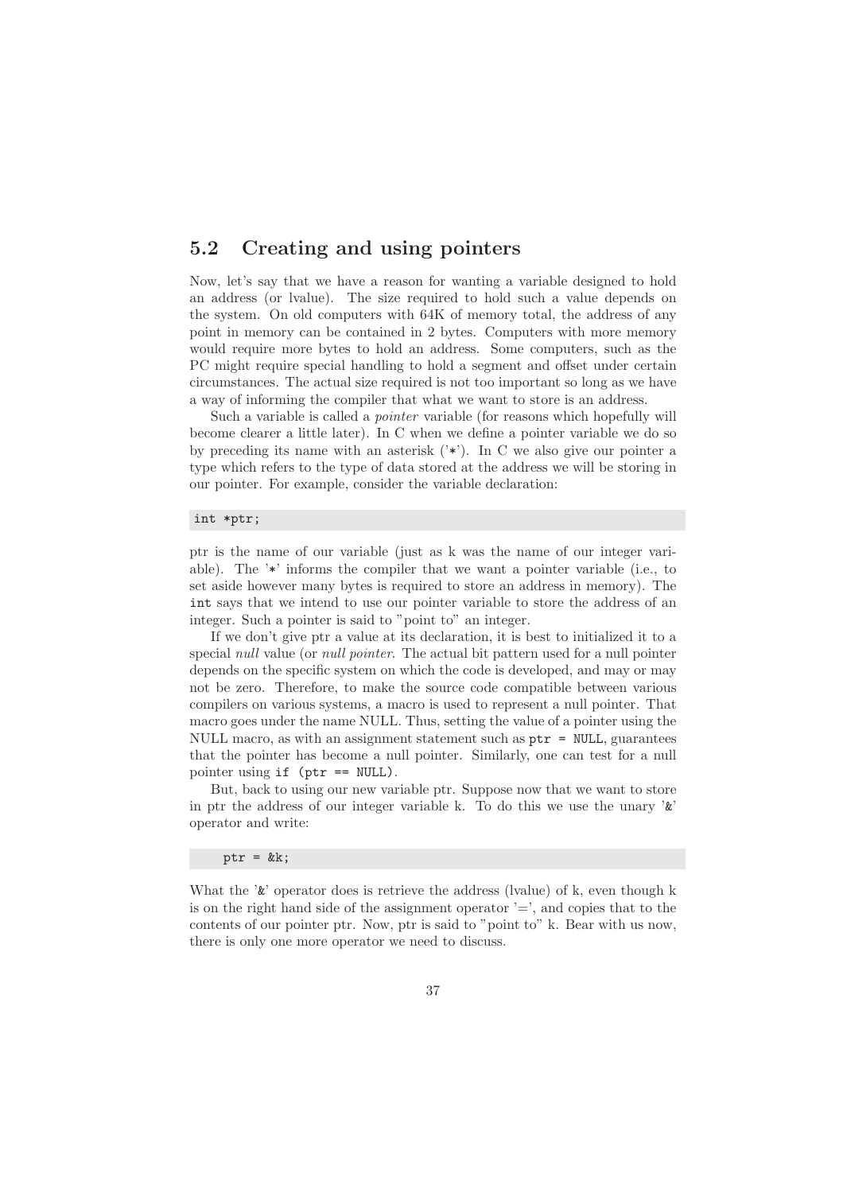## 5.2 Creating and using pointers

Now, let's say that we have a reason for wanting a variable designed to hold an address (or lvalue). The size required to hold such a value depends on the system. On old computers with 64K of memory total, the address of any point in memory can be contained in 2 bytes. Computers with more memory would require more bytes to hold an address. Some computers, such as the PC might require special handling to hold a segment and offset under certain circumstances. The actual size required is not too important so long as we have a way of informing the compiler that what we want to store is an address.

Such a variable is called a *pointer* variable (for reasons which hopefully will become clearer a little later). In C when we define a pointer variable we do so by preceding its name with an asterisk ('`*`'). In C we also give our pointer a type which refers to the type of data stored at the address we will be storing in our pointer. For example, consider the variable declaration:

```
int *ptr;
```

ptr is the name of our variable (just as k was the name of our integer variable). The '`*`' informs the compiler that we want a pointer variable (i.e., to set aside however many bytes is required to store an address in memory). The `int` says that we intend to use our pointer variable to store the address of an integer. Such a pointer is said to "point to" an integer.

If we don't give ptr a value at its declaration, it is best to initialized it to a special *null* value (or *null pointer*. The actual bit pattern used for a null pointer depends on the specific system on which the code is developed, and may or may not be zero. Therefore, to make the source code compatible between various compilers on various systems, a macro is used to represent a null pointer. That macro goes under the name NULL. Thus, setting the value of a pointer using the NULL macro, as with an assignment statement such as `ptr = NULL`, guarantees that the pointer has become a null pointer. Similarly, one can test for a null pointer using `if (ptr == NULL)`.

But, back to using our new variable ptr. Suppose now that we want to store in ptr the address of our integer variable k. To do this we use the unary '`&`' operator and write:

```
    ptr = &k;
```

What the '`&`' operator does is retrieve the address (lvalue) of k, even though k is on the right hand side of the assignment operator '=', and copies that to the contents of our pointer ptr. Now, ptr is said to "point to" k. Bear with us now, there is only one more operator we need to discuss.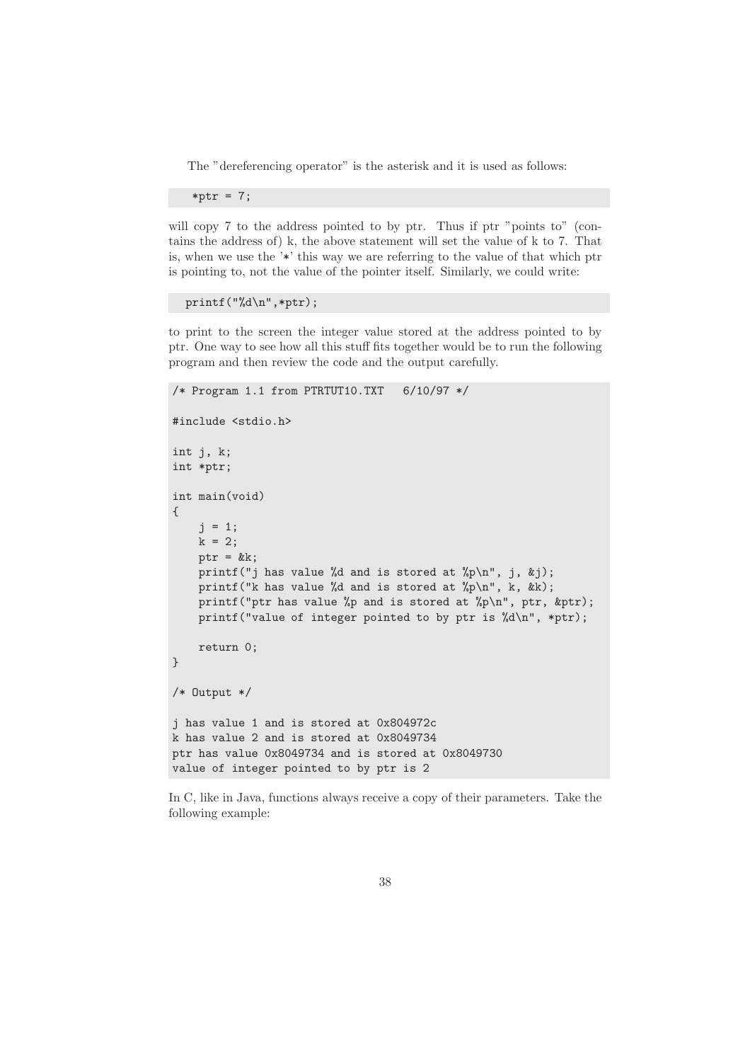The "dereferencing operator" is the asterisk and it is used as follows:

```
*ptr = 7;
```

will copy 7 to the address pointed to by ptr. Thus if ptr "points to" (contains the address of) k, the above statement will set the value of k to 7. That is, when we use the '*' this way we are referring to the value of that which ptr is pointing to, not the value of the pointer itself. Similarly, we could write:

```
printf("%d\n",*ptr);
```

to print to the screen the integer value stored at the address pointed to by ptr. One way to see how all this stuff fits together would be to run the following program and then review the code and the output carefully.

```
/* Program 1.1 from PTRTUT10.TXT   6/10/97 */

#include <stdio.h>

int j, k;
int *ptr;

int main(void)
{
    j = 1;
    k = 2;
    ptr = &k;
    printf("j has value %d and is stored at %p\n", j, &j);
    printf("k has value %d and is stored at %p\n", k, &k);
    printf("ptr has value %p and is stored at %p\n", ptr, &ptr);
    printf("value of integer pointed to by ptr is %d\n", *ptr);

    return 0;
}

/* Output */

j has value 1 and is stored at 0x804972c
k has value 2 and is stored at 0x8049734
ptr has value 0x8049734 and is stored at 0x8049730
value of integer pointed to by ptr is 2
```

In C, like in Java, functions always receive a copy of their parameters. Take the following example: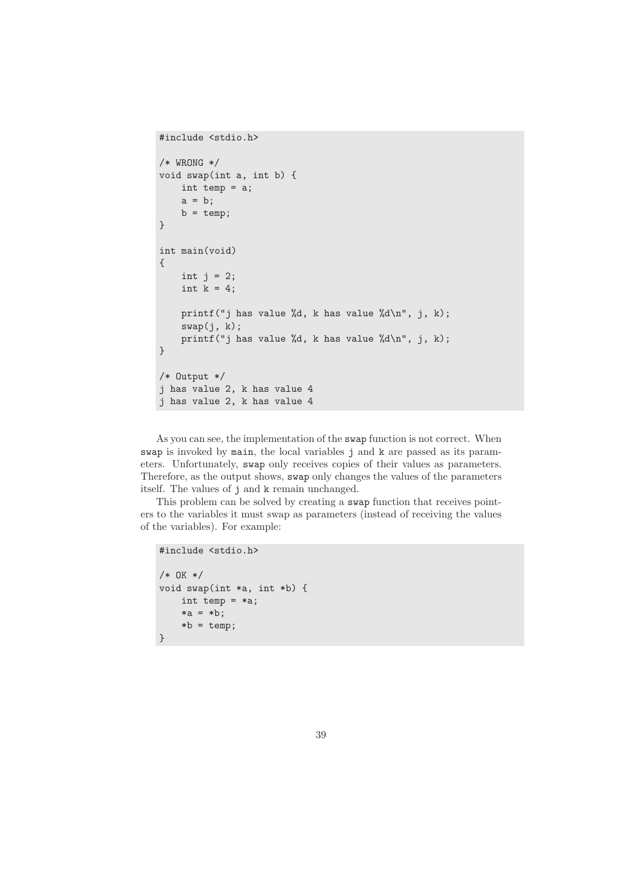```c
#include <stdio.h>

/* WRONG */
void swap(int a, int b) {
    int temp = a;
    a = b;
    b = temp;
}

int main(void)
{
    int j = 2;
    int k = 4;

    printf("j has value %d, k has value %d\n", j, k);
    swap(j, k);
    printf("j has value %d, k has value %d\n", j, k);
}

/* Output */
j has value 2, k has value 4
j has value 2, k has value 4
```

As you can see, the implementation of the `swap` function is not correct. When `swap` is invoked by `main`, the local variables `j` and `k` are passed as its parameters. Unfortunately, `swap` only receives copies of their values as parameters. Therefore, as the output shows, `swap` only changes the values of the parameters itself. The values of `j` and `k` remain unchanged.

This problem can be solved by creating a `swap` function that receives pointers to the variables it must swap as parameters (instead of receiving the values of the variables). For example:

```c
#include <stdio.h>

/* OK */
void swap(int *a, int *b) {
    int temp = *a;
    *a = *b;
    *b = temp;
}
```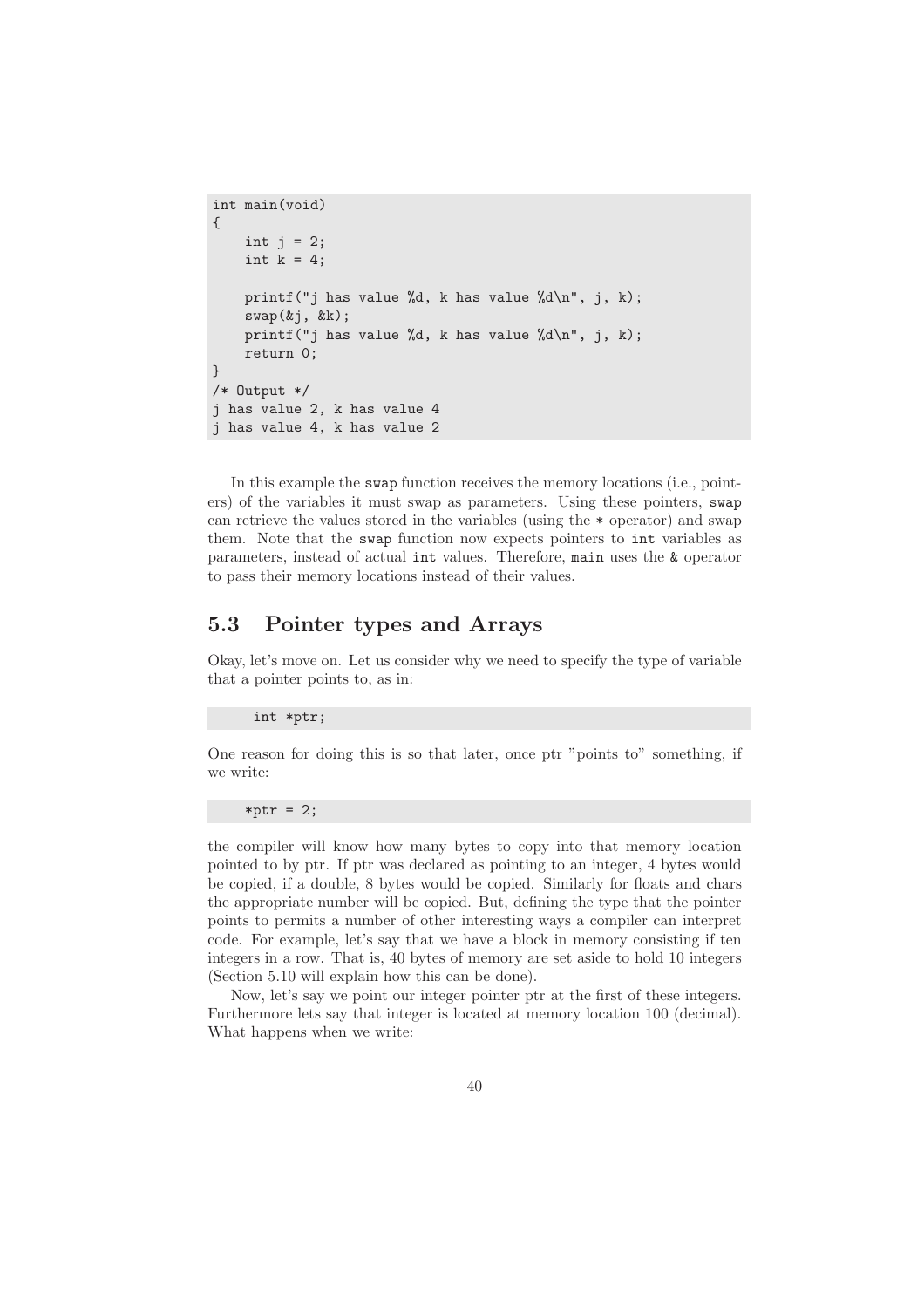```
int main(void)
{
    int j = 2;
    int k = 4;

    printf("j has value %d, k has value %d\n", j, k);
    swap(&j, &k);
    printf("j has value %d, k has value %d\n", j, k);
    return 0;
}
/* Output */
j has value 2, k has value 4
j has value 4, k has value 2
```

In this example the `swap` function receives the memory locations (i.e., pointers) of the variables it must swap as parameters. Using these pointers, `swap` can retrieve the values stored in the variables (using the `*` operator) and swap them. Note that the `swap` function now expects pointers to `int` variables as parameters, instead of actual `int` values. Therefore, `main` uses the `&` operator to pass their memory locations instead of their values.

## 5.3 Pointer types and Arrays

Okay, let's move on. Let us consider why we need to specify the type of variable that a pointer points to, as in:

```
int *ptr;
```

One reason for doing this is so that later, once ptr "points to" something, if we write:

```
*ptr = 2;
```

the compiler will know how many bytes to copy into that memory location pointed to by ptr. If ptr was declared as pointing to an integer, 4 bytes would be copied, if a double, 8 bytes would be copied. Similarly for floats and chars the appropriate number will be copied. But, defining the type that the pointer points to permits a number of other interesting ways a compiler can interpret code. For example, let's say that we have a block in memory consisting if ten integers in a row. That is, 40 bytes of memory are set aside to hold 10 integers (Section 5.10 will explain how this can be done).

Now, let's say we point our integer pointer ptr at the first of these integers. Furthermore lets say that integer is located at memory location 100 (decimal). What happens when we write: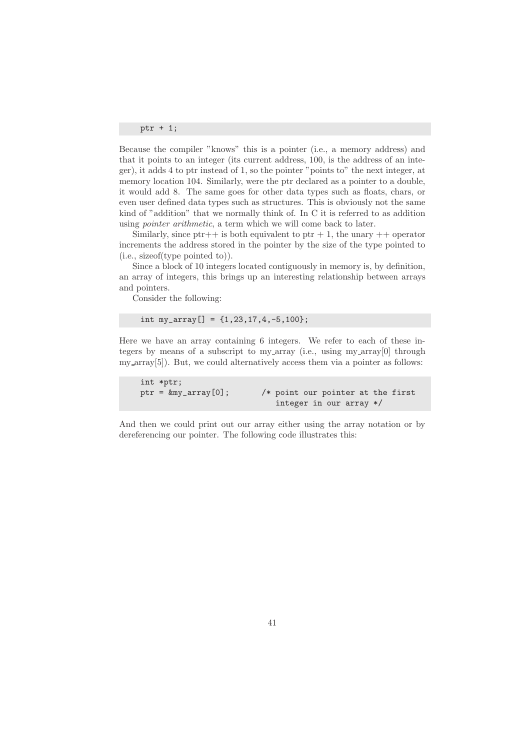```
ptr + 1;
```

Because the compiler "knows" this is a pointer (i.e., a memory address) and that it points to an integer (its current address, 100, is the address of an integer), it adds 4 to ptr instead of 1, so the pointer "points to" the next integer, at memory location 104. Similarly, were the ptr declared as a pointer to a double, it would add 8. The same goes for other data types such as floats, chars, or even user defined data types such as structures. This is obviously not the same kind of "addition" that we normally think of. In C it is referred to as addition using *pointer arithmetic*, a term which we will come back to later.

Similarly, since ptr++ is both equivalent to ptr + 1, the unary ++ operator increments the address stored in the pointer by the size of the type pointed to (i.e., sizeof(type pointed to)).

Since a block of 10 integers located contiguously in memory is, by definition, an array of integers, this brings up an interesting relationship between arrays and pointers.

Consider the following:

```
int my_array[] = {1,23,17,4,-5,100};
```

Here we have an array containing 6 integers. We refer to each of these integers by means of a subscript to my_array (i.e., using my_array[0] through my_array[5]). But, we could alternatively access them via a pointer as follows:

```
int *ptr;
ptr = &my_array[0];       /* point our pointer at the first
                             integer in our array */
```

And then we could print out our array either using the array notation or by dereferencing our pointer. The following code illustrates this: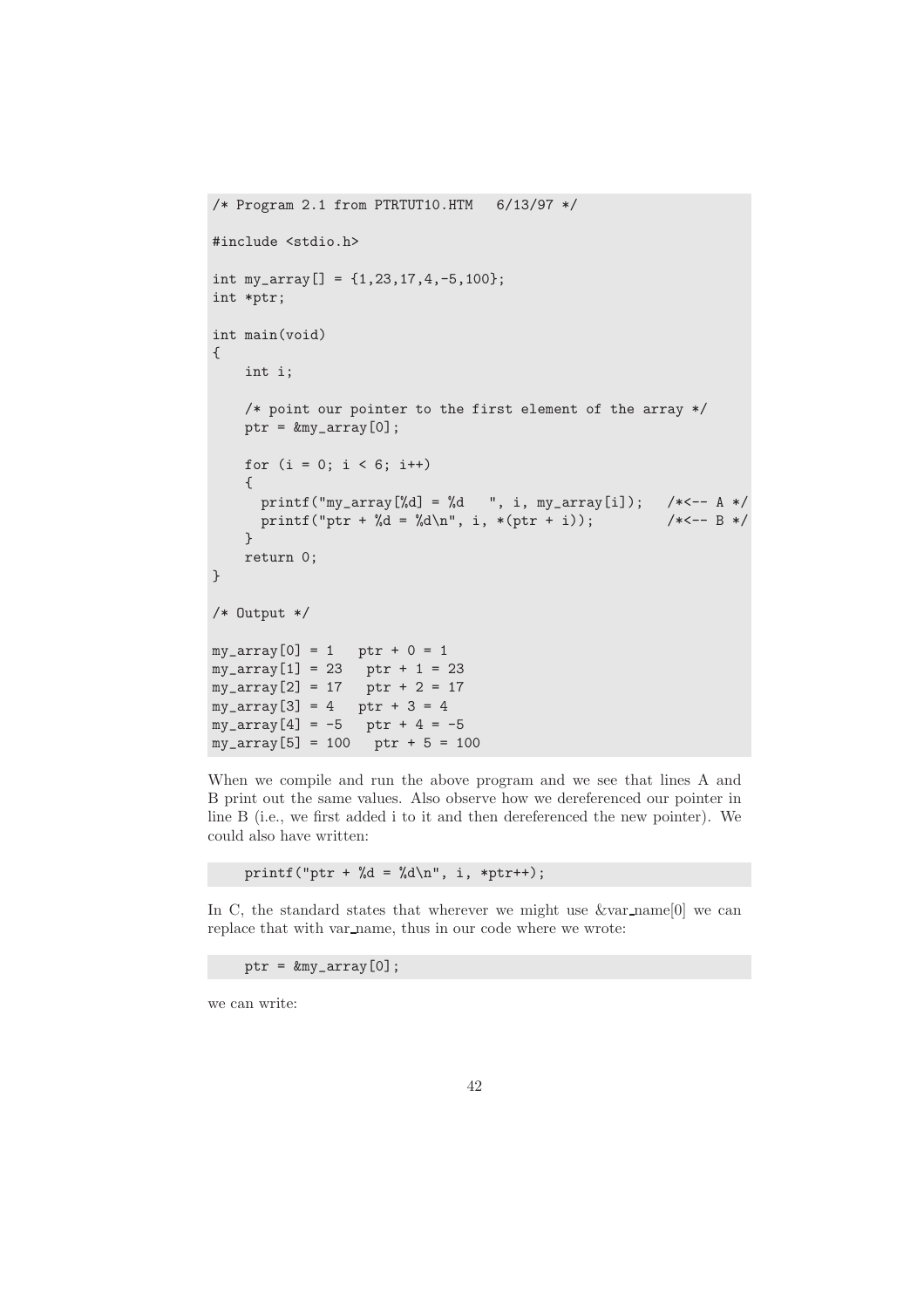```
/* Program 2.1 from PTRTUT10.HTM   6/13/97 */

#include <stdio.h>

int my_array[] = {1,23,17,4,-5,100};
int *ptr;

int main(void)
{
    int i;

    /* point our pointer to the first element of the array */
    ptr = &my_array[0];

    for (i = 0; i < 6; i++)
    {
      printf("my_array[%d] = %d   ", i, my_array[i]);   /*<-- A */
      printf("ptr + %d = %d\n", i, *(ptr + i));         /*<-- B */
    }
    return 0;
}

/* Output */

my_array[0] = 1   ptr + 0 = 1
my_array[1] = 23   ptr + 1 = 23
my_array[2] = 17   ptr + 2 = 17
my_array[3] = 4   ptr + 3 = 4
my_array[4] = -5   ptr + 4 = -5
my_array[5] = 100   ptr + 5 = 100
```

When we compile and run the above program and we see that lines A and B print out the same values. Also observe how we dereferenced our pointer in line B (i.e., we first added i to it and then dereferenced the new pointer). We could also have written:

```
    printf("ptr + %d = %d\n", i, *ptr++);
```

In C, the standard states that wherever we might use &var_name[0] we can replace that with var_name, thus in our code where we wrote:

```
    ptr = &my_array[0];
```

we can write: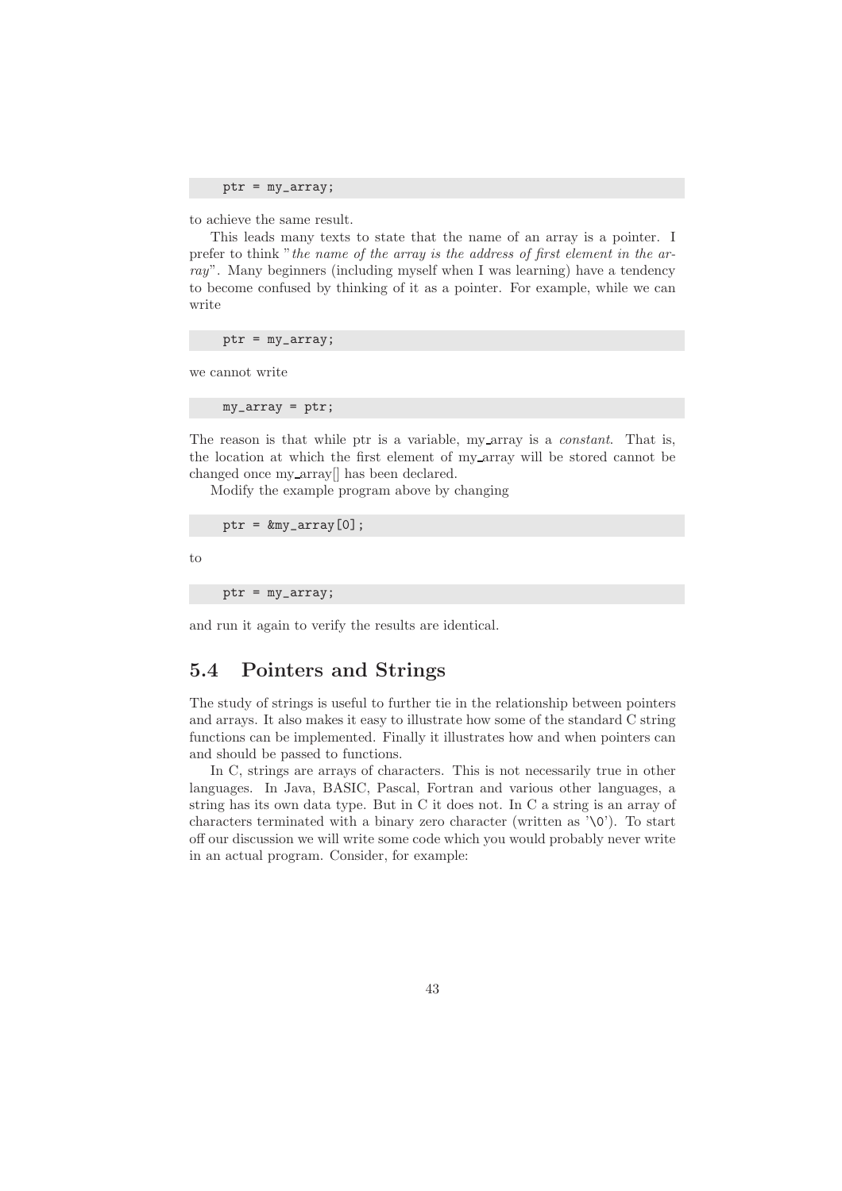```
ptr = my_array;
```

to achieve the same result.

This leads many texts to state that the name of an array is a pointer. I prefer to think "*the name of the array is the address of first element in the array*". Many beginners (including myself when I was learning) have a tendency to become confused by thinking of it as a pointer. For example, while we can write

```
ptr = my_array;
```

we cannot write

```
my_array = ptr;
```

The reason is that while ptr is a variable, my_array is a *constant*. That is, the location at which the first element of my_array will be stored cannot be changed once my_array[] has been declared.

Modify the example program above by changing

```
ptr = &my_array[0];
```

to

```
ptr = my_array;
```

and run it again to verify the results are identical.

## 5.4 Pointers and Strings

The study of strings is useful to further tie in the relationship between pointers and arrays. It also makes it easy to illustrate how some of the standard C string functions can be implemented. Finally it illustrates how and when pointers can and should be passed to functions.

In C, strings are arrays of characters. This is not necessarily true in other languages. In Java, BASIC, Pascal, Fortran and various other languages, a string has its own data type. But in C it does not. In C a string is an array of characters terminated with a binary zero character (written as '\0'). To start off our discussion we will write some code which you would probably never write in an actual program. Consider, for example: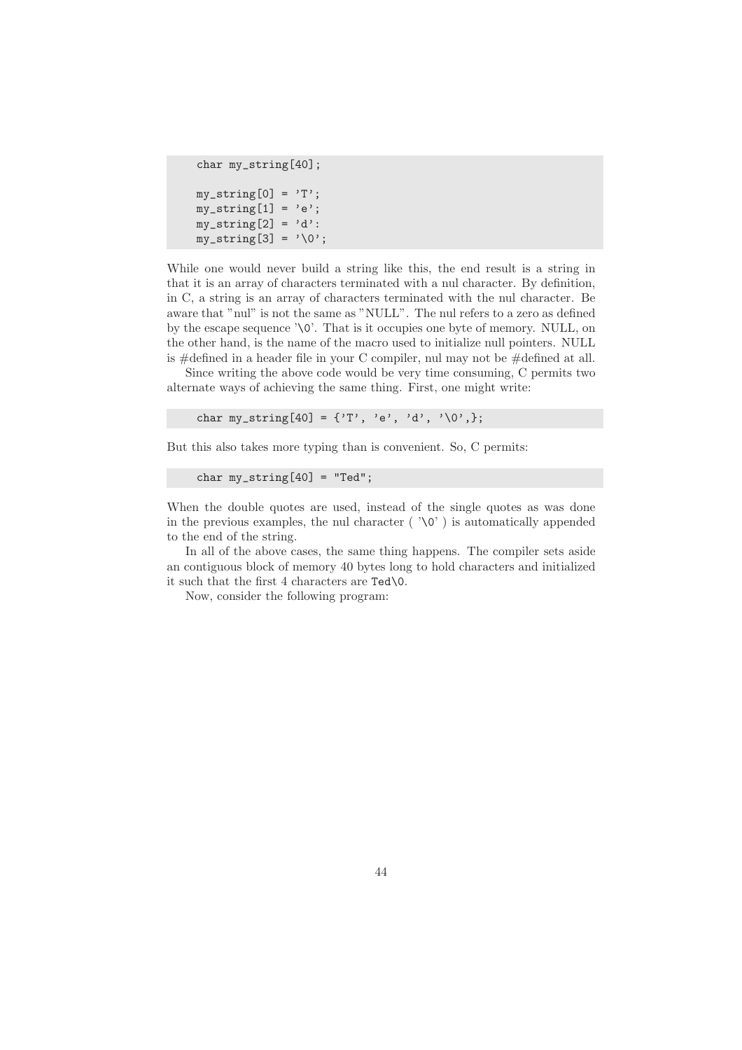```
    char my_string[40];

    my_string[0] = 'T';
    my_string[1] = 'e';
    my_string[2] = 'd':
    my_string[3] = '\0';
```

While one would never build a string like this, the end result is a string in that it is an array of characters terminated with a nul character. By definition, in C, a string is an array of characters terminated with the nul character. Be aware that "nul" is not the same as "NULL". The nul refers to a zero as defined by the escape sequence '\0'. That is it occupies one byte of memory. NULL, on the other hand, is the name of the macro used to initialize null pointers. NULL is #defined in a header file in your C compiler, nul may not be #defined at all.

Since writing the above code would be very time consuming, C permits two alternate ways of achieving the same thing. First, one might write:

```
    char my_string[40] = {'T', 'e', 'd', '\0',};
```

But this also takes more typing than is convenient. So, C permits:

```
    char my_string[40] = "Ted";
```

When the double quotes are used, instead of the single quotes as was done in the previous examples, the nul character ( '\0' ) is automatically appended to the end of the string.

In all of the above cases, the same thing happens. The compiler sets aside an contiguous block of memory 40 bytes long to hold characters and initialized it such that the first 4 characters are `Ted\0`.

Now, consider the following program: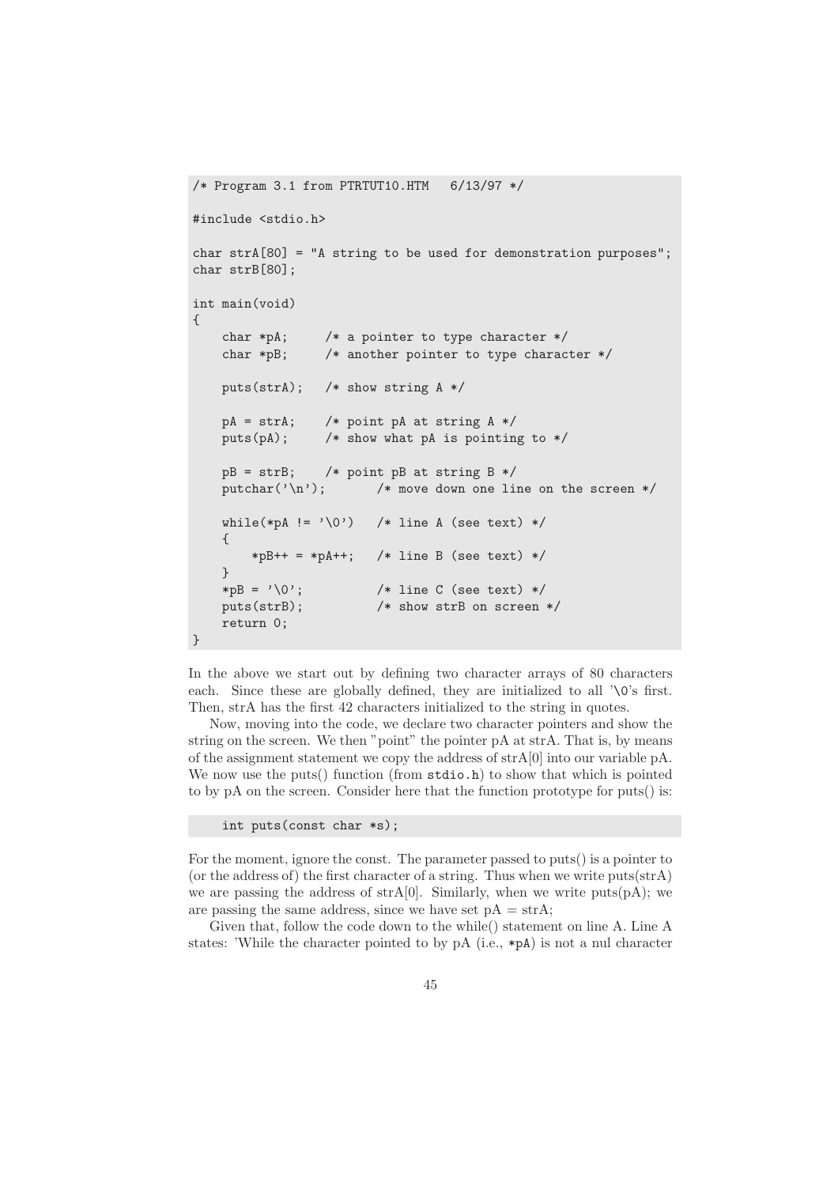```
/* Program 3.1 from PTRTUT10.HTM   6/13/97 */

#include <stdio.h>

char strA[80] = "A string to be used for demonstration purposes";
char strB[80];

int main(void)
{
    char *pA;     /* a pointer to type character */
    char *pB;     /* another pointer to type character */

    puts(strA);   /* show string A */

    pA = strA;    /* point pA at string A */
    puts(pA);     /* show what pA is pointing to */

    pB = strB;    /* point pB at string B */
    putchar('\n');       /* move down one line on the screen */

    while(*pA != '\0')   /* line A (see text) */
    {
        *pB++ = *pA++;   /* line B (see text) */
    }
    *pB = '\0';          /* line C (see text) */
    puts(strB);          /* show strB on screen */
    return 0;
}
```

In the above we start out by defining two character arrays of 80 characters each. Since these are globally defined, they are initialized to all '\0's first. Then, strA has the first 42 characters initialized to the string in quotes.

Now, moving into the code, we declare two character pointers and show the string on the screen. We then "point" the pointer pA at strA. That is, by means of the assignment statement we copy the address of strA[0] into our variable pA. We now use the puts() function (from `stdio.h`) to show that which is pointed to by pA on the screen. Consider here that the function prototype for puts() is:

```
    int puts(const char *s);
```

For the moment, ignore the const. The parameter passed to puts() is a pointer to (or the address of) the first character of a string. Thus when we write puts(strA) we are passing the address of strA[0]. Similarly, when we write puts(pA); we are passing the same address, since we have set pA = strA;

Given that, follow the code down to the while() statement on line A. Line A states: 'While the character pointed to by pA (i.e., `*pA`) is not a nul character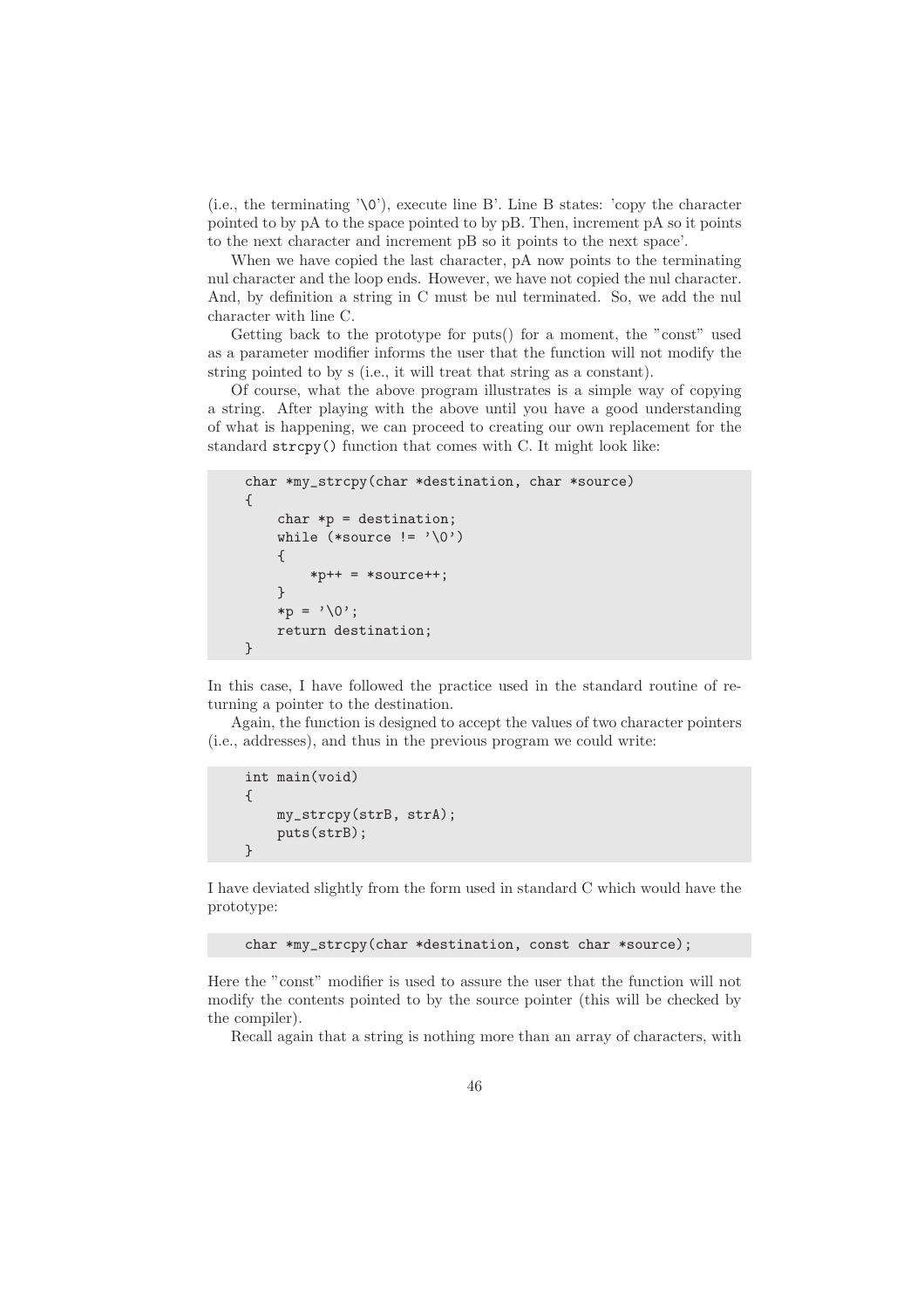(i.e., the terminating '\0'), execute line B'. Line B states: 'copy the character pointed to by pA to the space pointed to by pB. Then, increment pA so it points to the next character and increment pB so it points to the next space'.

When we have copied the last character, pA now points to the terminating nul character and the loop ends. However, we have not copied the nul character. And, by definition a string in C must be nul terminated. So, we add the nul character with line C.

Getting back to the prototype for puts() for a moment, the "const" used as a parameter modifier informs the user that the function will not modify the string pointed to by s (i.e., it will treat that string as a constant).

Of course, what the above program illustrates is a simple way of copying a string. After playing with the above until you have a good understanding of what is happening, we can proceed to creating our own replacement for the standard `strcpy()` function that comes with C. It might look like:

```
char *my_strcpy(char *destination, char *source)
{
    char *p = destination;
    while (*source != '\0')
    {
        *p++ = *source++;
    }
    *p = '\0';
    return destination;
}
```

In this case, I have followed the practice used in the standard routine of returning a pointer to the destination.

Again, the function is designed to accept the values of two character pointers (i.e., addresses), and thus in the previous program we could write:

```
int main(void)
{
    my_strcpy(strB, strA);
    puts(strB);
}
```

I have deviated slightly from the form used in standard C which would have the prototype:

```
char *my_strcpy(char *destination, const char *source);
```

Here the "const" modifier is used to assure the user that the function will not modify the contents pointed to by the source pointer (this will be checked by the compiler).

Recall again that a string is nothing more than an array of characters, with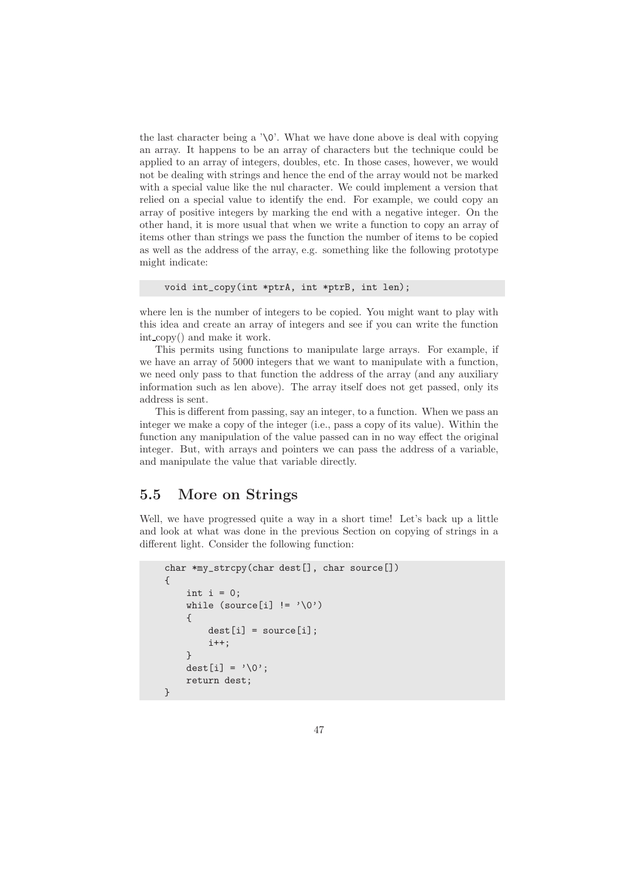the last character being a '\0'. What we have done above is deal with copying an array. It happens to be an array of characters but the technique could be applied to an array of integers, doubles, etc. In those cases, however, we would not be dealing with strings and hence the end of the array would not be marked with a special value like the nul character. We could implement a version that relied on a special value to identify the end. For example, we could copy an array of positive integers by marking the end with a negative integer. On the other hand, it is more usual that when we write a function to copy an array of items other than strings we pass the function the number of items to be copied as well as the address of the array, e.g. something like the following prototype might indicate:

```
void int_copy(int *ptrA, int *ptrB, int len);
```

where len is the number of integers to be copied. You might want to play with this idea and create an array of integers and see if you can write the function int_copy() and make it work.

This permits using functions to manipulate large arrays. For example, if we have an array of 5000 integers that we want to manipulate with a function, we need only pass to that function the address of the array (and any auxiliary information such as len above). The array itself does not get passed, only its address is sent.

This is different from passing, say an integer, to a function. When we pass an integer we make a copy of the integer (i.e., pass a copy of its value). Within the function any manipulation of the value passed can in no way effect the original integer. But, with arrays and pointers we can pass the address of a variable, and manipulate the value that variable directly.

## 5.5 More on Strings

Well, we have progressed quite a way in a short time! Let's back up a little and look at what was done in the previous Section on copying of strings in a different light. Consider the following function:

```
char *my_strcpy(char dest[], char source[])
{
    int i = 0;
    while (source[i] != '\0')
    {
        dest[i] = source[i];
        i++;
    }
    dest[i] = '\0';
    return dest;
}
```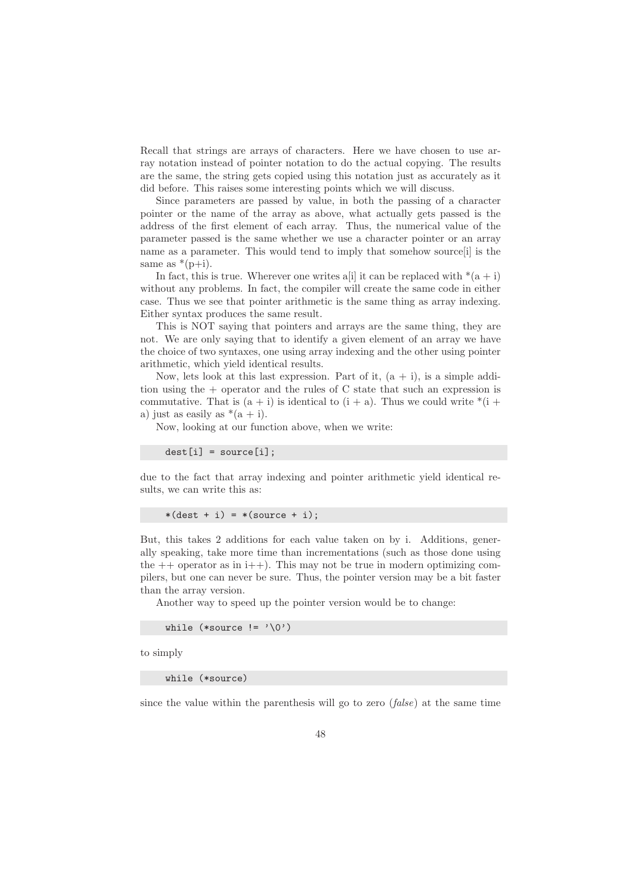Recall that strings are arrays of characters. Here we have chosen to use array notation instead of pointer notation to do the actual copying. The results are the same, the string gets copied using this notation just as accurately as it did before. This raises some interesting points which we will discuss.

Since parameters are passed by value, in both the passing of a character pointer or the name of the array as above, what actually gets passed is the address of the first element of each array. Thus, the numerical value of the parameter passed is the same whether we use a character pointer or an array name as a parameter. This would tend to imply that somehow source[i] is the same as *(p+i).

In fact, this is true. Wherever one writes a[i] it can be replaced with *(a + i) without any problems. In fact, the compiler will create the same code in either case. Thus we see that pointer arithmetic is the same thing as array indexing. Either syntax produces the same result.

This is NOT saying that pointers and arrays are the same thing, they are not. We are only saying that to identify a given element of an array we have the choice of two syntaxes, one using array indexing and the other using pointer arithmetic, which yield identical results.

Now, lets look at this last expression. Part of it, (a + i), is a simple addition using the + operator and the rules of C state that such an expression is commutative. That is (a + i) is identical to (i + a). Thus we could write *(i + a) just as easily as *(a + i).

Now, looking at our function above, when we write:

```
dest[i] = source[i];
```

due to the fact that array indexing and pointer arithmetic yield identical results, we can write this as:

```
*(dest + i) = *(source + i);
```

But, this takes 2 additions for each value taken on by i. Additions, generally speaking, take more time than incrementations (such as those done using the ++ operator as in i++). This may not be true in modern optimizing compilers, but one can never be sure. Thus, the pointer version may be a bit faster than the array version.

Another way to speed up the pointer version would be to change:

```
while (*source != '\0')
```

to simply

```
while (*source)
```

since the value within the parenthesis will go to zero (*false*) at the same time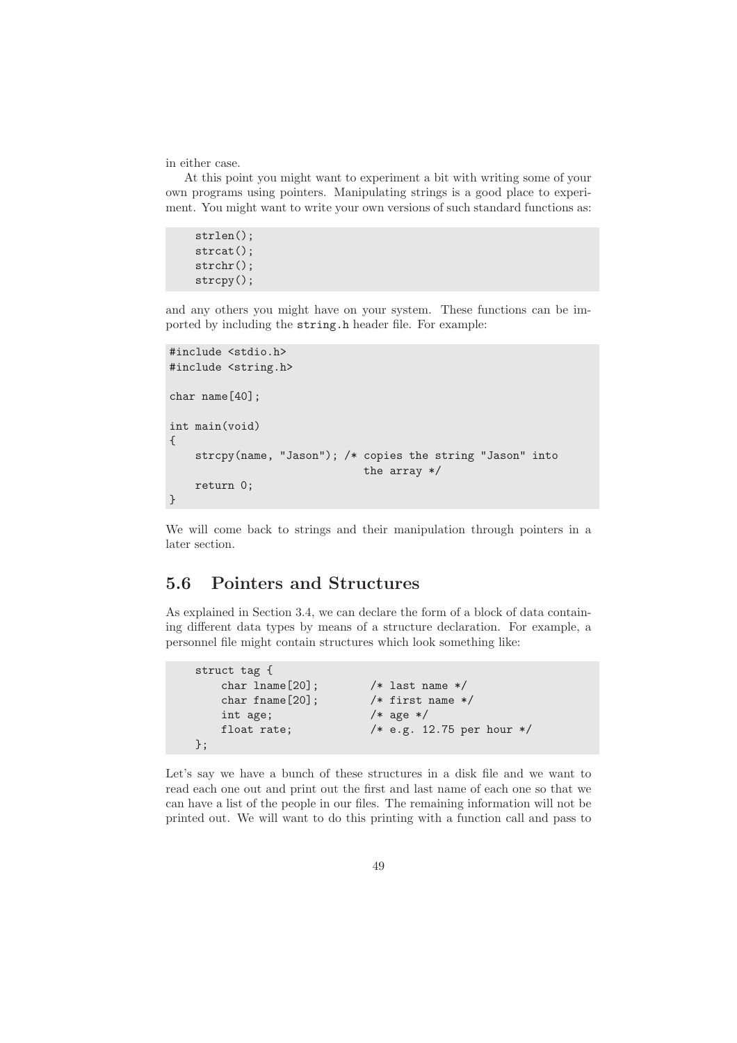in either case.

At this point you might want to experiment a bit with writing some of your own programs using pointers. Manipulating strings is a good place to experiment. You might want to write your own versions of such standard functions as:

```
    strlen();
    strcat();
    strchr();
    strcpy();
```

and any others you might have on your system. These functions can be imported by including the `string.h` header file. For example:

```
#include <stdio.h>
#include <string.h>

char name[40];

int main(void)
{
    strcpy(name, "Jason"); /* copies the string "Jason" into
                              the array */
    return 0;
}
```

We will come back to strings and their manipulation through pointers in a later section.

## 5.6 Pointers and Structures

As explained in Section 3.4, we can declare the form of a block of data containing different data types by means of a structure declaration. For example, a personnel file might contain structures which look something like:

```
    struct tag {
        char lname[20];        /* last name */
        char fname[20];        /* first name */
        int age;               /* age */
        float rate;            /* e.g. 12.75 per hour */
    };
```

Let's say we have a bunch of these structures in a disk file and we want to read each one out and print out the first and last name of each one so that we can have a list of the people in our files. The remaining information will not be printed out. We will want to do this printing with a function call and pass to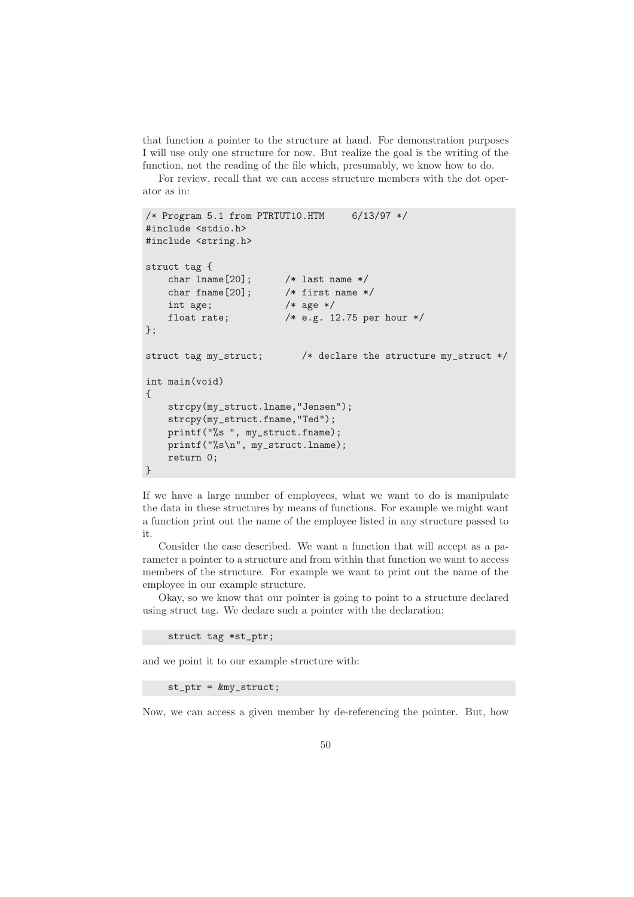that function a pointer to the structure at hand. For demonstration purposes I will use only one structure for now. But realize the goal is the writing of the function, not the reading of the file which, presumably, we know how to do.

For review, recall that we can access structure members with the dot operator as in:

```
/* Program 5.1 from PTRTUT10.HTM     6/13/97 */
#include <stdio.h>
#include <string.h>

struct tag {
    char lname[20];      /* last name */
    char fname[20];      /* first name */
    int age;             /* age */
    float rate;          /* e.g. 12.75 per hour */
};

struct tag my_struct;       /* declare the structure my_struct */

int main(void)
{
    strcpy(my_struct.lname,"Jensen");
    strcpy(my_struct.fname,"Ted");
    printf("%s ", my_struct.fname);
    printf("%s\n", my_struct.lname);
    return 0;
}
```

If we have a large number of employees, what we want to do is manipulate the data in these structures by means of functions. For example we might want a function print out the name of the employee listed in any structure passed to it.

Consider the case described. We want a function that will accept as a parameter a pointer to a structure and from within that function we want to access members of the structure. For example we want to print out the name of the employee in our example structure.

Okay, so we know that our pointer is going to point to a structure declared using struct tag. We declare such a pointer with the declaration:

```
    struct tag *st_ptr;
```

and we point it to our example structure with:

```
    st_ptr = &my_struct;
```

Now, we can access a given member by de-referencing the pointer. But, how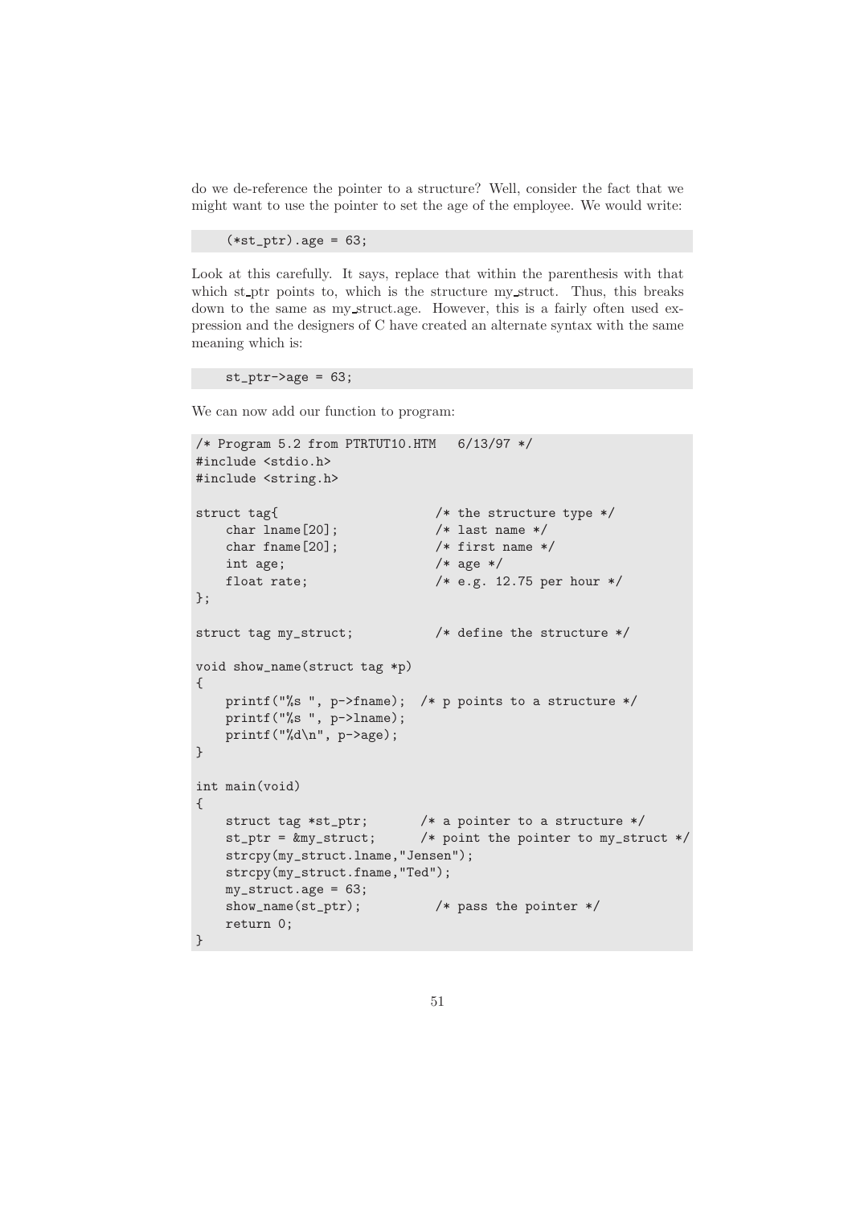do we de-reference the pointer to a structure? Well, consider the fact that we might want to use the pointer to set the age of the employee. We would write:

```
    (*st_ptr).age = 63;
```

Look at this carefully. It says, replace that within the parenthesis with that which st_ptr points to, which is the structure my_struct. Thus, this breaks down to the same as my_struct.age. However, this is a fairly often used expression and the designers of C have created an alternate syntax with the same meaning which is:

```
    st_ptr->age = 63;
```

We can now add our function to program:

```
/* Program 5.2 from PTRTUT10.HTM   6/13/97 */
#include <stdio.h>
#include <string.h>

struct tag{                     /* the structure type */
    char lname[20];             /* last name */
    char fname[20];             /* first name */
    int age;                    /* age */
    float rate;                 /* e.g. 12.75 per hour */
};

struct tag my_struct;           /* define the structure */

void show_name(struct tag *p)
{
    printf("%s ", p->fname);  /* p points to a structure */
    printf("%s ", p->lname);
    printf("%d\n", p->age);
}

int main(void)
{
    struct tag *st_ptr;       /* a pointer to a structure */
    st_ptr = &my_struct;      /* point the pointer to my_struct */
    strcpy(my_struct.lname,"Jensen");
    strcpy(my_struct.fname,"Ted");
    my_struct.age = 63;
    show_name(st_ptr);          /* pass the pointer */
    return 0;
}
```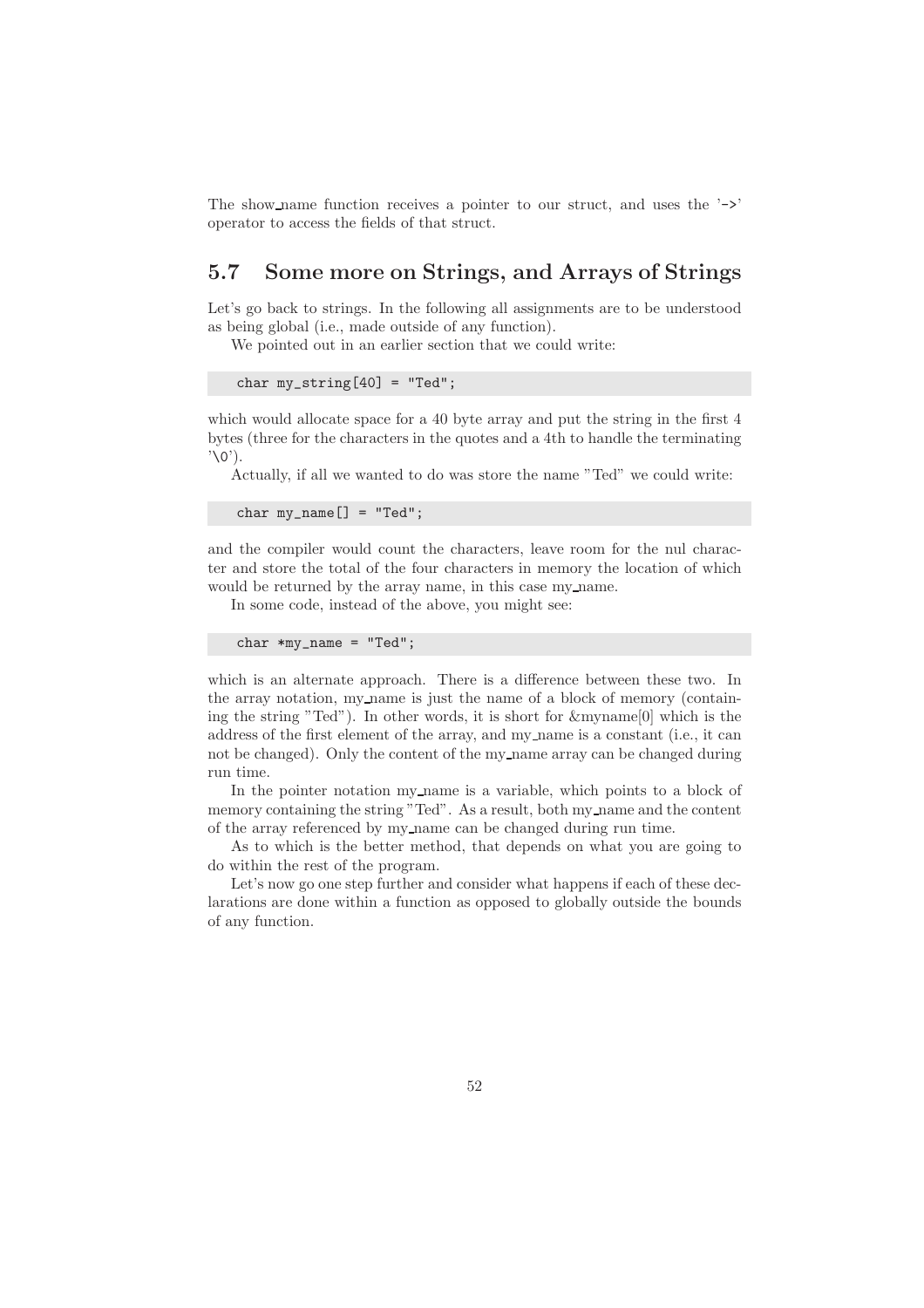The show_name function receives a pointer to our struct, and uses the '->' operator to access the fields of that struct.

## 5.7 Some more on Strings, and Arrays of Strings

Let's go back to strings. In the following all assignments are to be understood as being global (i.e., made outside of any function).

We pointed out in an earlier section that we could write:

```
char my_string[40] = "Ted";
```

which would allocate space for a 40 byte array and put the string in the first 4 bytes (three for the characters in the quotes and a 4th to handle the terminating '\0').

Actually, if all we wanted to do was store the name "Ted" we could write:

```
char my_name[] = "Ted";
```

and the compiler would count the characters, leave room for the nul character and store the total of the four characters in memory the location of which would be returned by the array name, in this case my_name.

In some code, instead of the above, you might see:

```
char *my_name = "Ted";
```

which is an alternate approach. There is a difference between these two. In the array notation, my_name is just the name of a block of memory (containing the string "Ted"). In other words, it is short for &myname[0] which is the address of the first element of the array, and my_name is a constant (i.e., it can not be changed). Only the content of the my_name array can be changed during run time.

In the pointer notation my_name is a variable, which points to a block of memory containing the string "Ted". As a result, both my_name and the content of the array referenced by my_name can be changed during run time.

As to which is the better method, that depends on what you are going to do within the rest of the program.

Let's now go one step further and consider what happens if each of these declarations are done within a function as opposed to globally outside the bounds of any function.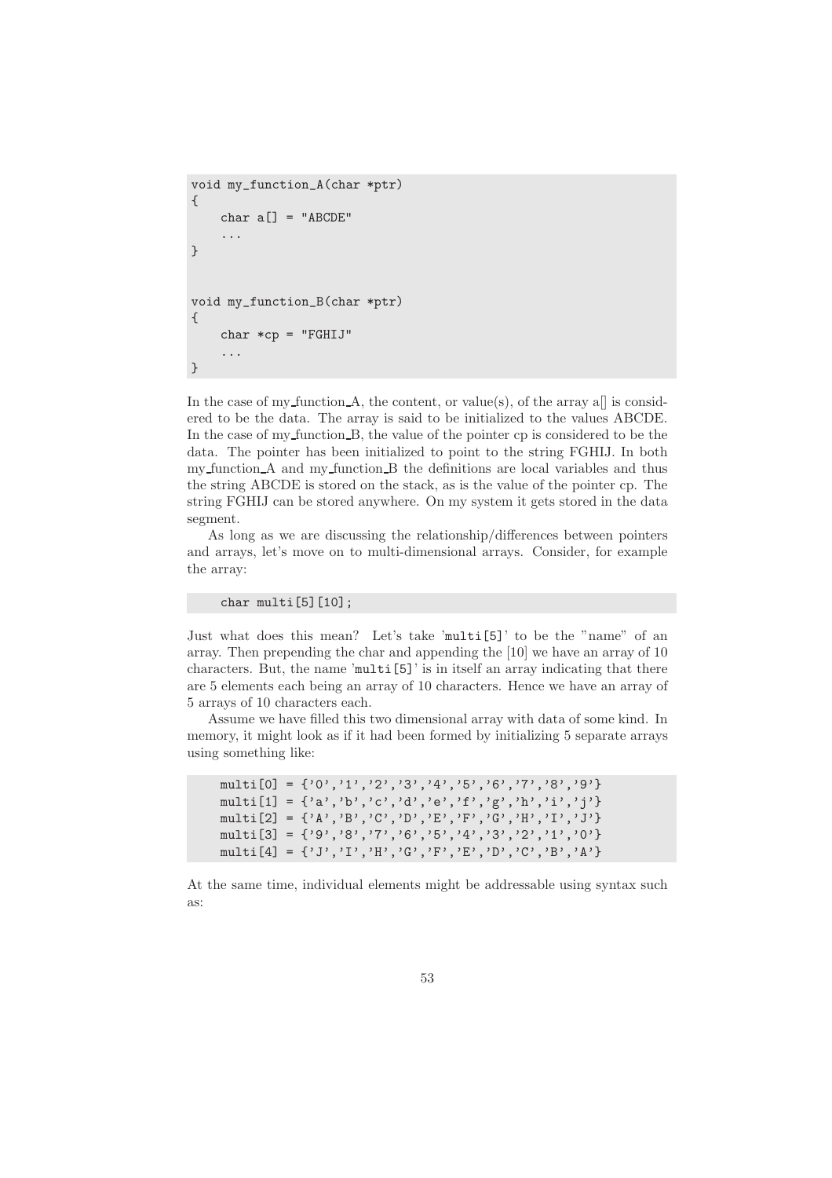```
void my_function_A(char *ptr)
{
    char a[] = "ABCDE"
    ...
}


void my_function_B(char *ptr)
{
    char *cp = "FGHIJ"
    ...
}
```

In the case of my_function_A, the content, or value(s), of the array a[] is considered to be the data. The array is said to be initialized to the values ABCDE. In the case of my_function_B, the value of the pointer cp is considered to be the data. The pointer has been initialized to point to the string FGHIJ. In both my_function_A and my_function_B the definitions are local variables and thus the string ABCDE is stored on the stack, as is the value of the pointer cp. The string FGHIJ can be stored anywhere. On my system it gets stored in the data segment.

As long as we are discussing the relationship/differences between pointers and arrays, let's move on to multi-dimensional arrays. Consider, for example the array:

```
    char multi[5][10];
```

Just what does this mean? Let's take 'multi[5]' to be the "name" of an array. Then prepending the char and appending the [10] we have an array of 10 characters. But, the name 'multi[5]' is in itself an array indicating that there are 5 elements each being an array of 10 characters. Hence we have an array of 5 arrays of 10 characters each.

Assume we have filled this two dimensional array with data of some kind. In memory, it might look as if it had been formed by initializing 5 separate arrays using something like:

```
    multi[0] = {'0','1','2','3','4','5','6','7','8','9'}
    multi[1] = {'a','b','c','d','e','f','g','h','i','j'}
    multi[2] = {'A','B','C','D','E','F','G','H','I','J'}
    multi[3] = {'9','8','7','6','5','4','3','2','1','0'}
    multi[4] = {'J','I','H','G','F','E','D','C','B','A'}
```

At the same time, individual elements might be addressable using syntax such as: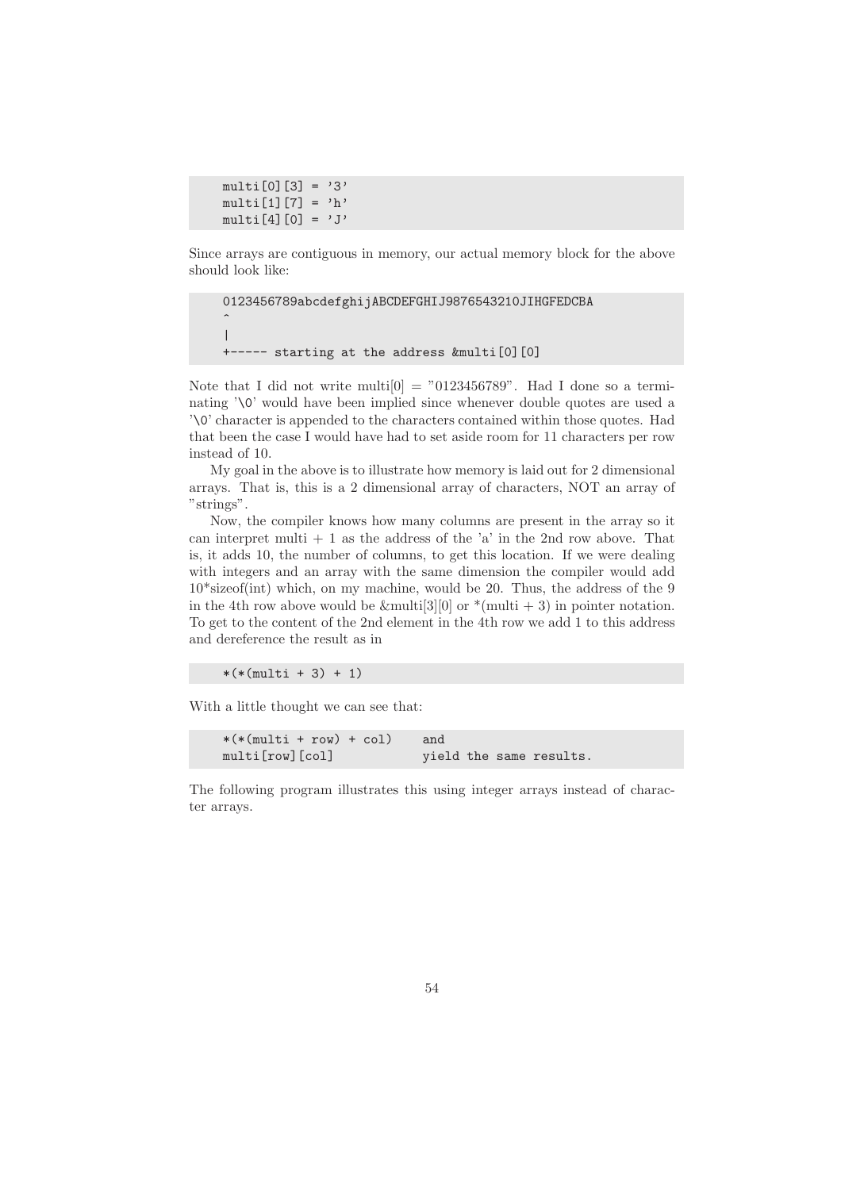```
multi[0][3] = '3'
multi[1][7] = 'h'
multi[4][0] = 'J'
```

Since arrays are contiguous in memory, our actual memory block for the above should look like:

```
0123456789abcdefghijABCDEFGHIJ9876543210JIHGFEDCBA
^
|
+----- starting at the address &multi[0][0]
```

Note that I did not write multi[0] = "0123456789". Had I done so a terminating '\0' would have been implied since whenever double quotes are used a '\0' character is appended to the characters contained within those quotes. Had that been the case I would have had to set aside room for 11 characters per row instead of 10.

My goal in the above is to illustrate how memory is laid out for 2 dimensional arrays. That is, this is a 2 dimensional array of characters, NOT an array of "strings".

Now, the compiler knows how many columns are present in the array so it can interpret multi + 1 as the address of the 'a' in the 2nd row above. That is, it adds 10, the number of columns, to get this location. If we were dealing with integers and an array with the same dimension the compiler would add 10*sizeof(int) which, on my machine, would be 20. Thus, the address of the 9 in the 4th row above would be &multi[3][0] or *(multi + 3) in pointer notation. To get to the content of the 2nd element in the 4th row we add 1 to this address and dereference the result as in

```
*(*(multi + 3) + 1)
```

With a little thought we can see that:

```
*(*(multi + row) + col)    and
multi[row][col]            yield the same results.
```

The following program illustrates this using integer arrays instead of character arrays.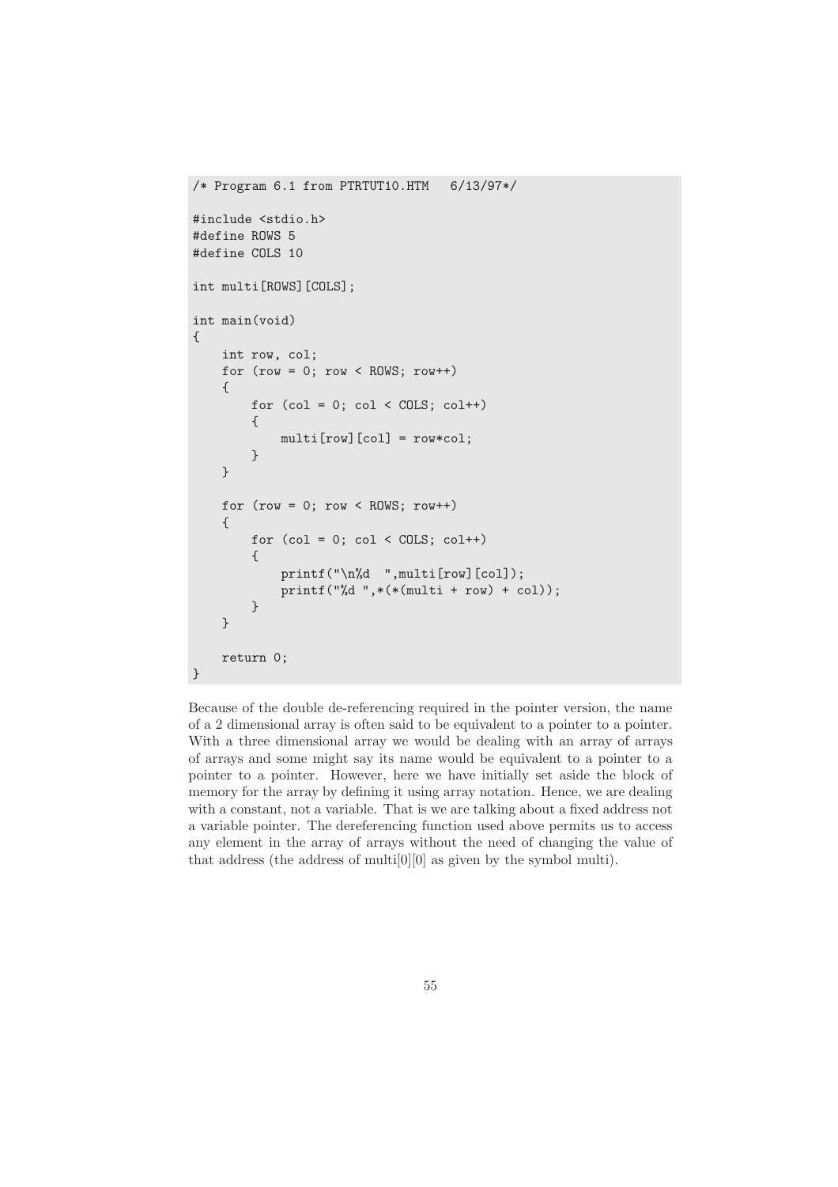```
/* Program 6.1 from PTRTUT10.HTM   6/13/97*/

#include <stdio.h>
#define ROWS 5
#define COLS 10

int multi[ROWS][COLS];

int main(void)
{
    int row, col;
    for (row = 0; row < ROWS; row++)
    {
        for (col = 0; col < COLS; col++)
        {
            multi[row][col] = row*col;
        }
    }

    for (row = 0; row < ROWS; row++)
    {
        for (col = 0; col < COLS; col++)
        {
            printf("\n%d  ",multi[row][col]);
            printf("%d ",*(*(multi + row) + col));
        }
    }

    return 0;
}
```

Because of the double de-referencing required in the pointer version, the name of a 2 dimensional array is often said to be equivalent to a pointer to a pointer. With a three dimensional array we would be dealing with an array of arrays of arrays and some might say its name would be equivalent to a pointer to a pointer to a pointer. However, here we have initially set aside the block of memory for the array by defining it using array notation. Hence, we are dealing with a constant, not a variable. That is we are talking about a fixed address not a variable pointer. The dereferencing function used above permits us to access any element in the array of arrays without the need of changing the value of that address (the address of multi[0][0] as given by the symbol multi).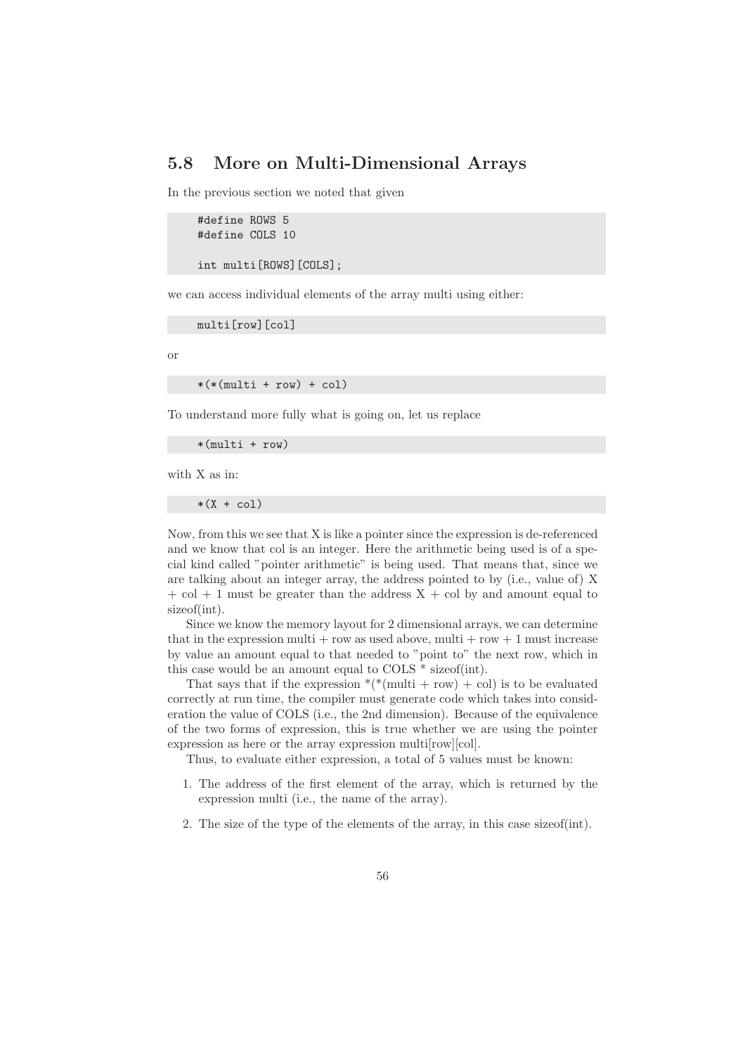## 5.8 More on Multi-Dimensional Arrays

In the previous section we noted that given

```
#define ROWS 5
#define COLS 10

int multi[ROWS][COLS];
```

we can access individual elements of the array multi using either:

```
multi[row][col]
```

or

```
*(*(multi + row) + col)
```

To understand more fully what is going on, let us replace

```
*(multi + row)
```

with X as in:

```
*(X + col)
```

Now, from this we see that X is like a pointer since the expression is de-referenced and we know that col is an integer. Here the arithmetic being used is of a special kind called "pointer arithmetic" is being used. That means that, since we are talking about an integer array, the address pointed to by (i.e., value of) X + col + 1 must be greater than the address X + col by and amount equal to sizeof(int).

Since we know the memory layout for 2 dimensional arrays, we can determine that in the expression multi + row as used above, multi + row + 1 must increase by value an amount equal to that needed to "point to" the next row, which in this case would be an amount equal to COLS * sizeof(int).

That says that if the expression *(*(multi + row) + col) is to be evaluated correctly at run time, the compiler must generate code which takes into consideration the value of COLS (i.e., the 2nd dimension). Because of the equivalence of the two forms of expression, this is true whether we are using the pointer expression as here or the array expression multi[row][col].

Thus, to evaluate either expression, a total of 5 values must be known:

1. The address of the first element of the array, which is returned by the expression multi (i.e., the name of the array).
2. The size of the type of the elements of the array, in this case sizeof(int).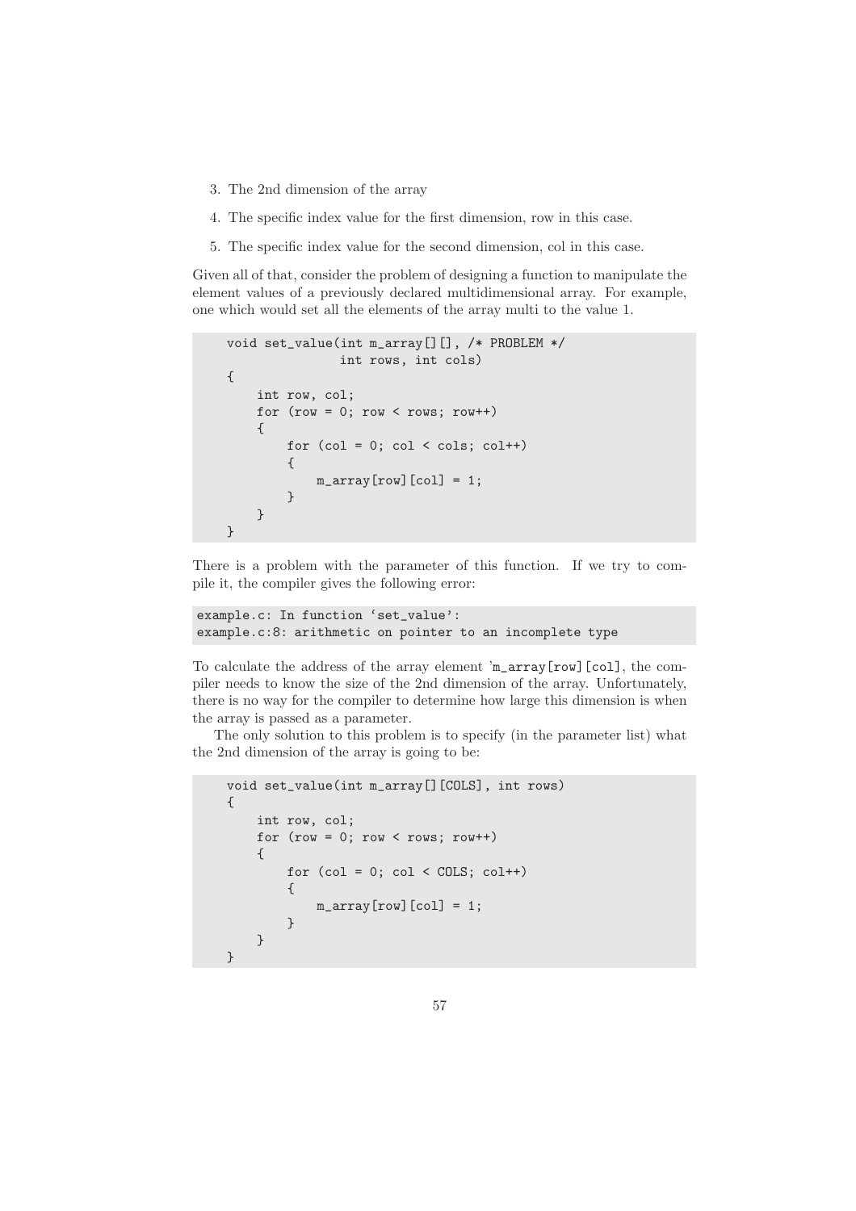3. The 2nd dimension of the array
4. The specific index value for the first dimension, row in this case.
5. The specific index value for the second dimension, col in this case.

Given all of that, consider the problem of designing a function to manipulate the element values of a previously declared multidimensional array. For example, one which would set all the elements of the array multi to the value 1.

```
void set_value(int m_array[][], /* PROBLEM */
               int rows, int cols)
{
    int row, col;
    for (row = 0; row < rows; row++)
    {
        for (col = 0; col < cols; col++)
        {
            m_array[row][col] = 1;
        }
    }
}
```

There is a problem with the parameter of this function. If we try to compile it, the compiler gives the following error:

```
example.c: In function 'set_value':
example.c:8: arithmetic on pointer to an incomplete type
```

To calculate the address of the array element 'm_array[row][col], the compiler needs to know the size of the 2nd dimension of the array. Unfortunately, there is no way for the compiler to determine how large this dimension is when the array is passed as a parameter.

The only solution to this problem is to specify (in the parameter list) what the 2nd dimension of the array is going to be:

```
void set_value(int m_array[][COLS], int rows)
{
    int row, col;
    for (row = 0; row < rows; row++)
    {
        for (col = 0; col < COLS; col++)
        {
            m_array[row][col] = 1;
        }
    }
}
```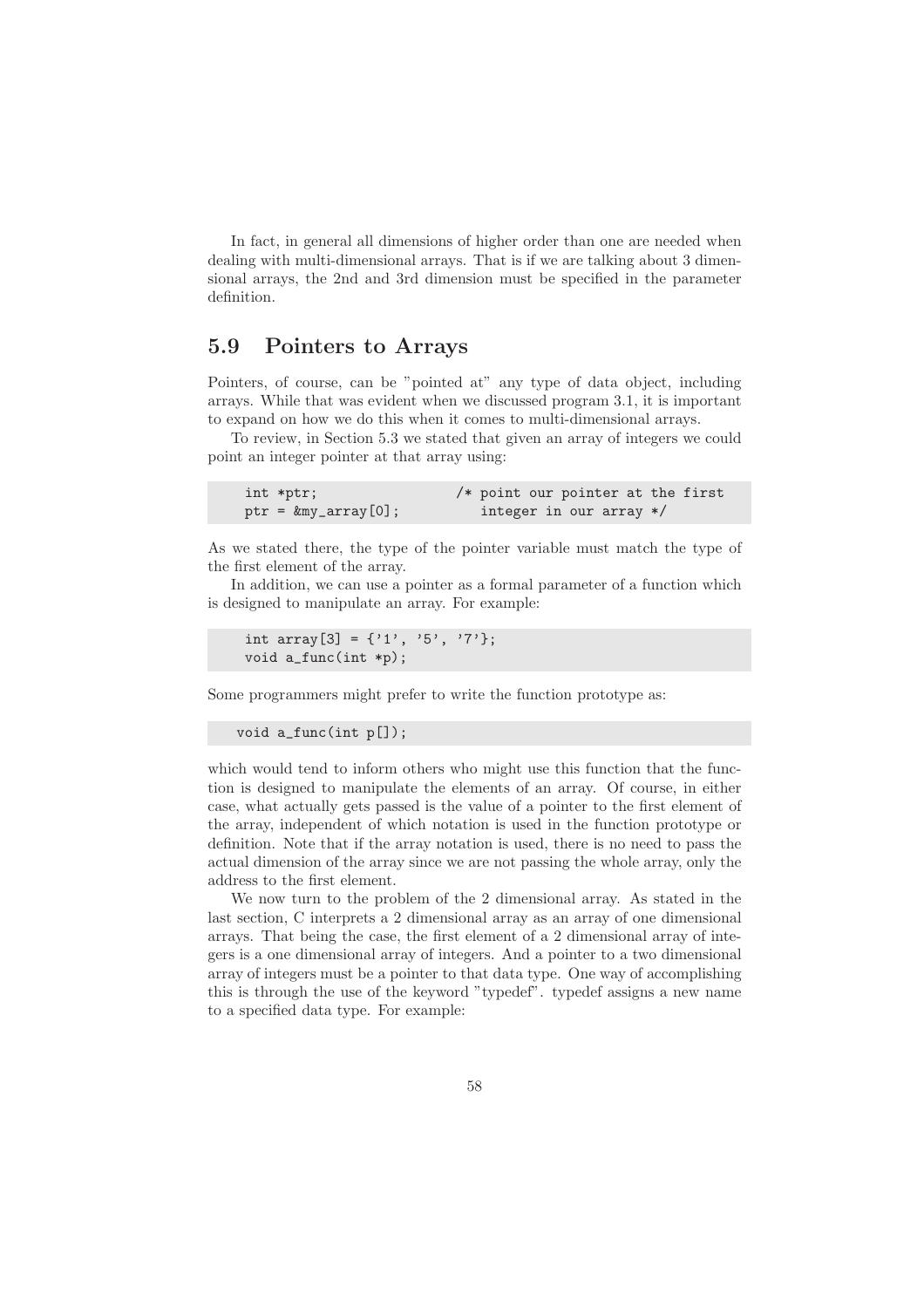In fact, in general all dimensions of higher order than one are needed when dealing with multi-dimensional arrays. That is if we are talking about 3 dimensional arrays, the 2nd and 3rd dimension must be specified in the parameter definition.

## 5.9 Pointers to Arrays

Pointers, of course, can be "pointed at" any type of data object, including arrays. While that was evident when we discussed program 3.1, it is important to expand on how we do this when it comes to multi-dimensional arrays.

To review, in Section 5.3 we stated that given an array of integers we could point an integer pointer at that array using:

```
int *ptr;                /* point our pointer at the first
ptr = &my_array[0];         integer in our array */
```

As we stated there, the type of the pointer variable must match the type of the first element of the array.

In addition, we can use a pointer as a formal parameter of a function which is designed to manipulate an array. For example:

```
int array[3] = {'1', '5', '7'};
void a_func(int *p);
```

Some programmers might prefer to write the function prototype as:

```
void a_func(int p[]);
```

which would tend to inform others who might use this function that the function is designed to manipulate the elements of an array. Of course, in either case, what actually gets passed is the value of a pointer to the first element of the array, independent of which notation is used in the function prototype or definition. Note that if the array notation is used, there is no need to pass the actual dimension of the array since we are not passing the whole array, only the address to the first element.

We now turn to the problem of the 2 dimensional array. As stated in the last section, C interprets a 2 dimensional array as an array of one dimensional arrays. That being the case, the first element of a 2 dimensional array of integers is a one dimensional array of integers. And a pointer to a two dimensional array of integers must be a pointer to that data type. One way of accomplishing this is through the use of the keyword "typedef". typedef assigns a new name to a specified data type. For example: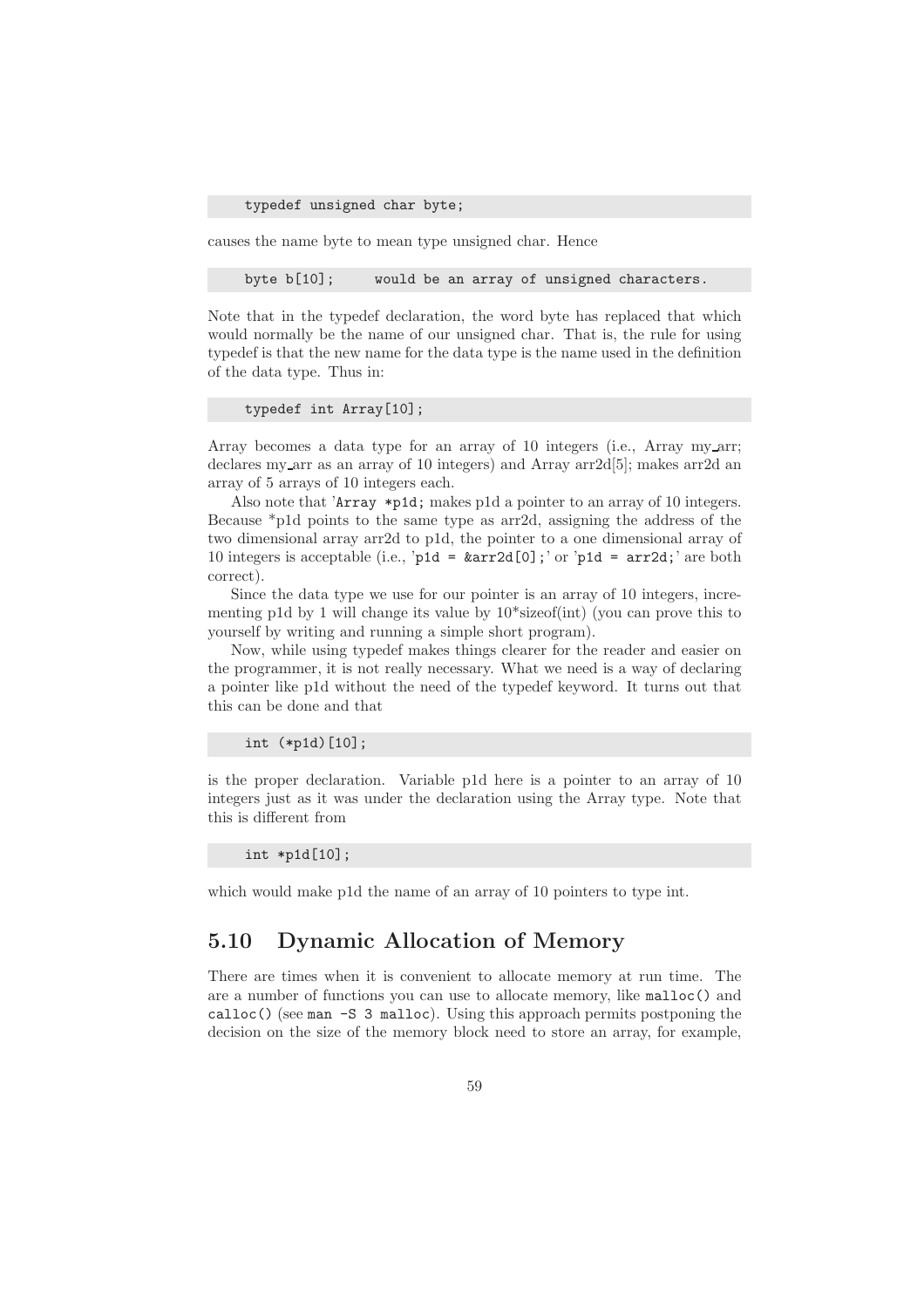```
typedef unsigned char byte;
```

causes the name byte to mean type unsigned char. Hence

```
byte b[10];     would be an array of unsigned characters.
```

Note that in the typedef declaration, the word byte has replaced that which would normally be the name of our unsigned char. That is, the rule for using typedef is that the new name for the data type is the name used in the definition of the data type. Thus in:

```
typedef int Array[10];
```

Array becomes a data type for an array of 10 integers (i.e., Array my_arr; declares my_arr as an array of 10 integers) and Array arr2d[5]; makes arr2d an array of 5 arrays of 10 integers each.

Also note that '`Array *p1d;` makes p1d a pointer to an array of 10 integers. Because *p1d points to the same type as arr2d, assigning the address of the two dimensional array arr2d to p1d, the pointer to a one dimensional array of 10 integers is acceptable (i.e., '`p1d = &arr2d[0];`' or '`p1d = arr2d;`' are both correct).

Since the data type we use for our pointer is an array of 10 integers, incrementing p1d by 1 will change its value by 10*sizeof(int) (you can prove this to yourself by writing and running a simple short program).

Now, while using typedef makes things clearer for the reader and easier on the programmer, it is not really necessary. What we need is a way of declaring a pointer like p1d without the need of the typedef keyword. It turns out that this can be done and that

```
int (*p1d)[10];
```

is the proper declaration. Variable p1d here is a pointer to an array of 10 integers just as it was under the declaration using the Array type. Note that this is different from

```
int *p1d[10];
```

which would make p1d the name of an array of 10 pointers to type int.

## 5.10 Dynamic Allocation of Memory

There are times when it is convenient to allocate memory at run time. The are a number of functions you can use to allocate memory, like `malloc()` and `calloc()` (see `man -S 3 malloc`). Using this approach permits postponing the decision on the size of the memory block need to store an array, for example,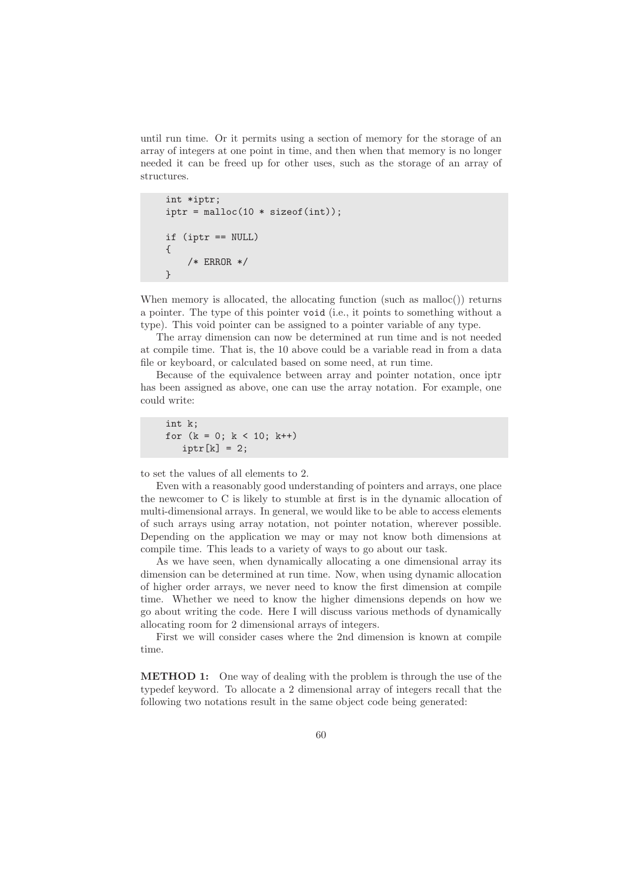until run time. Or it permits using a section of memory for the storage of an array of integers at one point in time, and then when that memory is no longer needed it can be freed up for other uses, such as the storage of an array of structures.

```
int *iptr;
iptr = malloc(10 * sizeof(int));

if (iptr == NULL)
{
    /* ERROR */
}
```

When memory is allocated, the allocating function (such as malloc()) returns a pointer. The type of this pointer `void` (i.e., it points to something without a type). This void pointer can be assigned to a pointer variable of any type.

The array dimension can now be determined at run time and is not needed at compile time. That is, the 10 above could be a variable read in from a data file or keyboard, or calculated based on some need, at run time.

Because of the equivalence between array and pointer notation, once iptr has been assigned as above, one can use the array notation. For example, one could write:

```
int k;
for (k = 0; k < 10; k++)
   iptr[k] = 2;
```

to set the values of all elements to 2.

Even with a reasonably good understanding of pointers and arrays, one place the newcomer to C is likely to stumble at first is in the dynamic allocation of multi-dimensional arrays. In general, we would like to be able to access elements of such arrays using array notation, not pointer notation, wherever possible. Depending on the application we may or may not know both dimensions at compile time. This leads to a variety of ways to go about our task.

As we have seen, when dynamically allocating a one dimensional array its dimension can be determined at run time. Now, when using dynamic allocation of higher order arrays, we never need to know the first dimension at compile time. Whether we need to know the higher dimensions depends on how we go about writing the code. Here I will discuss various methods of dynamically allocating room for 2 dimensional arrays of integers.

First we will consider cases where the 2nd dimension is known at compile time.

**METHOD 1:** One way of dealing with the problem is through the use of the typedef keyword. To allocate a 2 dimensional array of integers recall that the following two notations result in the same object code being generated: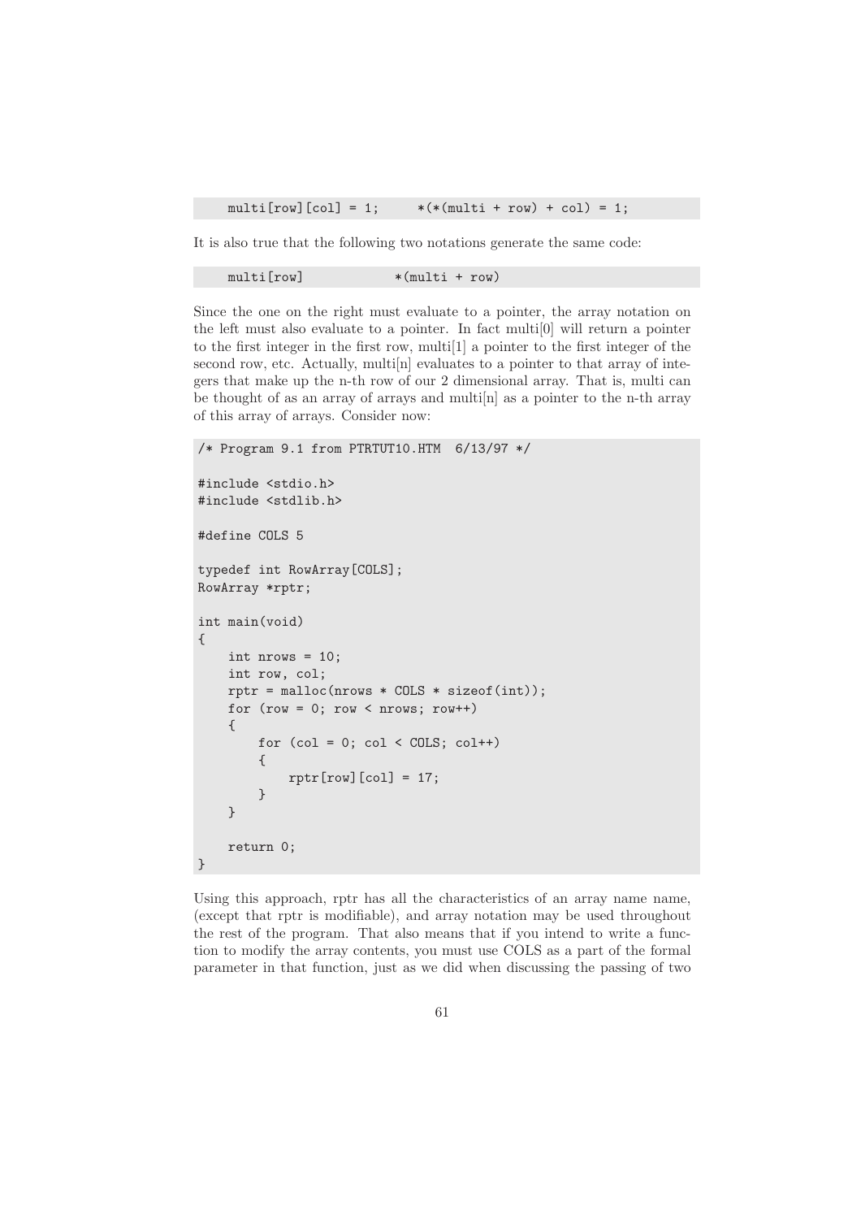```
    multi[row][col] = 1;     *(*(multi + row) + col) = 1;
```

It is also true that the following two notations generate the same code:

```
    multi[row]            *(multi + row)
```

Since the one on the right must evaluate to a pointer, the array notation on the left must also evaluate to a pointer. In fact multi[0] will return a pointer to the first integer in the first row, multi[1] a pointer to the first integer of the second row, etc. Actually, multi[n] evaluates to a pointer to that array of integers that make up the n-th row of our 2 dimensional array. That is, multi can be thought of as an array of arrays and multi[n] as a pointer to the n-th array of this array of arrays. Consider now:

```
/* Program 9.1 from PTRTUT10.HTM  6/13/97 */

#include <stdio.h>
#include <stdlib.h>

#define COLS 5

typedef int RowArray[COLS];
RowArray *rptr;

int main(void)
{
    int nrows = 10;
    int row, col;
    rptr = malloc(nrows * COLS * sizeof(int));
    for (row = 0; row < nrows; row++)
    {
        for (col = 0; col < COLS; col++)
        {
            rptr[row][col] = 17;
        }
    }

    return 0;
}
```

Using this approach, rptr has all the characteristics of an array name name, (except that rptr is modifiable), and array notation may be used throughout the rest of the program. That also means that if you intend to write a function to modify the array contents, you must use COLS as a part of the formal parameter in that function, just as we did when discussing the passing of two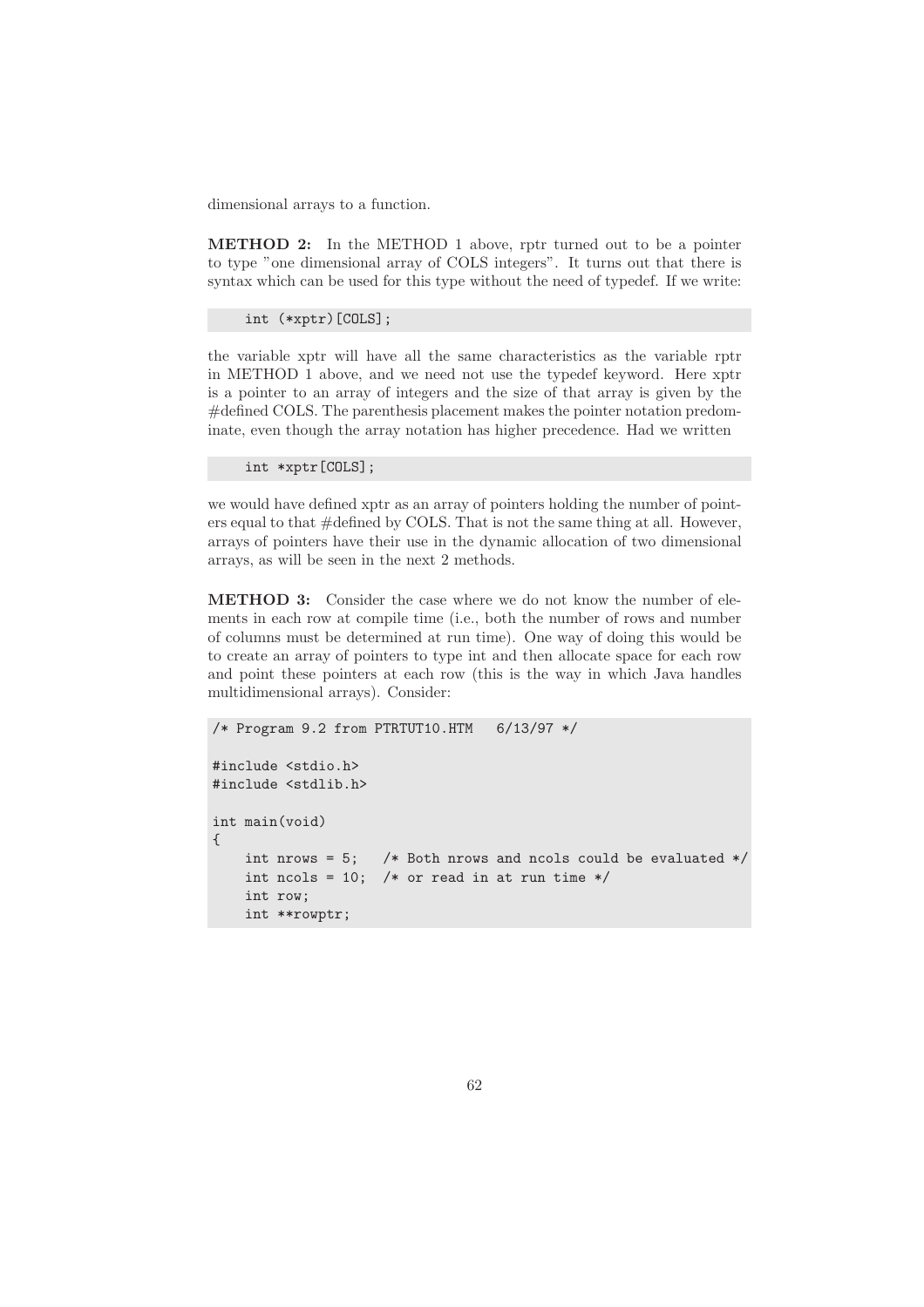dimensional arrays to a function.

**METHOD 2:** In the METHOD 1 above, rptr turned out to be a pointer to type "one dimensional array of COLS integers". It turns out that there is syntax which can be used for this type without the need of typedef. If we write:

```
int (*xptr)[COLS];
```

the variable xptr will have all the same characteristics as the variable rptr in METHOD 1 above, and we need not use the typedef keyword. Here xptr is a pointer to an array of integers and the size of that array is given by the #defined COLS. The parenthesis placement makes the pointer notation predominate, even though the array notation has higher precedence. Had we written

```
int *xptr[COLS];
```

we would have defined xptr as an array of pointers holding the number of pointers equal to that #defined by COLS. That is not the same thing at all. However, arrays of pointers have their use in the dynamic allocation of two dimensional arrays, as will be seen in the next 2 methods.

**METHOD 3:** Consider the case where we do not know the number of elements in each row at compile time (i.e., both the number of rows and number of columns must be determined at run time). One way of doing this would be to create an array of pointers to type int and then allocate space for each row and point these pointers at each row (this is the way in which Java handles multidimensional arrays). Consider:

```
/* Program 9.2 from PTRTUT10.HTM   6/13/97 */

#include <stdio.h>
#include <stdlib.h>

int main(void)
{
    int nrows = 5;   /* Both nrows and ncols could be evaluated */
    int ncols = 10;  /* or read in at run time */
    int row;
    int **rowptr;
```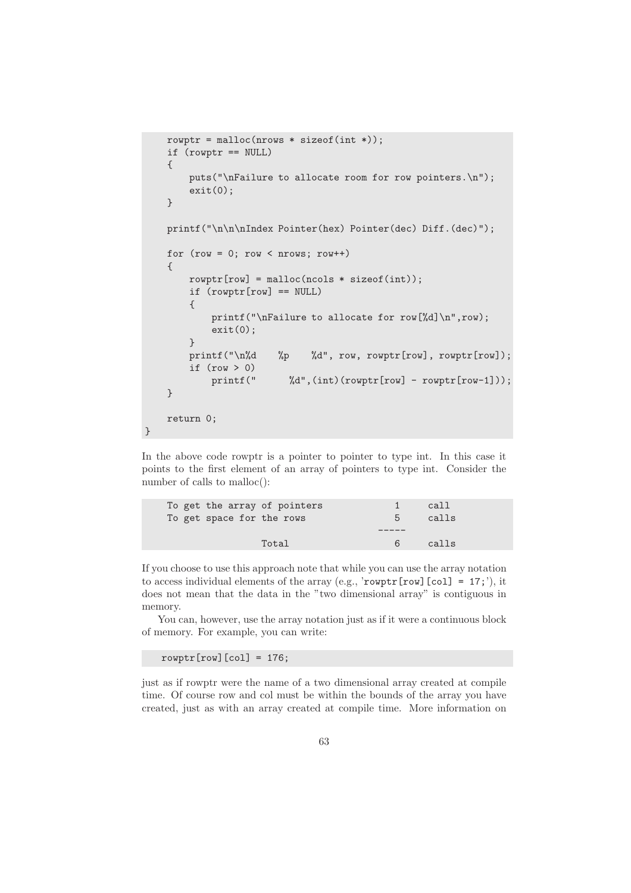```
    rowptr = malloc(nrows * sizeof(int *));
    if (rowptr == NULL)
    {
        puts("\nFailure to allocate room for row pointers.\n");
        exit(0);
    }

    printf("\n\n\nIndex Pointer(hex) Pointer(dec) Diff.(dec)");

    for (row = 0; row < nrows; row++)
    {
        rowptr[row] = malloc(ncols * sizeof(int));
        if (rowptr[row] == NULL)
        {
            printf("\nFailure to allocate for row[%d]\n",row);
            exit(0);
        }
        printf("\n%d    %p    %d", row, rowptr[row], rowptr[row]);
        if (row > 0)
            printf("      %d",(int)(rowptr[row] - rowptr[row-1]));
    }

    return 0;
}
```

In the above code rowptr is a pointer to pointer to type int. In this case it points to the first element of an array of pointers to type int. Consider the number of calls to malloc():

```
    To get the array of pointers            1     call
    To get space for the rows               5     calls
                                          -----
                  Total                     6     calls
```

If you choose to use this approach note that while you can use the array notation to access individual elements of the array (e.g., 'rowptr[row][col] = 17;'), it does not mean that the data in the "two dimensional array" is contiguous in memory.

You can, however, use the array notation just as if it were a continuous block of memory. For example, you can write:

```
   rowptr[row][col] = 176;
```

just as if rowptr were the name of a two dimensional array created at compile time. Of course row and col must be within the bounds of the array you have created, just as with an array created at compile time. More information on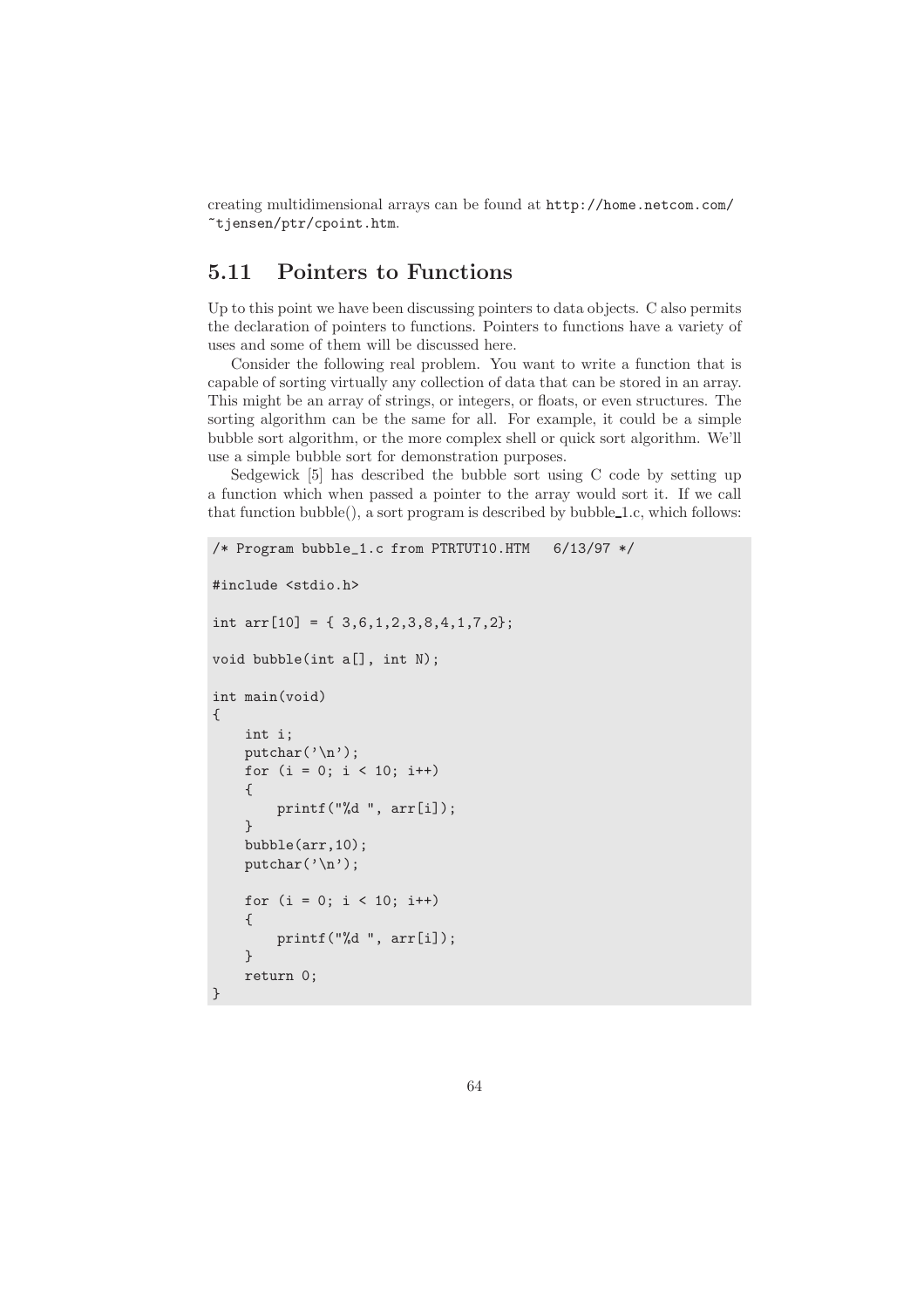creating multidimensional arrays can be found at `http://home.netcom.com/~tjensen/ptr/cpoint.htm`.

## 5.11 Pointers to Functions

Up to this point we have been discussing pointers to data objects. C also permits the declaration of pointers to functions. Pointers to functions have a variety of uses and some of them will be discussed here.

Consider the following real problem. You want to write a function that is capable of sorting virtually any collection of data that can be stored in an array. This might be an array of strings, or integers, or floats, or even structures. The sorting algorithm can be the same for all. For example, it could be a simple bubble sort algorithm, or the more complex shell or quick sort algorithm. We'll use a simple bubble sort for demonstration purposes.

Sedgewick [5] has described the bubble sort using C code by setting up a function which when passed a pointer to the array would sort it. If we call that function bubble(), a sort program is described by bubble_1.c, which follows:

```
/* Program bubble_1.c from PTRTUT10.HTM   6/13/97 */

#include <stdio.h>

int arr[10] = { 3,6,1,2,3,8,4,1,7,2};

void bubble(int a[], int N);

int main(void)
{
    int i;
    putchar('\n');
    for (i = 0; i < 10; i++)
    {
        printf("%d ", arr[i]);
    }
    bubble(arr,10);
    putchar('\n');

    for (i = 0; i < 10; i++)
    {
        printf("%d ", arr[i]);
    }
    return 0;
}
```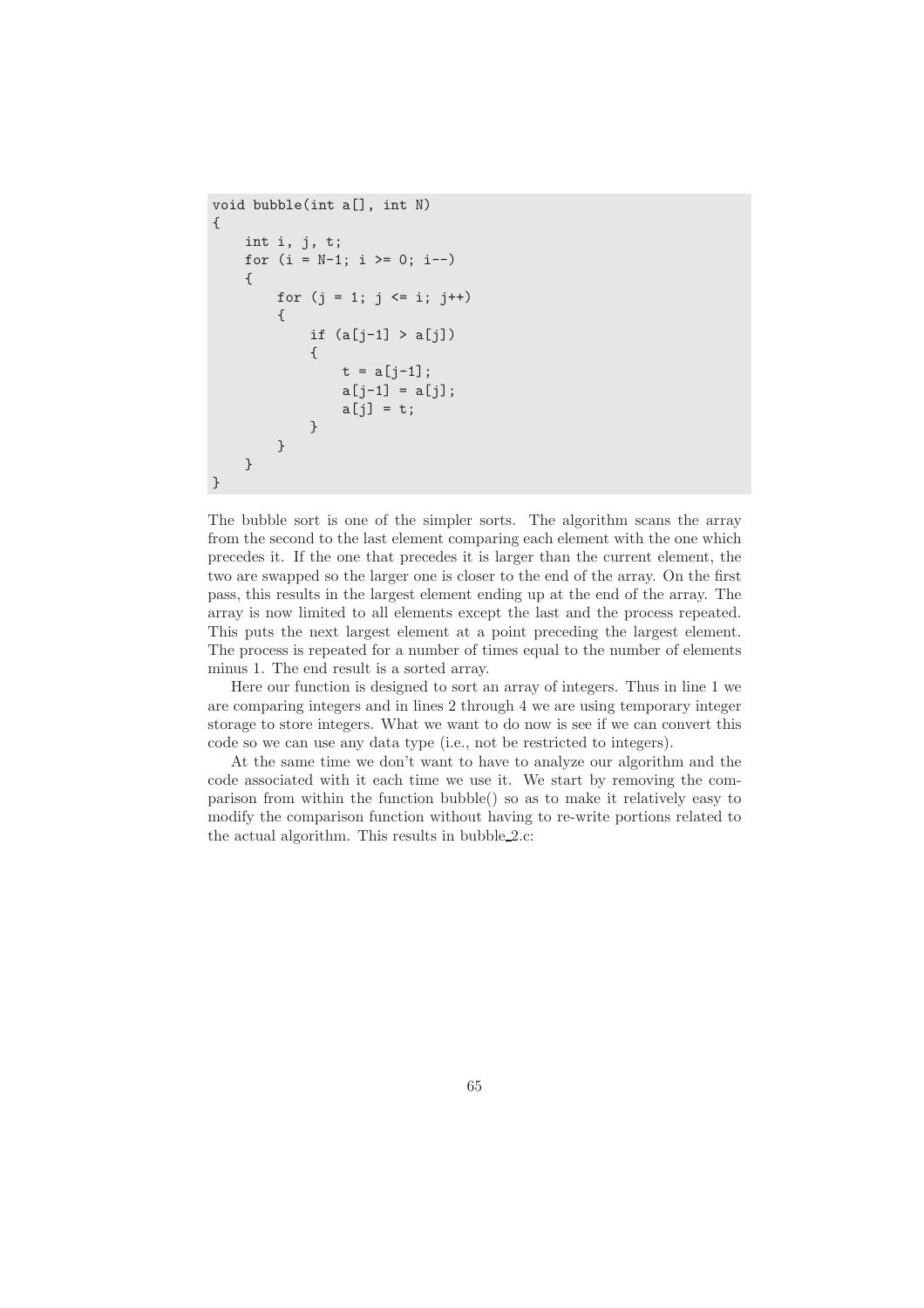```
void bubble(int a[], int N)
{
    int i, j, t;
    for (i = N-1; i >= 0; i--)
    {
        for (j = 1; j <= i; j++)
        {
            if (a[j-1] > a[j])
            {
                t = a[j-1];
                a[j-1] = a[j];
                a[j] = t;
            }
        }
    }
}
```

The bubble sort is one of the simpler sorts. The algorithm scans the array from the second to the last element comparing each element with the one which precedes it. If the one that precedes it is larger than the current element, the two are swapped so the larger one is closer to the end of the array. On the first pass, this results in the largest element ending up at the end of the array. The array is now limited to all elements except the last and the process repeated. This puts the next largest element at a point preceding the largest element. The process is repeated for a number of times equal to the number of elements minus 1. The end result is a sorted array.

Here our function is designed to sort an array of integers. Thus in line 1 we are comparing integers and in lines 2 through 4 we are using temporary integer storage to store integers. What we want to do now is see if we can convert this code so we can use any data type (i.e., not be restricted to integers).

At the same time we don't want to have to analyze our algorithm and the code associated with it each time we use it. We start by removing the comparison from within the function bubble() so as to make it relatively easy to modify the comparison function without having to re-write portions related to the actual algorithm. This results in bubble_2.c: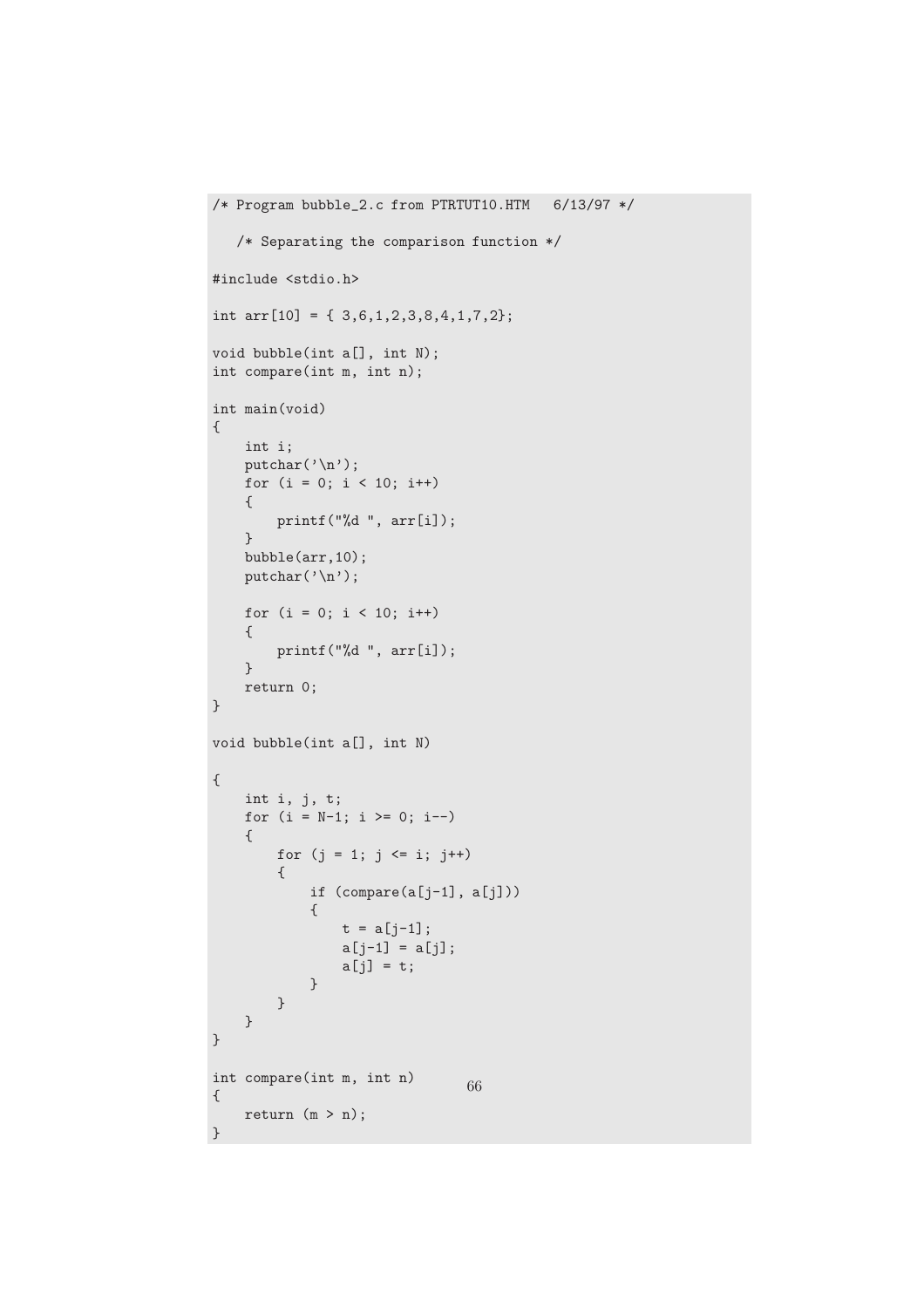```
/* Program bubble_2.c from PTRTUT10.HTM   6/13/97 */

   /* Separating the comparison function */

#include <stdio.h>

int arr[10] = { 3,6,1,2,3,8,4,1,7,2};

void bubble(int a[], int N);
int compare(int m, int n);

int main(void)
{
    int i;
    putchar('\n');
    for (i = 0; i < 10; i++)
    {
        printf("%d ", arr[i]);
    }
    bubble(arr,10);
    putchar('\n');

    for (i = 0; i < 10; i++)
    {
        printf("%d ", arr[i]);
    }
    return 0;
}

void bubble(int a[], int N)

{
    int i, j, t;
    for (i = N-1; i >= 0; i--)
    {
        for (j = 1; j <= i; j++)
        {
            if (compare(a[j-1], a[j]))
            {
                t = a[j-1];
                a[j-1] = a[j];
                a[j] = t;
            }
        }
    }
}

int compare(int m, int n)
{
    return (m > n);
}
```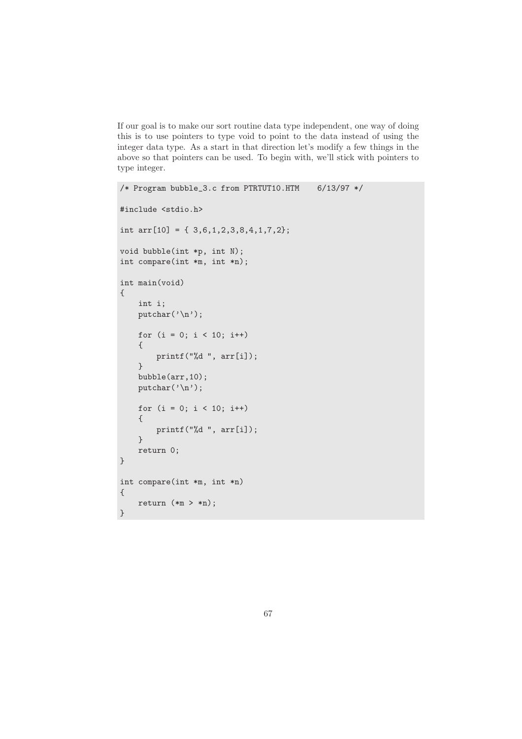If our goal is to make our sort routine data type independent, one way of doing this is to use pointers to type void to point to the data instead of using the integer data type. As a start in that direction let's modify a few things in the above so that pointers can be used. To begin with, we'll stick with pointers to type integer.

```
/* Program bubble_3.c from PTRTUT10.HTM    6/13/97 */

#include <stdio.h>

int arr[10] = { 3,6,1,2,3,8,4,1,7,2};

void bubble(int *p, int N);
int compare(int *m, int *n);

int main(void)
{
    int i;
    putchar('\n');

    for (i = 0; i < 10; i++)
    {
        printf("%d ", arr[i]);
    }
    bubble(arr,10);
    putchar('\n');

    for (i = 0; i < 10; i++)
    {
        printf("%d ", arr[i]);
    }
    return 0;
}

int compare(int *m, int *n)
{
    return (*m > *n);
}
```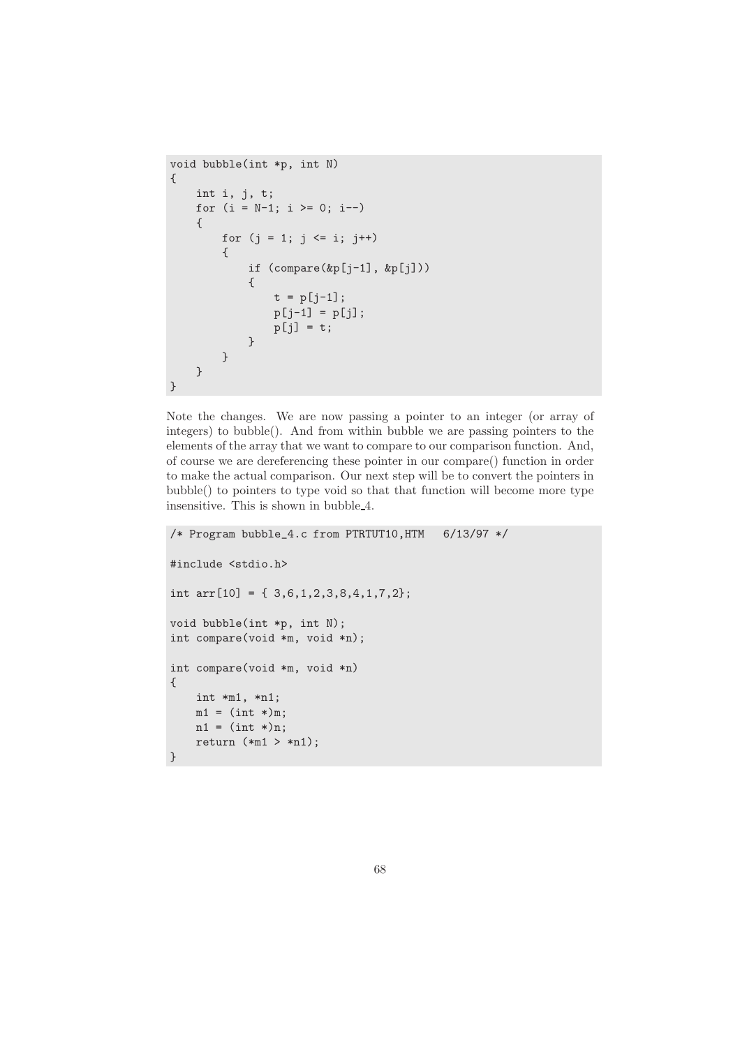```
void bubble(int *p, int N)
{
    int i, j, t;
    for (i = N-1; i >= 0; i--)
    {
        for (j = 1; j <= i; j++)
        {
            if (compare(&p[j-1], &p[j]))
            {
                t = p[j-1];
                p[j-1] = p[j];
                p[j] = t;
            }
        }
    }
}
```

Note the changes. We are now passing a pointer to an integer (or array of integers) to bubble(). And from within bubble we are passing pointers to the elements of the array that we want to compare to our comparison function. And, of course we are dereferencing these pointer in our compare() function in order to make the actual comparison. Our next step will be to convert the pointers in bubble() to pointers to type void so that that function will become more type insensitive. This is shown in bubble_4.

```
/* Program bubble_4.c from PTRTUT10,HTM   6/13/97 */

#include <stdio.h>

int arr[10] = { 3,6,1,2,3,8,4,1,7,2};

void bubble(int *p, int N);
int compare(void *m, void *n);

int compare(void *m, void *n)
{
    int *m1, *n1;
    m1 = (int *)m;
    n1 = (int *)n;
    return (*m1 > *n1);
}
```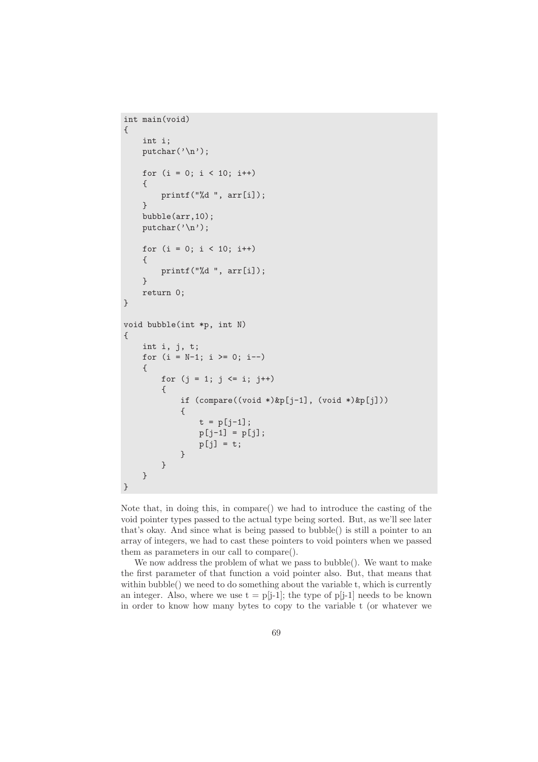```
int main(void)
{
    int i;
    putchar('\n');

    for (i = 0; i < 10; i++)
    {
        printf("%d ", arr[i]);
    }
    bubble(arr,10);
    putchar('\n');

    for (i = 0; i < 10; i++)
    {
        printf("%d ", arr[i]);
    }
    return 0;
}

void bubble(int *p, int N)
{
    int i, j, t;
    for (i = N-1; i >= 0; i--)
    {
        for (j = 1; j <= i; j++)
        {
            if (compare((void *)&p[j-1], (void *)&p[j]))
            {
                t = p[j-1];
                p[j-1] = p[j];
                p[j] = t;
            }
        }
    }
}
```

Note that, in doing this, in compare() we had to introduce the casting of the void pointer types passed to the actual type being sorted. But, as we'll see later that's okay. And since what is being passed to bubble() is still a pointer to an array of integers, we had to cast these pointers to void pointers when we passed them as parameters in our call to compare().

We now address the problem of what we pass to bubble(). We want to make the first parameter of that function a void pointer also. But, that means that within bubble() we need to do something about the variable t, which is currently an integer. Also, where we use t = p[j-1]; the type of p[j-1] needs to be known in order to know how many bytes to copy to the variable t (or whatever we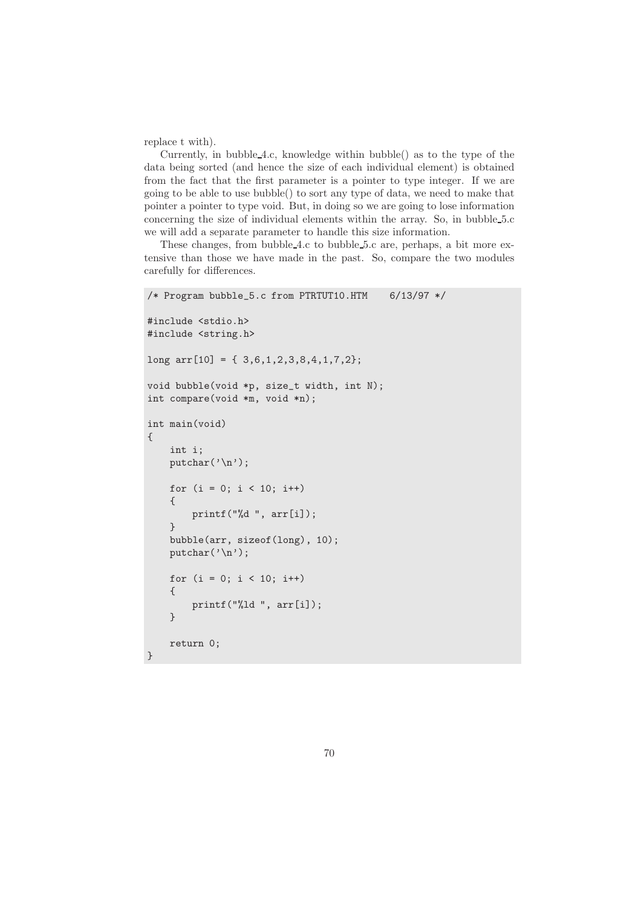replace t with).

Currently, in bubble_4.c, knowledge within bubble() as to the type of the data being sorted (and hence the size of each individual element) is obtained from the fact that the first parameter is a pointer to type integer. If we are going to be able to use bubble() to sort any type of data, we need to make that pointer a pointer to type void. But, in doing so we are going to lose information concerning the size of individual elements within the array. So, in bubble_5.c we will add a separate parameter to handle this size information.

These changes, from bubble_4.c to bubble_5.c are, perhaps, a bit more extensive than those we have made in the past. So, compare the two modules carefully for differences.

```
/* Program bubble_5.c from PTRTUT10.HTM    6/13/97 */

#include <stdio.h>
#include <string.h>

long arr[10] = { 3,6,1,2,3,8,4,1,7,2};

void bubble(void *p, size_t width, int N);
int compare(void *m, void *n);

int main(void)
{
    int i;
    putchar('\n');

    for (i = 0; i < 10; i++)
    {
        printf("%d ", arr[i]);
    }
    bubble(arr, sizeof(long), 10);
    putchar('\n');

    for (i = 0; i < 10; i++)
    {
        printf("%ld ", arr[i]);
    }

    return 0;
}
```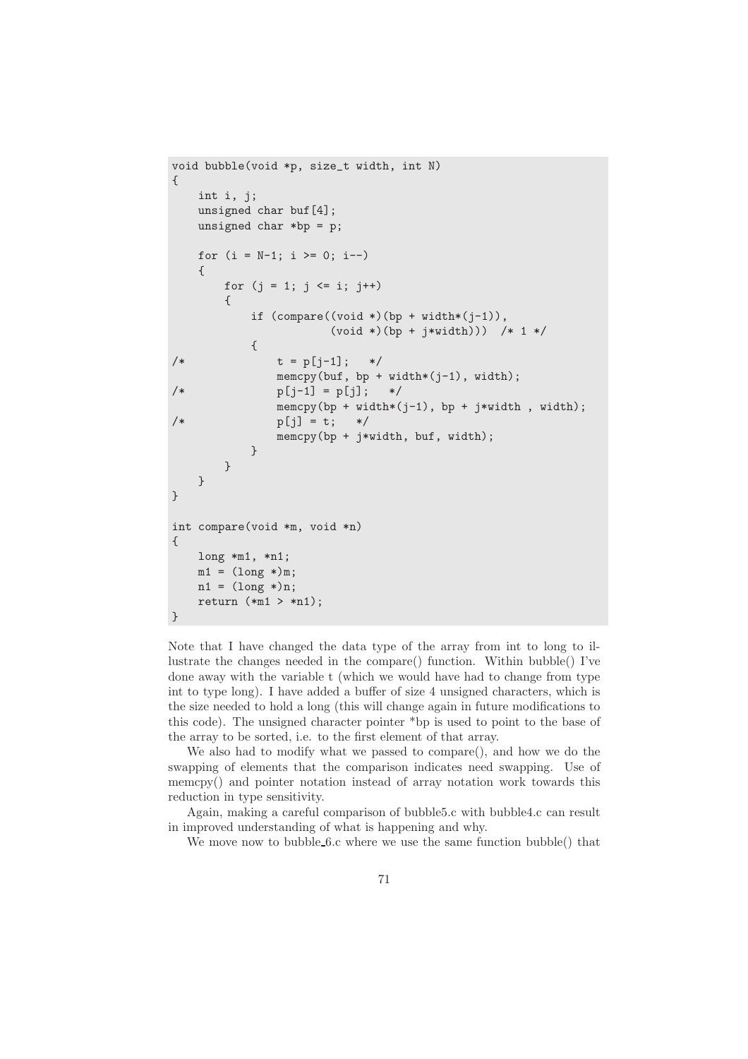```
void bubble(void *p, size_t width, int N)
{
    int i, j;
    unsigned char buf[4];
    unsigned char *bp = p;

    for (i = N-1; i >= 0; i--)
    {
        for (j = 1; j <= i; j++)
        {
            if (compare((void *)(bp + width*(j-1)),
                        (void *)(bp + j*width)))  /* 1 */
            {
/*              t = p[j-1];   */
                memcpy(buf, bp + width*(j-1), width);
/*              p[j-1] = p[j];   */
                memcpy(bp + width*(j-1), bp + j*width , width);
/*              p[j] = t;   */
                memcpy(bp + j*width, buf, width);
            }
        }
    }
}

int compare(void *m, void *n)
{
    long *m1, *n1;
    m1 = (long *)m;
    n1 = (long *)n;
    return (*m1 > *n1);
}
```

Note that I have changed the data type of the array from int to long to illustrate the changes needed in the compare() function. Within bubble() I've done away with the variable t (which we would have had to change from type int to type long). I have added a buffer of size 4 unsigned characters, which is the size needed to hold a long (this will change again in future modifications to this code). The unsigned character pointer *bp is used to point to the base of the array to be sorted, i.e. to the first element of that array.

We also had to modify what we passed to compare(), and how we do the swapping of elements that the comparison indicates need swapping. Use of memcpy() and pointer notation instead of array notation work towards this reduction in type sensitivity.

Again, making a careful comparison of bubble5.c with bubble4.c can result in improved understanding of what is happening and why.

We move now to bubble_6.c where we use the same function bubble() that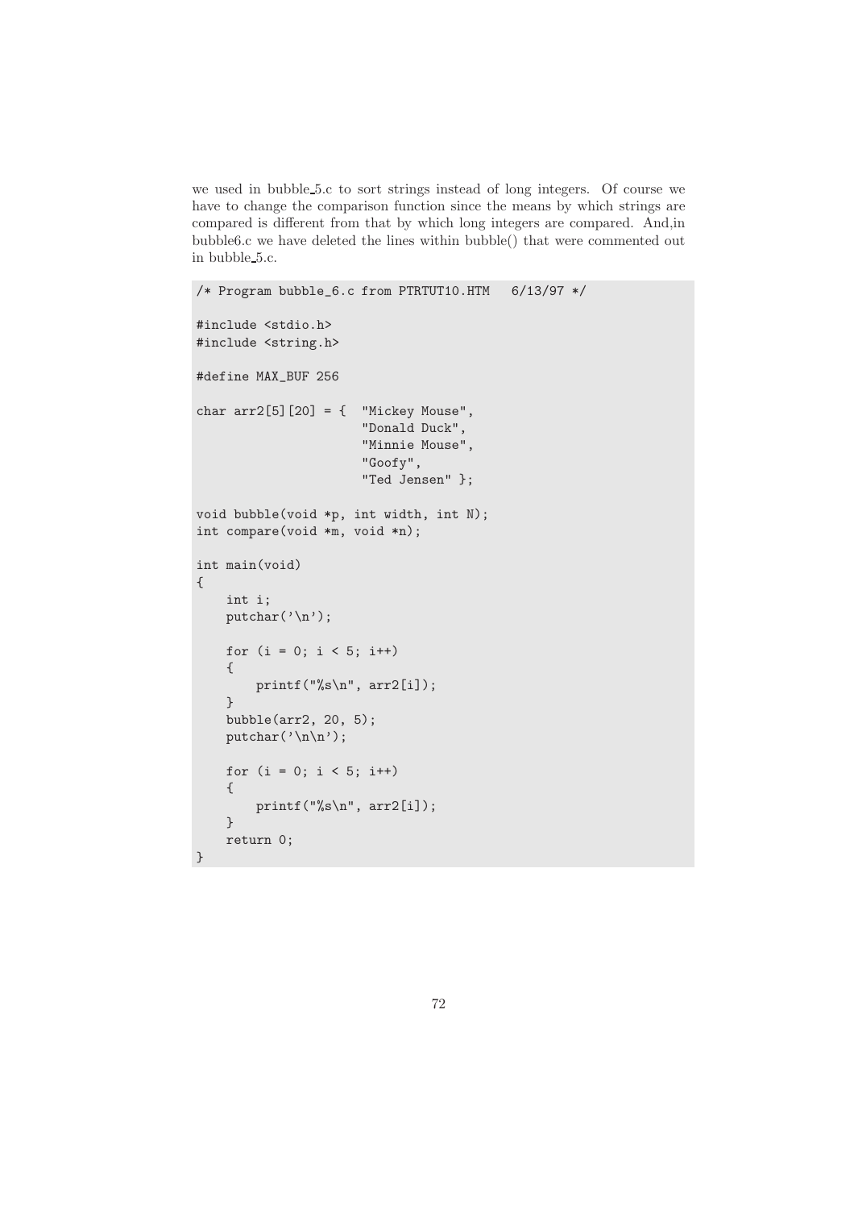we used in bubble_5.c to sort strings instead of long integers. Of course we have to change the comparison function since the means by which strings are compared is different from that by which long integers are compared. And,in bubble6.c we have deleted the lines within bubble() that were commented out in bubble_5.c.

```
/* Program bubble_6.c from PTRTUT10.HTM   6/13/97 */

#include <stdio.h>
#include <string.h>

#define MAX_BUF 256

char arr2[5][20] = {  "Mickey Mouse",
                      "Donald Duck",
                      "Minnie Mouse",
                      "Goofy",
                      "Ted Jensen" };

void bubble(void *p, int width, int N);
int compare(void *m, void *n);

int main(void)
{
    int i;
    putchar('\n');

    for (i = 0; i < 5; i++)
    {
        printf("%s\n", arr2[i]);
    }
    bubble(arr2, 20, 5);
    putchar('\n\n');

    for (i = 0; i < 5; i++)
    {
        printf("%s\n", arr2[i]);
    }
    return 0;
}
```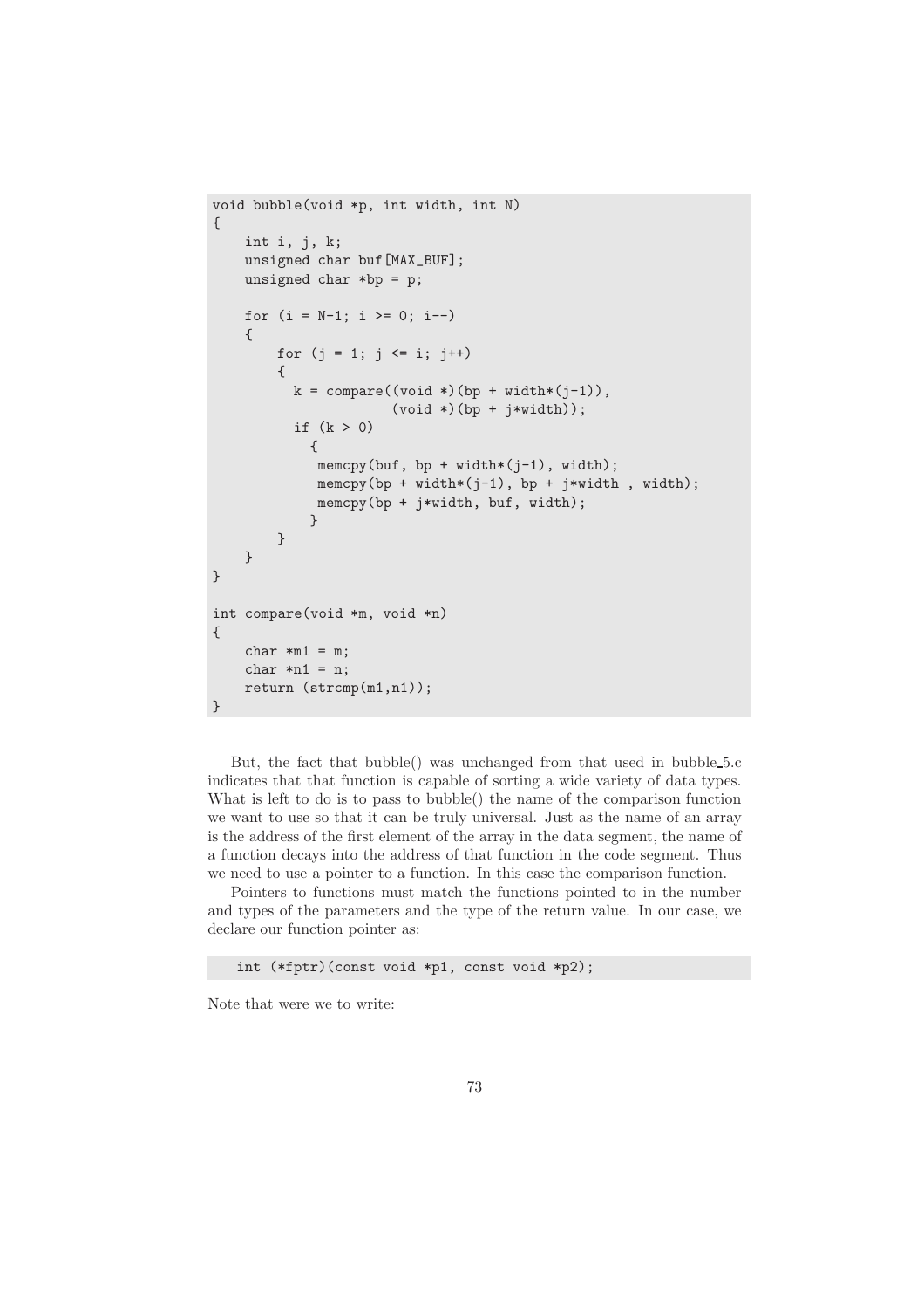```
void bubble(void *p, int width, int N)
{
    int i, j, k;
    unsigned char buf[MAX_BUF];
    unsigned char *bp = p;

    for (i = N-1; i >= 0; i--)
    {
        for (j = 1; j <= i; j++)
        {
          k = compare((void *)(bp + width*(j-1)),
                      (void *)(bp + j*width));
          if (k > 0)
            {
             memcpy(buf, bp + width*(j-1), width);
             memcpy(bp + width*(j-1), bp + j*width , width);
             memcpy(bp + j*width, buf, width);
            }
        }
    }
}

int compare(void *m, void *n)
{
    char *m1 = m;
    char *n1 = n;
    return (strcmp(m1,n1));
}
```

But, the fact that bubble() was unchanged from that used in bubble_5.c indicates that that function is capable of sorting a wide variety of data types. What is left to do is to pass to bubble() the name of the comparison function we want to use so that it can be truly universal. Just as the name of an array is the address of the first element of the array in the data segment, the name of a function decays into the address of that function in the code segment. Thus we need to use a pointer to a function. In this case the comparison function.

Pointers to functions must match the functions pointed to in the number and types of the parameters and the type of the return value. In our case, we declare our function pointer as:

```
   int (*fptr)(const void *p1, const void *p2);
```

Note that were we to write: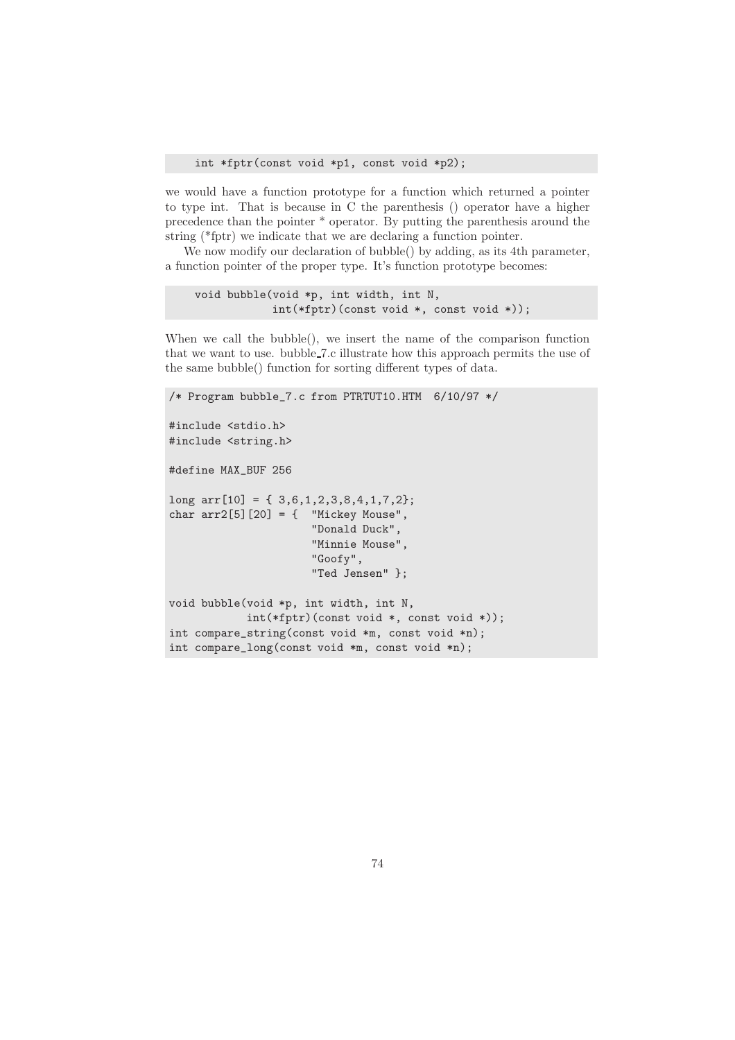```
int *fptr(const void *p1, const void *p2);
```

we would have a function prototype for a function which returned a pointer to type int. That is because in C the parenthesis () operator have a higher precedence than the pointer * operator. By putting the parenthesis around the string (*fptr) we indicate that we are declaring a function pointer.

We now modify our declaration of bubble() by adding, as its 4th parameter, a function pointer of the proper type. It's function prototype becomes:

```
void bubble(void *p, int width, int N,
            int(*fptr)(const void *, const void *));
```

When we call the bubble(), we insert the name of the comparison function that we want to use. bubble_7.c illustrate how this approach permits the use of the same bubble() function for sorting different types of data.

```
/* Program bubble_7.c from PTRTUT10.HTM  6/10/97 */

#include <stdio.h>
#include <string.h>

#define MAX_BUF 256

long arr[10] = { 3,6,1,2,3,8,4,1,7,2};
char arr2[5][20] = {  "Mickey Mouse",
                      "Donald Duck",
                      "Minnie Mouse",
                      "Goofy",
                      "Ted Jensen" };

void bubble(void *p, int width, int N,
            int(*fptr)(const void *, const void *));
int compare_string(const void *m, const void *n);
int compare_long(const void *m, const void *n);
```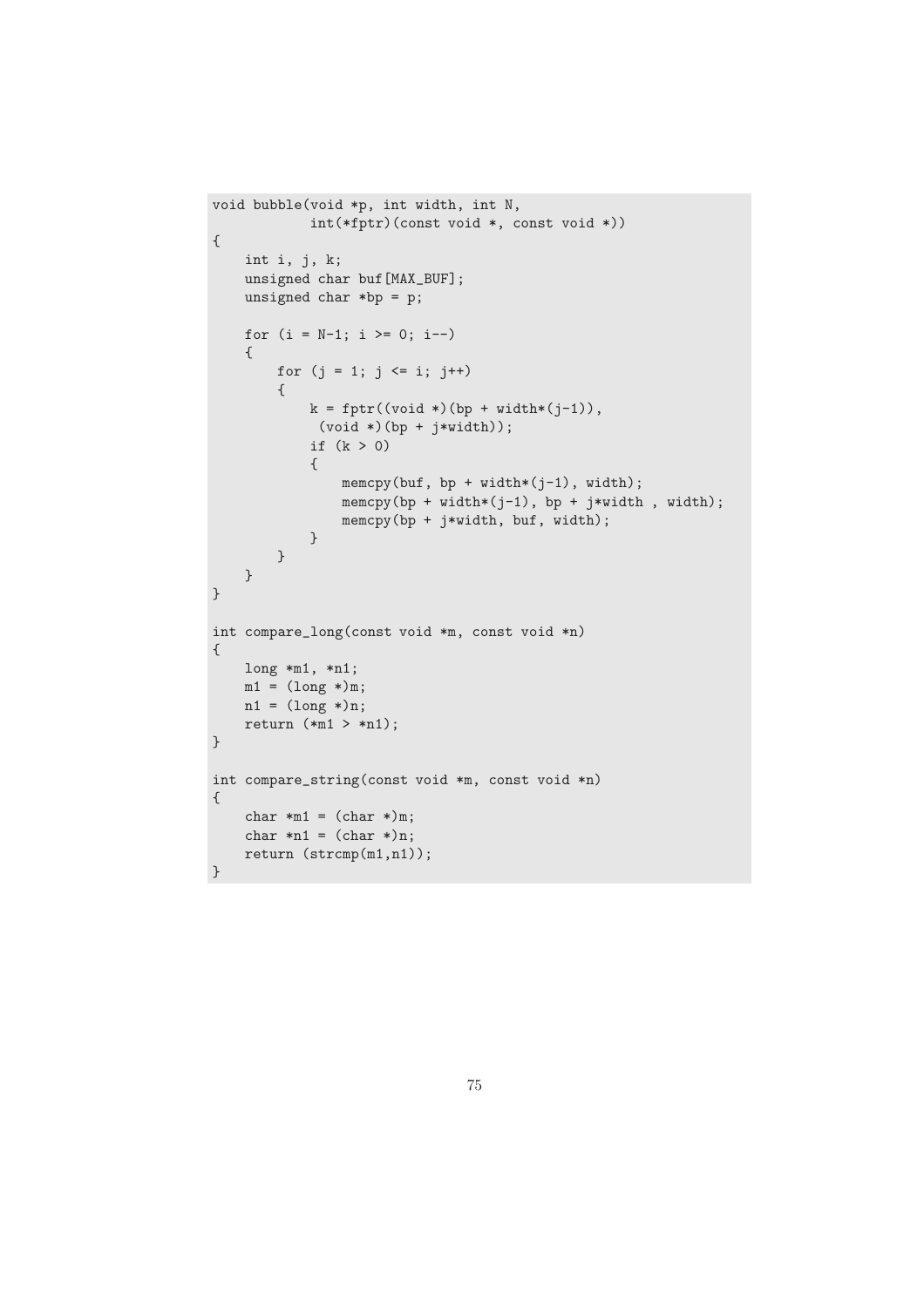```
void bubble(void *p, int width, int N,
            int(*fptr)(const void *, const void *))
{
    int i, j, k;
    unsigned char buf[MAX_BUF];
    unsigned char *bp = p;

    for (i = N-1; i >= 0; i--)
    {
        for (j = 1; j <= i; j++)
        {
            k = fptr((void *)(bp + width*(j-1)),
             (void *)(bp + j*width));
            if (k > 0)
            {
                memcpy(buf, bp + width*(j-1), width);
                memcpy(bp + width*(j-1), bp + j*width , width);
                memcpy(bp + j*width, buf, width);
            }
        }
    }
}

int compare_long(const void *m, const void *n)
{
    long *m1, *n1;
    m1 = (long *)m;
    n1 = (long *)n;
    return (*m1 > *n1);
}

int compare_string(const void *m, const void *n)
{
    char *m1 = (char *)m;
    char *n1 = (char *)n;
    return (strcmp(m1,n1));
}
```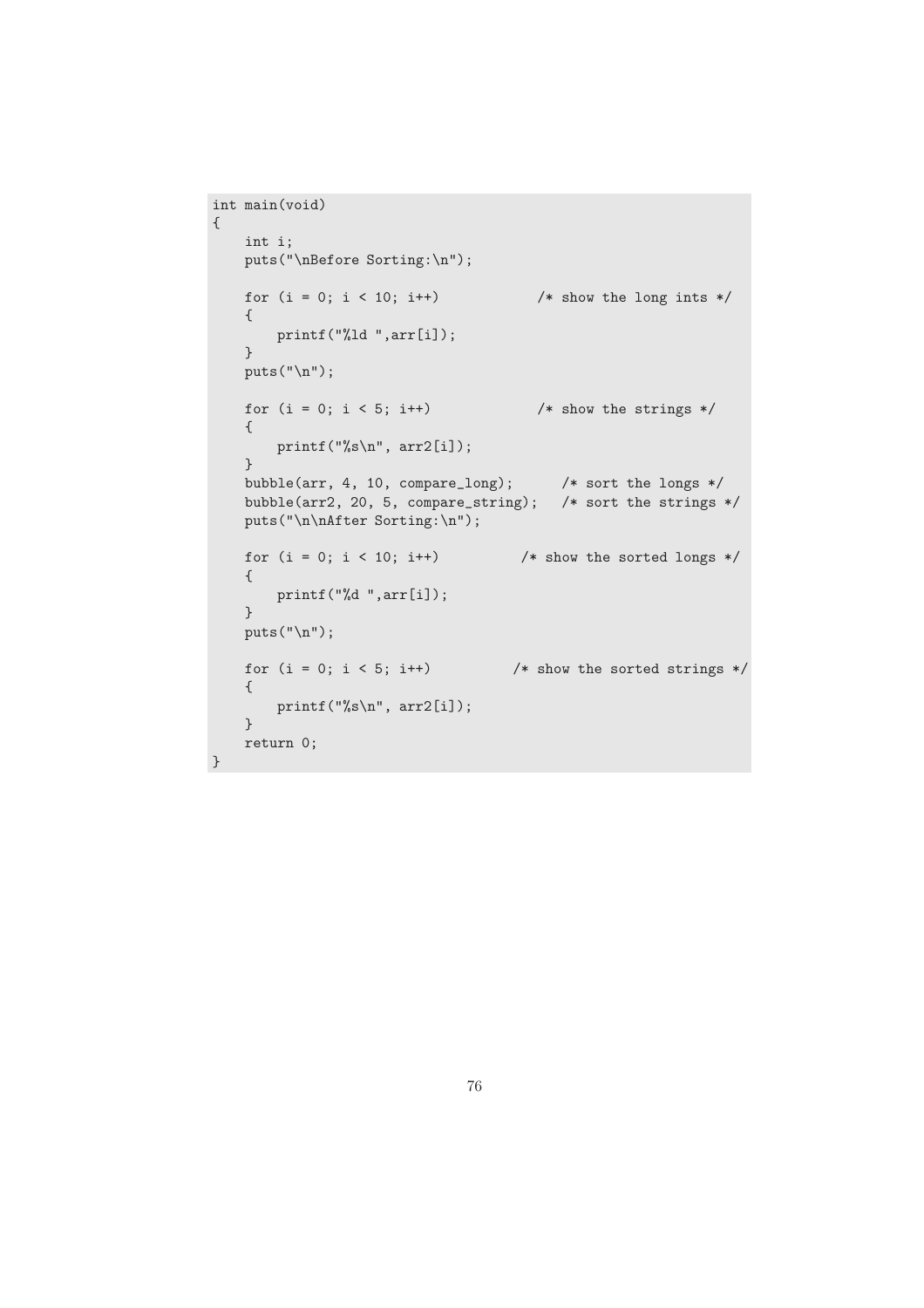```
int main(void)
{
    int i;
    puts("\nBefore Sorting:\n");

    for (i = 0; i < 10; i++)            /* show the long ints */
    {
        printf("%ld ",arr[i]);
    }
    puts("\n");

    for (i = 0; i < 5; i++)             /* show the strings */
    {
        printf("%s\n", arr2[i]);
    }
    bubble(arr, 4, 10, compare_long);      /* sort the longs */
    bubble(arr2, 20, 5, compare_string);   /* sort the strings */
    puts("\n\nAfter Sorting:\n");

    for (i = 0; i < 10; i++)          /* show the sorted longs */
    {
        printf("%d ",arr[i]);
    }
    puts("\n");

    for (i = 0; i < 5; i++)          /* show the sorted strings */
    {
        printf("%s\n", arr2[i]);
    }
    return 0;
}
```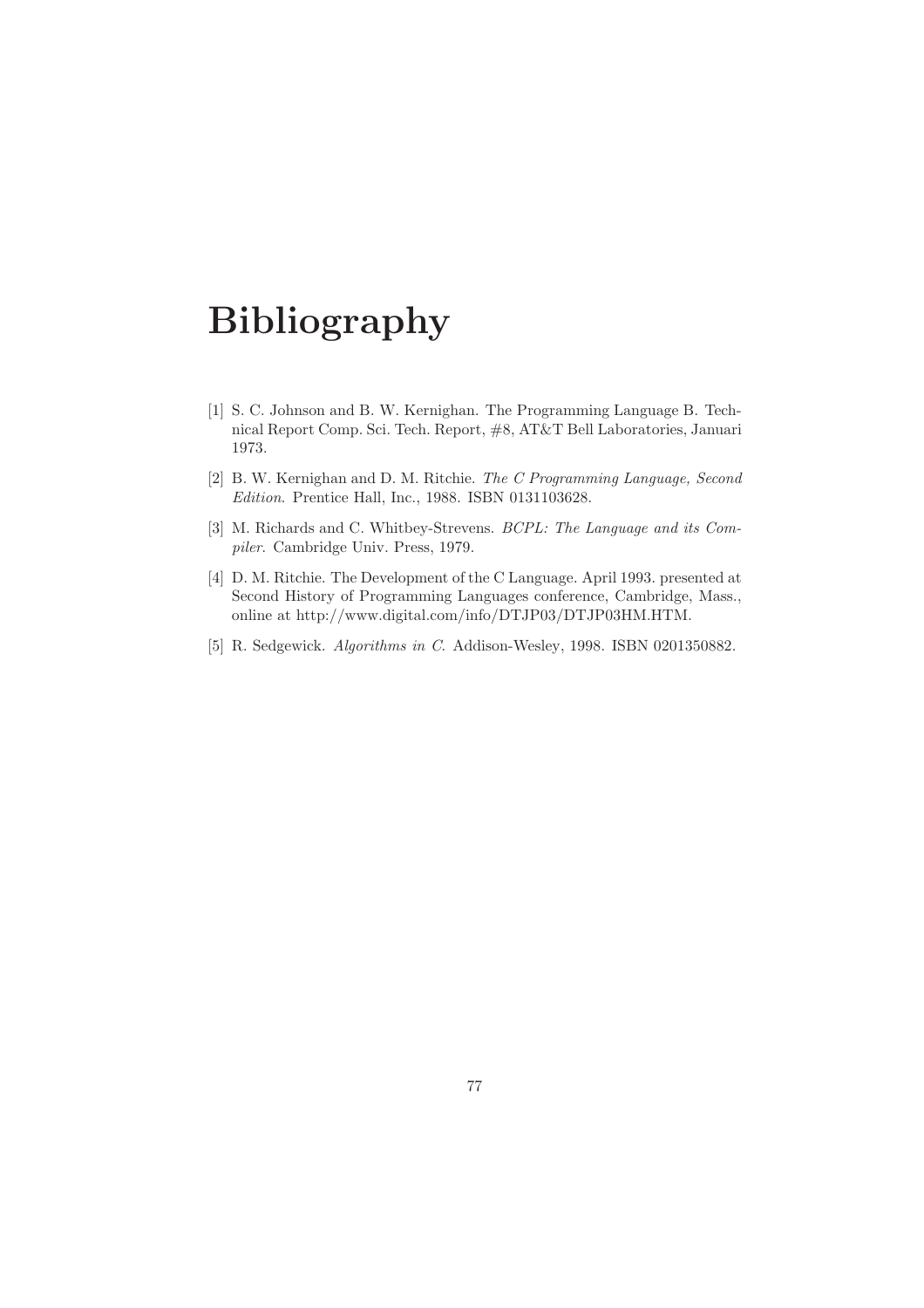# Bibliography

[1] S. C. Johnson and B. W. Kernighan. The Programming Language B. Technical Report Comp. Sci. Tech. Report, #8, AT&T Bell Laboratories, Januari 1973.

[2] B. W. Kernighan and D. M. Ritchie. *The C Programming Language, Second Edition*. Prentice Hall, Inc., 1988. ISBN 0131103628.

[3] M. Richards and C. Whitbey-Strevens. *BCPL: The Language and its Compiler*. Cambridge Univ. Press, 1979.

[4] D. M. Ritchie. The Development of the C Language. April 1993. presented at Second History of Programming Languages conference, Cambridge, Mass., online at http://www.digital.com/info/DTJP03/DTJP03HM.HTM.

[5] R. Sedgewick. *Algorithms in C*. Addison-Wesley, 1998. ISBN 0201350882.